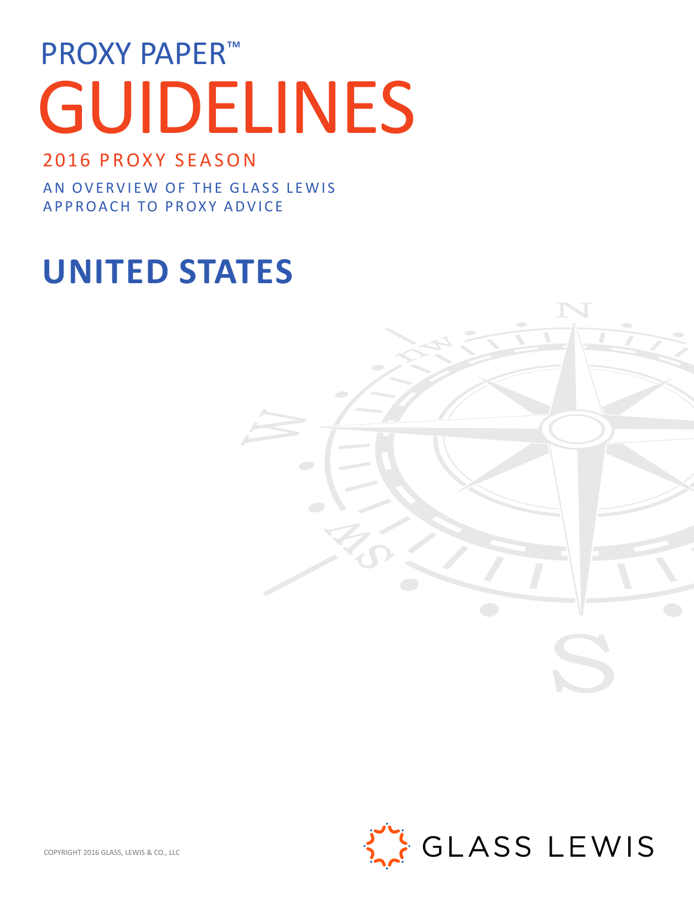# PROXY PAPER™

# GUIDELINES

## 2016 PROXY SEASON

AN OVERVIEW OF THE GLASS LEWIS APPROACH TO PROXY ADVICE

# UNITED STATES

COPYRIGHT 2016 GLASS, LEWIS & CO., LLC

GLASS LEWIS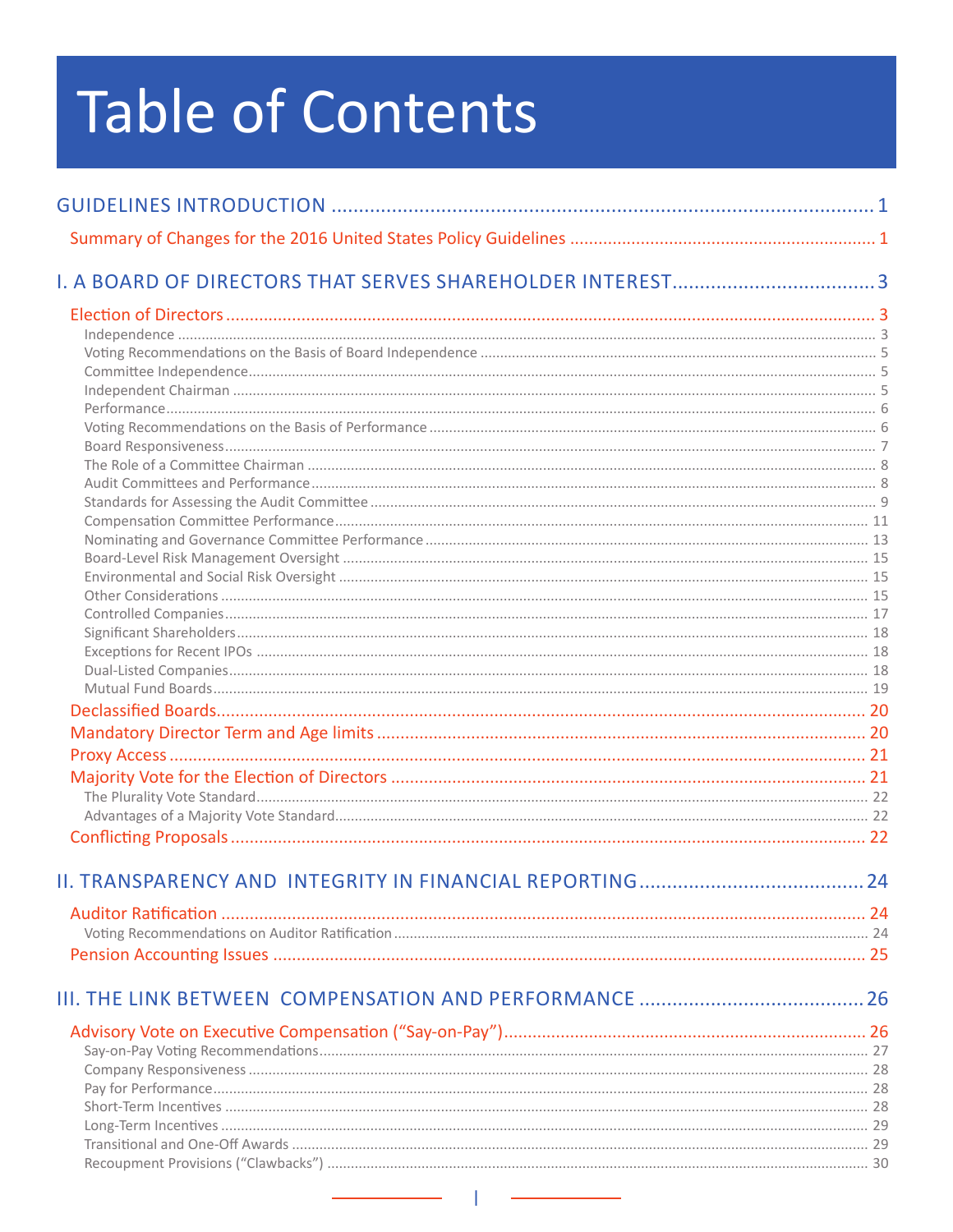# Table of Contents

GUIDELINES INTRODUCTION .................................................... 1

- Summary of Changes for the 2016 United States Policy Guidelines .................... 1

I. A BOARD OF DIRECTORS THAT SERVES SHAREHOLDER INTEREST .................... 3

- Election of Directors .................................................... 3
  - Independence .................................................... 3
  - Voting Recommendations on the Basis of Board Independence .................... 5
  - Committee Independence .................................................... 5
  - Independent Chairman .................................................... 5
  - Performance .................................................... 6
  - Voting Recommendations on the Basis of Performance .................... 6
  - Board Responsiveness .................................................... 7
  - The Role of a Committee Chairman .................................................... 8
  - Audit Committees and Performance .................................................... 8
  - Standards for Assessing the Audit Committee .................................................... 9
  - Compensation Committee Performance .................................................... 11
  - Nominating and Governance Committee Performance .................................................... 13
  - Board-Level Risk Management Oversight .................................................... 15
  - Environmental and Social Risk Oversight .................................................... 15
  - Other Considerations .................................................... 15
  - Controlled Companies .................................................... 17
  - Significant Shareholders .................................................... 18
  - Exceptions for Recent IPOs .................................................... 18
  - Dual-Listed Companies .................................................... 18
  - Mutual Fund Boards .................................................... 19
- Declassified Boards .................................................... 20
- Mandatory Director Term and Age limits .................................................... 20
- Proxy Access .................................................... 21
- Majority Vote for the Election of Directors .................................................... 21
  - The Plurality Vote Standard .................................................... 22
  - Advantages of a Majority Vote Standard .................................................... 22
- Conflicting Proposals .................................................... 22

II. TRANSPARENCY AND INTEGRITY IN FINANCIAL REPORTING .................... 24

- Auditor Ratification .................................................... 24
  - Voting Recommendations on Auditor Ratification .................................................... 24
- Pension Accounting Issues .................................................... 25

III. THE LINK BETWEEN COMPENSATION AND PERFORMANCE .................... 26

- Advisory Vote on Executive Compensation ("Say-on-Pay") .................... 26
  - Say-on-Pay Voting Recommendations .................................................... 27
  - Company Responsiveness .................................................... 28
  - Pay for Performance .................................................... 28
  - Short-Term Incentives .................................................... 28
  - Long-Term Incentives .................................................... 29
  - Transitional and One-Off Awards .................................................... 29
  - Recoupment Provisions ("Clawbacks") .................................................... 30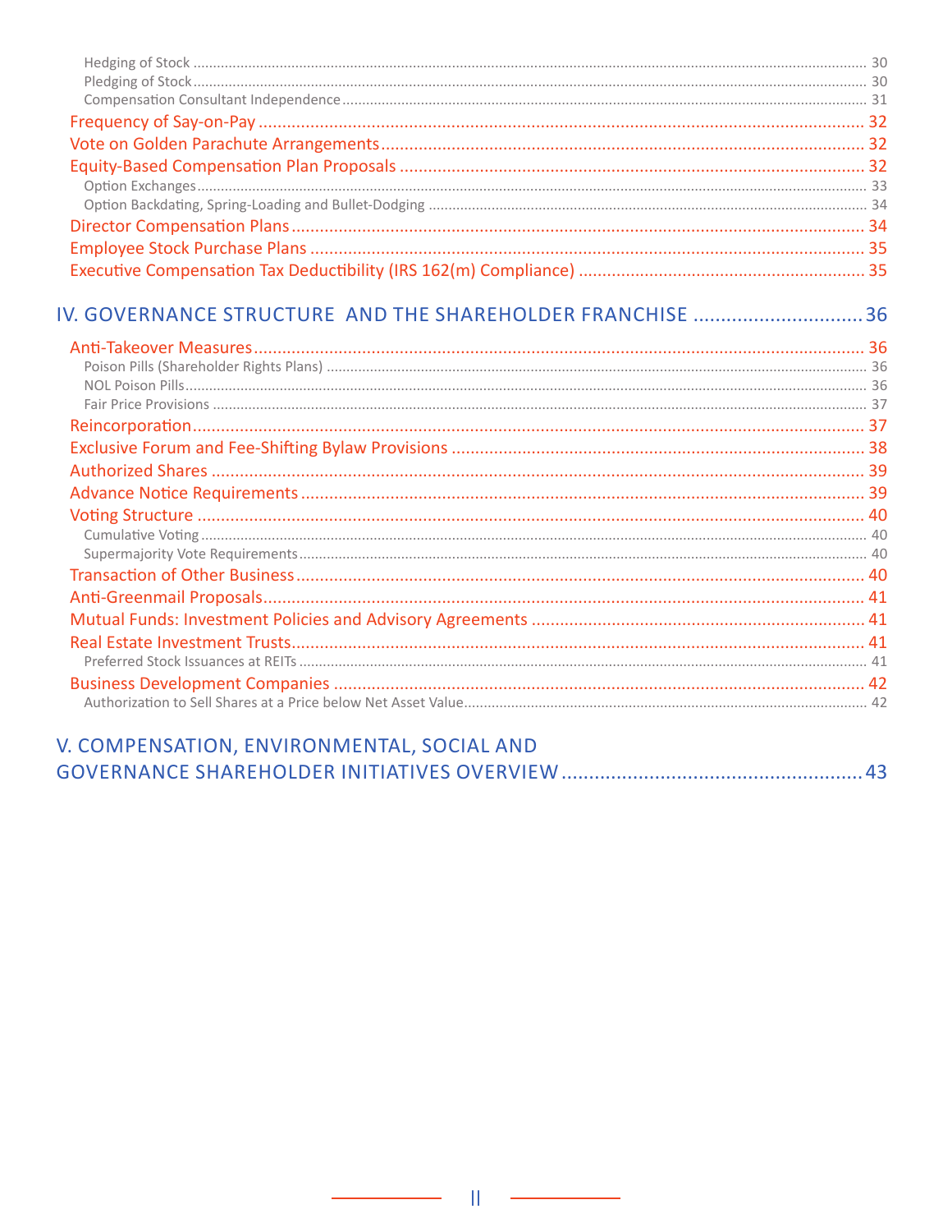Hedging of Stock ........................................................................................................................................................ 30
Pledging of Stock ........................................................................................................................................................ 30
Compensation Consultant Independence ........................................................................................................................ 31

Frequency of Say-on-Pay ........................................................................................................................................ 32

Vote on Golden Parachute Arrangements ........................................................................................................................ 32

Equity-Based Compensation Plan Proposals ........................................................................................................................ 32

Option Exchanges ........................................................................................................................................................ 33
Option Backdating, Spring-Loading and Bullet-Dodging ........................................................................................................ 34

Director Compensation Plans ........................................................................................................................................ 34

Employee Stock Purchase Plans ........................................................................................................................................ 35

Executive Compensation Tax Deductibility (IRS 162(m) Compliance) ........................................................................................ 35

## IV. GOVERNANCE STRUCTURE AND THE SHAREHOLDER FRANCHISE ........................................ 36

Anti-Takeover Measures ........................................................................................................................................ 36

Poison Pills (Shareholder Rights Plans) ........................................................................................................................ 36
NOL Poison Pills ........................................................................................................................................................ 36
Fair Price Provisions ........................................................................................................................................................ 37

Reincorporation ........................................................................................................................................................ 37

Exclusive Forum and Fee-Shifting Bylaw Provisions ........................................................................................................ 38

Authorized Shares ........................................................................................................................................................ 39

Advance Notice Requirements ........................................................................................................................................ 39

Voting Structure ........................................................................................................................................................ 40

Cumulative Voting ........................................................................................................................................................ 40
Supermajority Vote Requirements ........................................................................................................................................ 40

Transaction of Other Business ........................................................................................................................................ 40

Anti-Greenmail Proposals ........................................................................................................................................ 41

Mutual Funds: Investment Policies and Advisory Agreements ........................................................................................ 41

Real Estate Investment Trusts ........................................................................................................................................ 41

Preferred Stock Issuances at REITs ........................................................................................................................................ 41

Business Development Companies ........................................................................................................................................ 42

Authorization to Sell Shares at a Price below Net Asset Value ........................................................................................ 42

## V. COMPENSATION, ENVIRONMENTAL, SOCIAL AND GOVERNANCE SHAREHOLDER INITIATIVES OVERVIEW ........................................ 43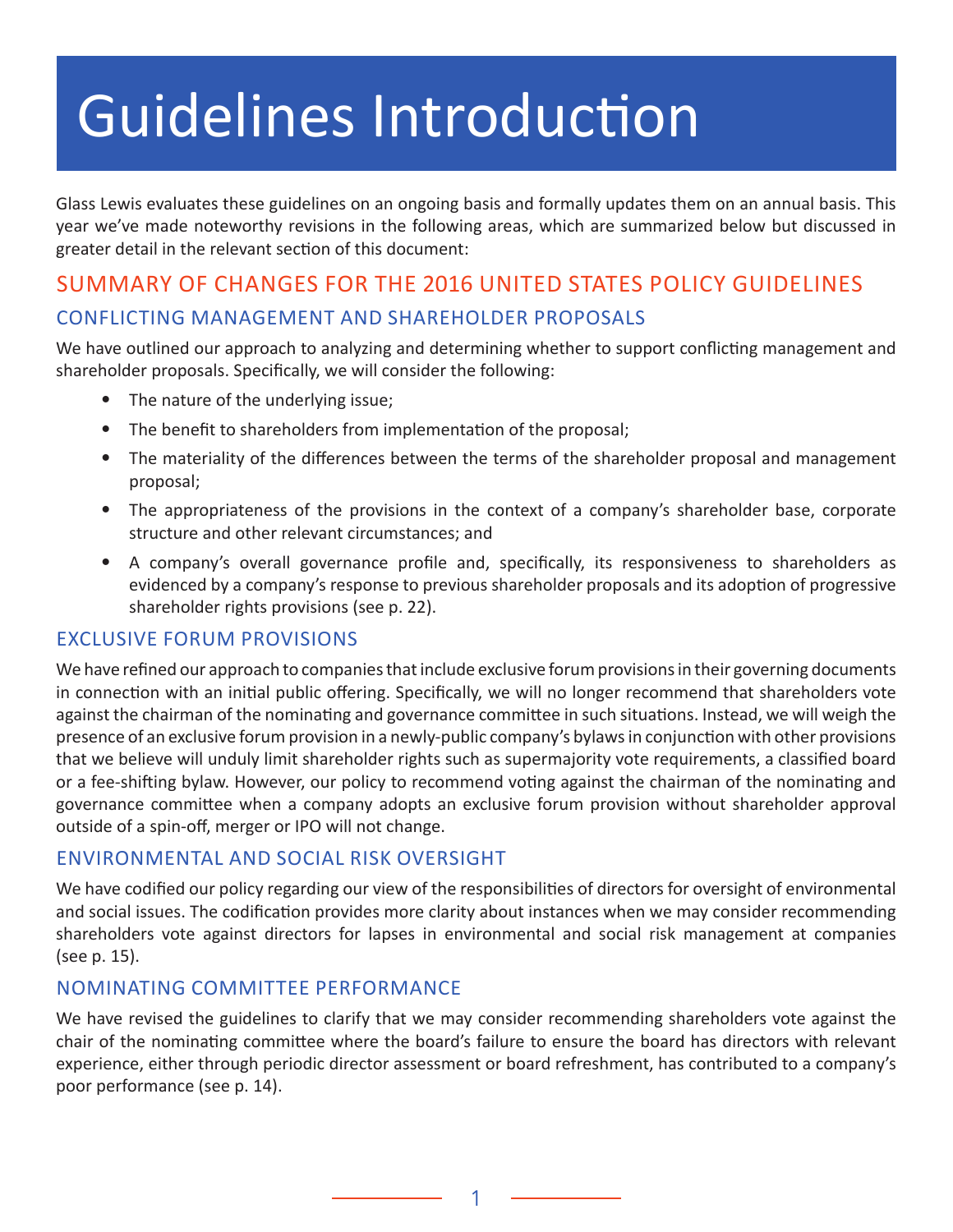# Guidelines Introduction

Glass Lewis evaluates these guidelines on an ongoing basis and formally updates them on an annual basis. This year we've made noteworthy revisions in the following areas, which are summarized below but discussed in greater detail in the relevant section of this document:

## SUMMARY OF CHANGES FOR THE 2016 UNITED STATES POLICY GUIDELINES

### CONFLICTING MANAGEMENT AND SHAREHOLDER PROPOSALS

We have outlined our approach to analyzing and determining whether to support conflicting management and shareholder proposals. Specifically, we will consider the following:

- The nature of the underlying issue;
- The benefit to shareholders from implementation of the proposal;
- The materiality of the differences between the terms of the shareholder proposal and management proposal;
- The appropriateness of the provisions in the context of a company's shareholder base, corporate structure and other relevant circumstances; and
- A company's overall governance profile and, specifically, its responsiveness to shareholders as evidenced by a company's response to previous shareholder proposals and its adoption of progressive shareholder rights provisions (see p. 22).

### EXCLUSIVE FORUM PROVISIONS

We have refined our approach to companies that include exclusive forum provisions in their governing documents in connection with an initial public offering. Specifically, we will no longer recommend that shareholders vote against the chairman of the nominating and governance committee in such situations. Instead, we will weigh the presence of an exclusive forum provision in a newly-public company's bylaws in conjunction with other provisions that we believe will unduly limit shareholder rights such as supermajority vote requirements, a classified board or a fee-shifting bylaw. However, our policy to recommend voting against the chairman of the nominating and governance committee when a company adopts an exclusive forum provision without shareholder approval outside of a spin-off, merger or IPO will not change.

### ENVIRONMENTAL AND SOCIAL RISK OVERSIGHT

We have codified our policy regarding our view of the responsibilities of directors for oversight of environmental and social issues. The codification provides more clarity about instances when we may consider recommending shareholders vote against directors for lapses in environmental and social risk management at companies (see p. 15).

### NOMINATING COMMITTEE PERFORMANCE

We have revised the guidelines to clarify that we may consider recommending shareholders vote against the chair of the nominating committee where the board's failure to ensure the board has directors with relevant experience, either through periodic director assessment or board refreshment, has contributed to a company's poor performance (see p. 14).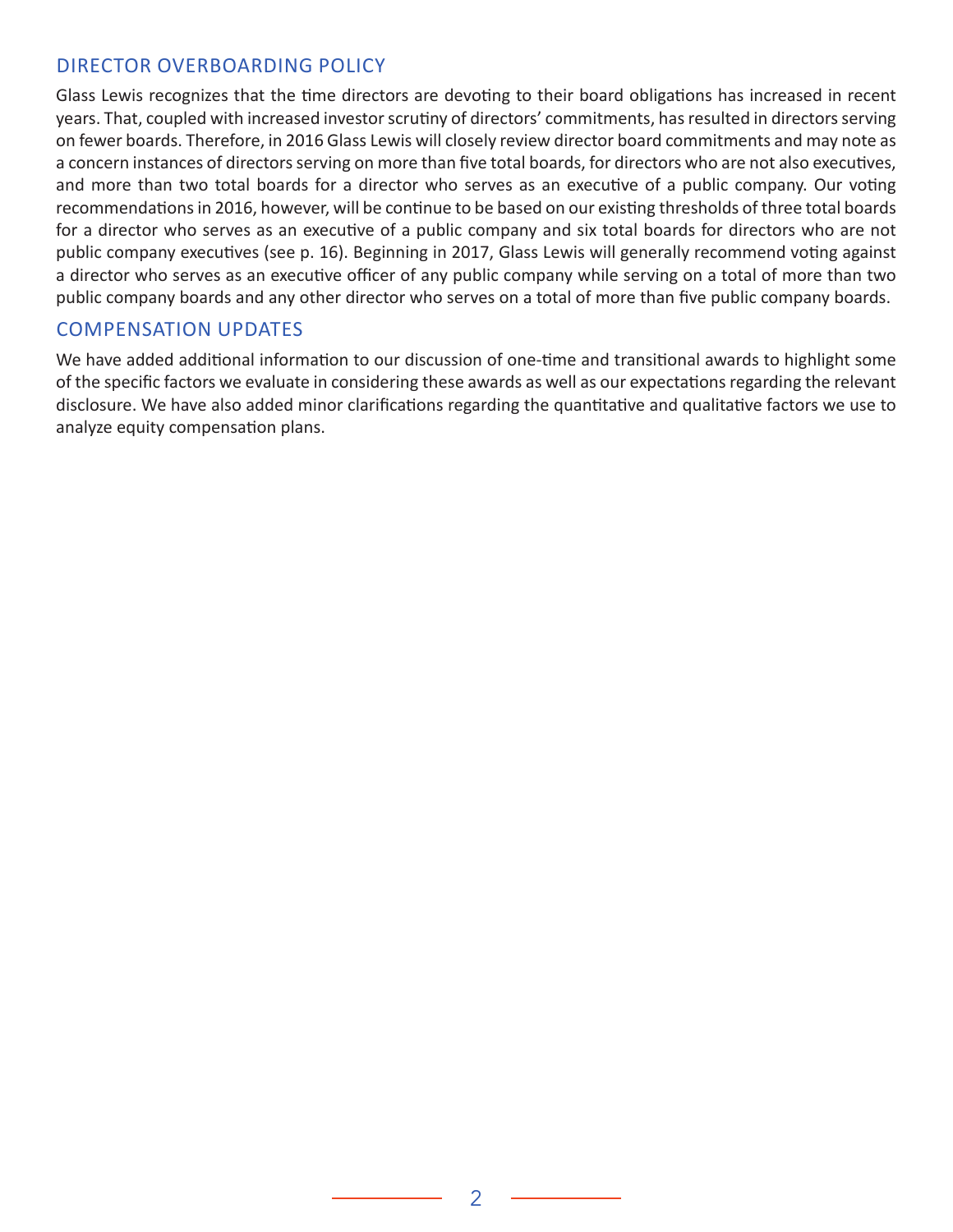## DIRECTOR OVERBOARDING POLICY

Glass Lewis recognizes that the time directors are devoting to their board obligations has increased in recent years. That, coupled with increased investor scrutiny of directors' commitments, has resulted in directors serving on fewer boards. Therefore, in 2016 Glass Lewis will closely review director board commitments and may note as a concern instances of directors serving on more than five total boards, for directors who are not also executives, and more than two total boards for a director who serves as an executive of a public company. Our voting recommendations in 2016, however, will be continue to be based on our existing thresholds of three total boards for a director who serves as an executive of a public company and six total boards for directors who are not public company executives (see p. 16). Beginning in 2017, Glass Lewis will generally recommend voting against a director who serves as an executive officer of any public company while serving on a total of more than two public company boards and any other director who serves on a total of more than five public company boards.

## COMPENSATION UPDATES

We have added additional information to our discussion of one-time and transitional awards to highlight some of the specific factors we evaluate in considering these awards as well as our expectations regarding the relevant disclosure. We have also added minor clarifications regarding the quantitative and qualitative factors we use to analyze equity compensation plans.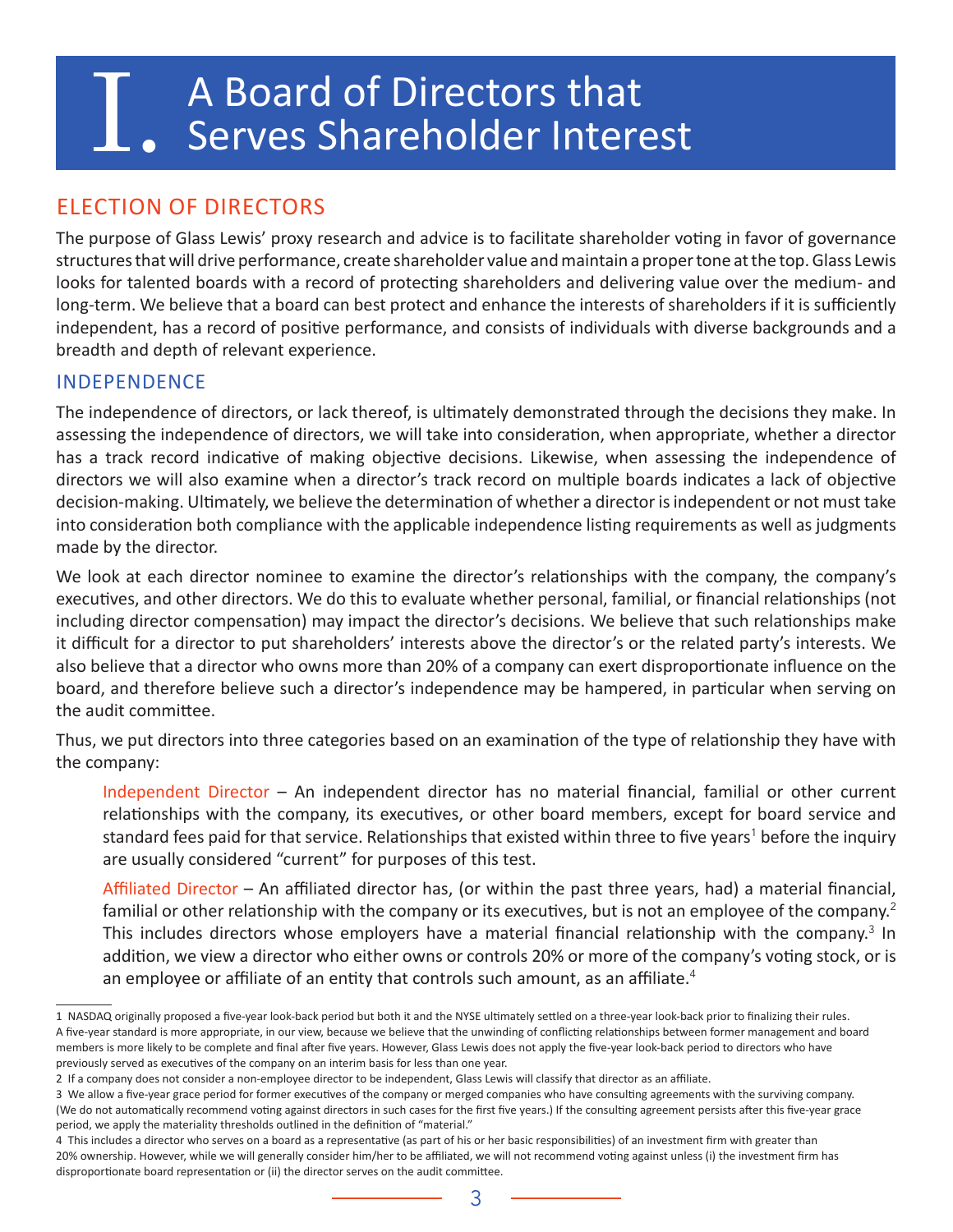# I. A Board of Directors that Serves Shareholder Interest

## ELECTION OF DIRECTORS

The purpose of Glass Lewis' proxy research and advice is to facilitate shareholder voting in favor of governance structures that will drive performance, create shareholder value and maintain a proper tone at the top. Glass Lewis looks for talented boards with a record of protecting shareholders and delivering value over the medium- and long-term. We believe that a board can best protect and enhance the interests of shareholders if it is sufficiently independent, has a record of positive performance, and consists of individuals with diverse backgrounds and a breadth and depth of relevant experience.

### INDEPENDENCE

The independence of directors, or lack thereof, is ultimately demonstrated through the decisions they make. In assessing the independence of directors, we will take into consideration, when appropriate, whether a director has a track record indicative of making objective decisions. Likewise, when assessing the independence of directors we will also examine when a director's track record on multiple boards indicates a lack of objective decision-making. Ultimately, we believe the determination of whether a director is independent or not must take into consideration both compliance with the applicable independence listing requirements as well as judgments made by the director.

We look at each director nominee to examine the director's relationships with the company, the company's executives, and other directors. We do this to evaluate whether personal, familial, or financial relationships (not including director compensation) may impact the director's decisions. We believe that such relationships make it difficult for a director to put shareholders' interests above the director's or the related party's interests. We also believe that a director who owns more than 20% of a company can exert disproportionate influence on the board, and therefore believe such a director's independence may be hampered, in particular when serving on the audit committee.

Thus, we put directors into three categories based on an examination of the type of relationship they have with the company:

Independent Director – An independent director has no material financial, familial or other current relationships with the company, its executives, or other board members, except for board service and standard fees paid for that service. Relationships that existed within three to five years[1] before the inquiry are usually considered "current" for purposes of this test.

Affiliated Director – An affiliated director has, (or within the past three years, had) a material financial, familial or other relationship with the company or its executives, but is not an employee of the company.[2] This includes directors whose employers have a material financial relationship with the company.[3] In addition, we view a director who either owns or controls 20% or more of the company's voting stock, or is an employee or affiliate of an entity that controls such amount, as an affiliate.[4]

---

1 NASDAQ originally proposed a five-year look-back period but both it and the NYSE ultimately settled on a three-year look-back prior to finalizing their rules. A five-year standard is more appropriate, in our view, because we believe that the unwinding of conflicting relationships between former management and board members is more likely to be complete and final after five years. However, Glass Lewis does not apply the five-year look-back period to directors who have previously served as executives of the company on an interim basis for less than one year.

2 If a company does not consider a non-employee director to be independent, Glass Lewis will classify that director as an affiliate.

3 We allow a five-year grace period for former executives of the company or merged companies who have consulting agreements with the surviving company. (We do not automatically recommend voting against directors in such cases for the first five years.) If the consulting agreement persists after this five-year grace period, we apply the materiality thresholds outlined in the definition of "material."

4 This includes a director who serves on a board as a representative (as part of his or her basic responsibilities) of an investment firm with greater than 20% ownership. However, while we will generally consider him/her to be affiliated, we will not recommend voting against unless (i) the investment firm has disproportionate board representation or (ii) the director serves on the audit committee.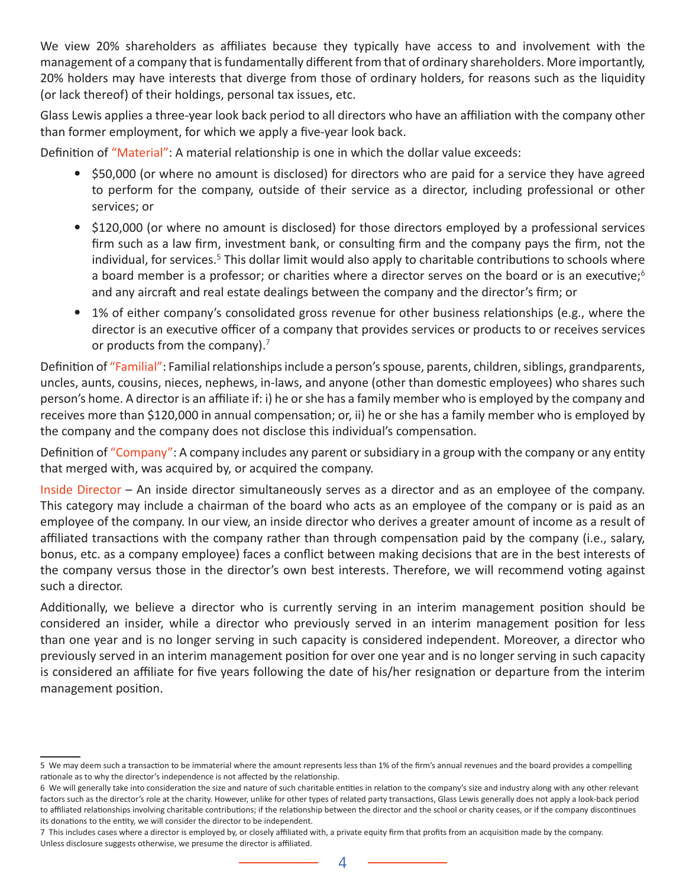We view 20% shareholders as affiliates because they typically have access to and involvement with the management of a company that is fundamentally different from that of ordinary shareholders. More importantly, 20% holders may have interests that diverge from those of ordinary holders, for reasons such as the liquidity (or lack thereof) of their holdings, personal tax issues, etc.

Glass Lewis applies a three-year look back period to all directors who have an affiliation with the company other than former employment, for which we apply a five-year look back.

Definition of "Material": A material relationship is one in which the dollar value exceeds:

- $50,000 (or where no amount is disclosed) for directors who are paid for a service they have agreed to perform for the company, outside of their service as a director, including professional or other services; or
- $120,000 (or where no amount is disclosed) for those directors employed by a professional services firm such as a law firm, investment bank, or consulting firm and the company pays the firm, not the individual, for services.[5] This dollar limit would also apply to charitable contributions to schools where a board member is a professor; or charities where a director serves on the board or is an executive;[6] and any aircraft and real estate dealings between the company and the director's firm; or
- 1% of either company's consolidated gross revenue for other business relationships (e.g., where the director is an executive officer of a company that provides services or products to or receives services or products from the company).[7]

Definition of "Familial": Familial relationships include a person's spouse, parents, children, siblings, grandparents, uncles, aunts, cousins, nieces, nephews, in-laws, and anyone (other than domestic employees) who shares such person's home. A director is an affiliate if: i) he or she has a family member who is employed by the company and receives more than $120,000 in annual compensation; or, ii) he or she has a family member who is employed by the company and the company does not disclose this individual's compensation.

Definition of "Company": A company includes any parent or subsidiary in a group with the company or any entity that merged with, was acquired by, or acquired the company.

Inside Director – An inside director simultaneously serves as a director and as an employee of the company. This category may include a chairman of the board who acts as an employee of the company or is paid as an employee of the company. In our view, an inside director who derives a greater amount of income as a result of affiliated transactions with the company rather than through compensation paid by the company (i.e., salary, bonus, etc. as a company employee) faces a conflict between making decisions that are in the best interests of the company versus those in the director's own best interests. Therefore, we will recommend voting against such a director.

Additionally, we believe a director who is currently serving in an interim management position should be considered an insider, while a director who previously served in an interim management position for less than one year and is no longer serving in such capacity is considered independent. Moreover, a director who previously served in an interim management position for over one year and is no longer serving in such capacity is considered an affiliate for five years following the date of his/her resignation or departure from the interim management position.

---

5 We may deem such a transaction to be immaterial where the amount represents less than 1% of the firm's annual revenues and the board provides a compelling rationale as to why the director's independence is not affected by the relationship.

6 We will generally take into consideration the size and nature of such charitable entities in relation to the company's size and industry along with any other relevant factors such as the director's role at the charity. However, unlike for other types of related party transactions, Glass Lewis generally does not apply a look-back period to affiliated relationships involving charitable contributions; if the relationship between the director and the school or charity ceases, or if the company discontinues its donations to the entity, we will consider the director to be independent.

7 This includes cases where a director is employed by, or closely affiliated with, a private equity firm that profits from an acquisition made by the company. Unless disclosure suggests otherwise, we presume the director is affiliated.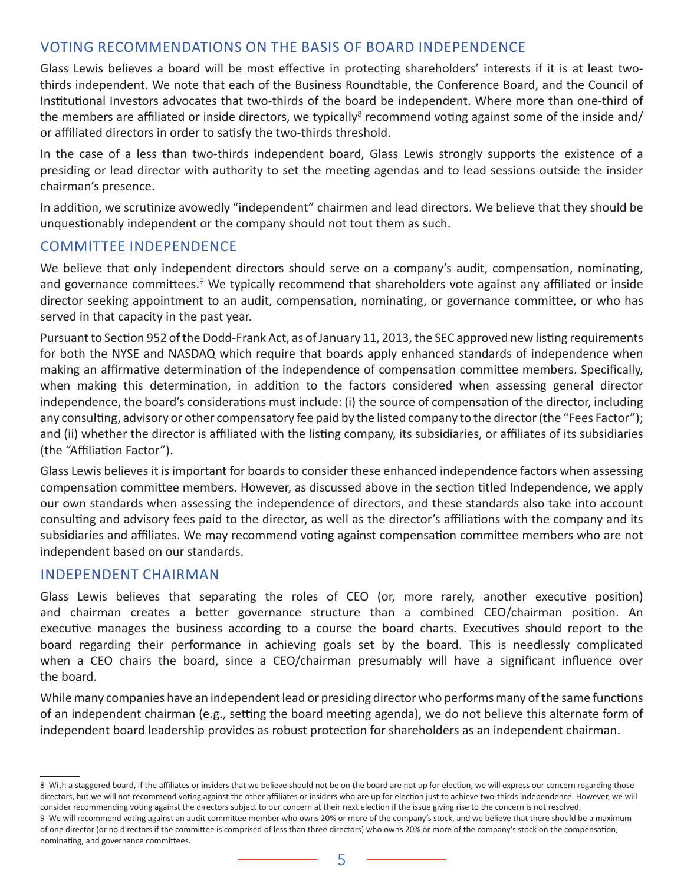## VOTING RECOMMENDATIONS ON THE BASIS OF BOARD INDEPENDENCE

Glass Lewis believes a board will be most effective in protecting shareholders' interests if it is at least two-thirds independent. We note that each of the Business Roundtable, the Conference Board, and the Council of Institutional Investors advocates that two-thirds of the board be independent. Where more than one-third of the members are affiliated or inside directors, we typically[8] recommend voting against some of the inside and/or affiliated directors in order to satisfy the two-thirds threshold.

In the case of a less than two-thirds independent board, Glass Lewis strongly supports the existence of a presiding or lead director with authority to set the meeting agendas and to lead sessions outside the insider chairman's presence.

In addition, we scrutinize avowedly "independent" chairmen and lead directors. We believe that they should be unquestionably independent or the company should not tout them as such.

## COMMITTEE INDEPENDENCE

We believe that only independent directors should serve on a company's audit, compensation, nominating, and governance committees.[9] We typically recommend that shareholders vote against any affiliated or inside director seeking appointment to an audit, compensation, nominating, or governance committee, or who has served in that capacity in the past year.

Pursuant to Section 952 of the Dodd-Frank Act, as of January 11, 2013, the SEC approved new listing requirements for both the NYSE and NASDAQ which require that boards apply enhanced standards of independence when making an affirmative determination of the independence of compensation committee members. Specifically, when making this determination, in addition to the factors considered when assessing general director independence, the board's considerations must include: (i) the source of compensation of the director, including any consulting, advisory or other compensatory fee paid by the listed company to the director (the "Fees Factor"); and (ii) whether the director is affiliated with the listing company, its subsidiaries, or affiliates of its subsidiaries (the "Affiliation Factor").

Glass Lewis believes it is important for boards to consider these enhanced independence factors when assessing compensation committee members. However, as discussed above in the section titled Independence, we apply our own standards when assessing the independence of directors, and these standards also take into account consulting and advisory fees paid to the director, as well as the director's affiliations with the company and its subsidiaries and affiliates. We may recommend voting against compensation committee members who are not independent based on our standards.

## INDEPENDENT CHAIRMAN

Glass Lewis believes that separating the roles of CEO (or, more rarely, another executive position) and chairman creates a better governance structure than a combined CEO/chairman position. An executive manages the business according to a course the board charts. Executives should report to the board regarding their performance in achieving goals set by the board. This is needlessly complicated when a CEO chairs the board, since a CEO/chairman presumably will have a significant influence over the board.

While many companies have an independent lead or presiding director who performs many of the same functions of an independent chairman (e.g., setting the board meeting agenda), we do not believe this alternate form of independent board leadership provides as robust protection for shareholders as an independent chairman.

---

8 With a staggered board, if the affiliates or insiders that we believe should not be on the board are not up for election, we will express our concern regarding those directors, but we will not recommend voting against the other affiliates or insiders who are up for election just to achieve two-thirds independence. However, we will consider recommending voting against the directors subject to our concern at their next election if the issue giving rise to the concern is not resolved.

9 We will recommend voting against an audit committee member who owns 20% or more of the company's stock, and we believe that there should be a maximum of one director (or no directors if the committee is comprised of less than three directors) who owns 20% or more of the company's stock on the compensation, nominating, and governance committees.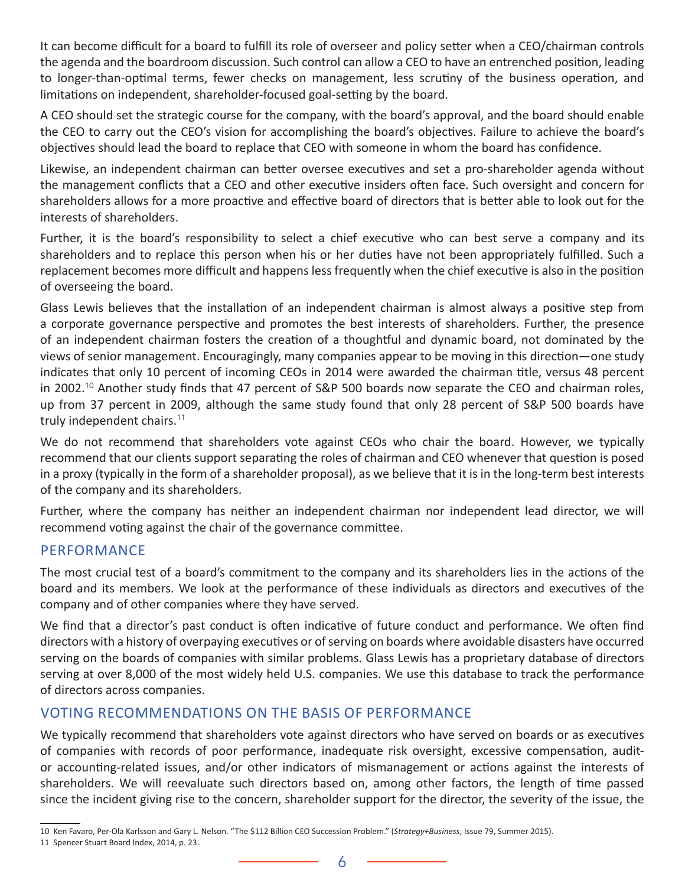It can become difficult for a board to fulfill its role of overseer and policy setter when a CEO/chairman controls the agenda and the boardroom discussion. Such control can allow a CEO to have an entrenched position, leading to longer-than-optimal terms, fewer checks on management, less scrutiny of the business operation, and limitations on independent, shareholder-focused goal-setting by the board.

A CEO should set the strategic course for the company, with the board's approval, and the board should enable the CEO to carry out the CEO's vision for accomplishing the board's objectives. Failure to achieve the board's objectives should lead the board to replace that CEO with someone in whom the board has confidence.

Likewise, an independent chairman can better oversee executives and set a pro-shareholder agenda without the management conflicts that a CEO and other executive insiders often face. Such oversight and concern for shareholders allows for a more proactive and effective board of directors that is better able to look out for the interests of shareholders.

Further, it is the board's responsibility to select a chief executive who can best serve a company and its shareholders and to replace this person when his or her duties have not been appropriately fulfilled. Such a replacement becomes more difficult and happens less frequently when the chief executive is also in the position of overseeing the board.

Glass Lewis believes that the installation of an independent chairman is almost always a positive step from a corporate governance perspective and promotes the best interests of shareholders. Further, the presence of an independent chairman fosters the creation of a thoughtful and dynamic board, not dominated by the views of senior management. Encouragingly, many companies appear to be moving in this direction—one study indicates that only 10 percent of incoming CEOs in 2014 were awarded the chairman title, versus 48 percent in 2002.[10] Another study finds that 47 percent of S&P 500 boards now separate the CEO and chairman roles, up from 37 percent in 2009, although the same study found that only 28 percent of S&P 500 boards have truly independent chairs.[11]

We do not recommend that shareholders vote against CEOs who chair the board. However, we typically recommend that our clients support separating the roles of chairman and CEO whenever that question is posed in a proxy (typically in the form of a shareholder proposal), as we believe that it is in the long-term best interests of the company and its shareholders.

Further, where the company has neither an independent chairman nor independent lead director, we will recommend voting against the chair of the governance committee.

## PERFORMANCE

The most crucial test of a board's commitment to the company and its shareholders lies in the actions of the board and its members. We look at the performance of these individuals as directors and executives of the company and of other companies where they have served.

We find that a director's past conduct is often indicative of future conduct and performance. We often find directors with a history of overpaying executives or of serving on boards where avoidable disasters have occurred serving on the boards of companies with similar problems. Glass Lewis has a proprietary database of directors serving at over 8,000 of the most widely held U.S. companies. We use this database to track the performance of directors across companies.

## VOTING RECOMMENDATIONS ON THE BASIS OF PERFORMANCE

We typically recommend that shareholders vote against directors who have served on boards or as executives of companies with records of poor performance, inadequate risk oversight, excessive compensation, audit- or accounting-related issues, and/or other indicators of mismanagement or actions against the interests of shareholders. We will reevaluate such directors based on, among other factors, the length of time passed since the incident giving rise to the concern, shareholder support for the director, the severity of the issue, the

10 Ken Favaro, Per-Ola Karlsson and Gary L. Nelson. "The $112 Billion CEO Succession Problem." (*Strategy+Business*, Issue 79, Summer 2015).

11 Spencer Stuart Board Index, 2014, p. 23.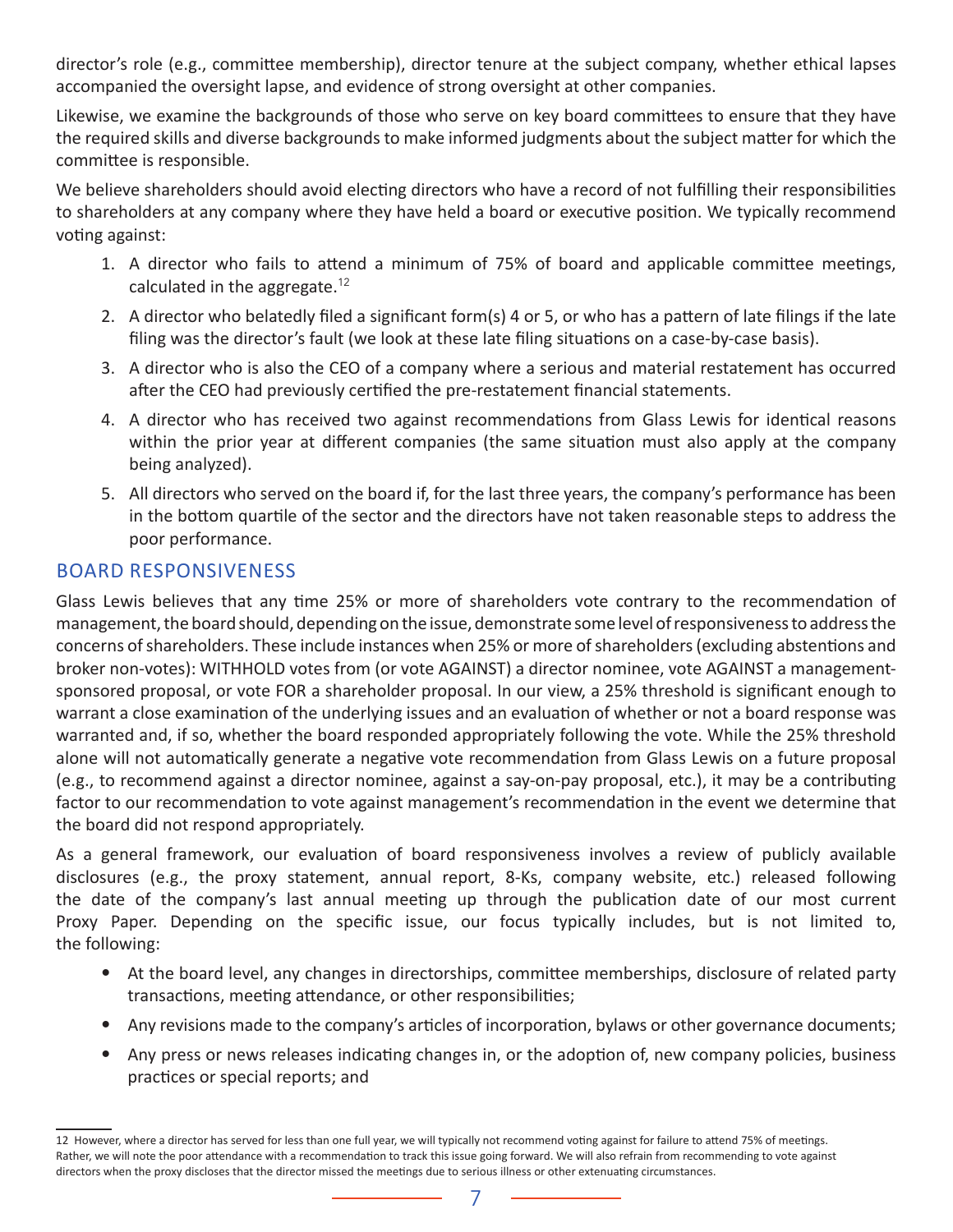director's role (e.g., committee membership), director tenure at the subject company, whether ethical lapses accompanied the oversight lapse, and evidence of strong oversight at other companies.

Likewise, we examine the backgrounds of those who serve on key board committees to ensure that they have the required skills and diverse backgrounds to make informed judgments about the subject matter for which the committee is responsible.

We believe shareholders should avoid electing directors who have a record of not fulfilling their responsibilities to shareholders at any company where they have held a board or executive position. We typically recommend voting against:

1. A director who fails to attend a minimum of 75% of board and applicable committee meetings, calculated in the aggregate.[12]
2. A director who belatedly filed a significant form(s) 4 or 5, or who has a pattern of late filings if the late filing was the director's fault (we look at these late filing situations on a case-by-case basis).
3. A director who is also the CEO of a company where a serious and material restatement has occurred after the CEO had previously certified the pre-restatement financial statements.
4. A director who has received two against recommendations from Glass Lewis for identical reasons within the prior year at different companies (the same situation must also apply at the company being analyzed).
5. All directors who served on the board if, for the last three years, the company's performance has been in the bottom quartile of the sector and the directors have not taken reasonable steps to address the poor performance.

## BOARD RESPONSIVENESS

Glass Lewis believes that any time 25% or more of shareholders vote contrary to the recommendation of management, the board should, depending on the issue, demonstrate some level of responsiveness to address the concerns of shareholders. These include instances when 25% or more of shareholders (excluding abstentions and broker non-votes): WITHHOLD votes from (or vote AGAINST) a director nominee, vote AGAINST a management-sponsored proposal, or vote FOR a shareholder proposal. In our view, a 25% threshold is significant enough to warrant a close examination of the underlying issues and an evaluation of whether or not a board response was warranted and, if so, whether the board responded appropriately following the vote. While the 25% threshold alone will not automatically generate a negative vote recommendation from Glass Lewis on a future proposal (e.g., to recommend against a director nominee, against a say-on-pay proposal, etc.), it may be a contributing factor to our recommendation to vote against management's recommendation in the event we determine that the board did not respond appropriately.

As a general framework, our evaluation of board responsiveness involves a review of publicly available disclosures (e.g., the proxy statement, annual report, 8-Ks, company website, etc.) released following the date of the company's last annual meeting up through the publication date of our most current Proxy Paper. Depending on the specific issue, our focus typically includes, but is not limited to, the following:

- At the board level, any changes in directorships, committee memberships, disclosure of related party transactions, meeting attendance, or other responsibilities;
- Any revisions made to the company's articles of incorporation, bylaws or other governance documents;
- Any press or news releases indicating changes in, or the adoption of, new company policies, business practices or special reports; and

---

[12] However, where a director has served for less than one full year, we will typically not recommend voting against for failure to attend 75% of meetings. Rather, we will note the poor attendance with a recommendation to track this issue going forward. We will also refrain from recommending to vote against directors when the proxy discloses that the director missed the meetings due to serious illness or other extenuating circumstances.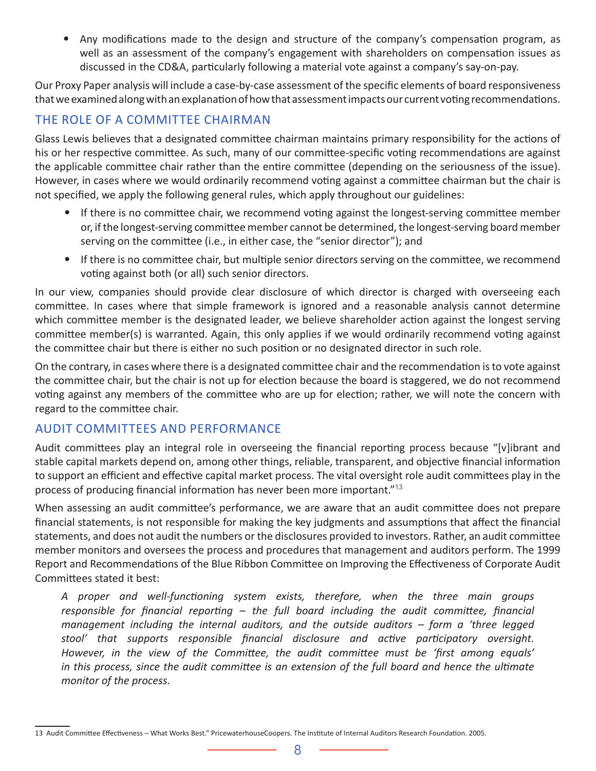- Any modifications made to the design and structure of the company's compensation program, as well as an assessment of the company's engagement with shareholders on compensation issues as discussed in the CD&A, particularly following a material vote against a company's say-on-pay.

Our Proxy Paper analysis will include a case-by-case assessment of the specific elements of board responsiveness that we examined along with an explanation of how that assessment impacts our current voting recommendations.

## THE ROLE OF A COMMITTEE CHAIRMAN

Glass Lewis believes that a designated committee chairman maintains primary responsibility for the actions of his or her respective committee. As such, many of our committee-specific voting recommendations are against the applicable committee chair rather than the entire committee (depending on the seriousness of the issue). However, in cases where we would ordinarily recommend voting against a committee chairman but the chair is not specified, we apply the following general rules, which apply throughout our guidelines:

- If there is no committee chair, we recommend voting against the longest-serving committee member or, if the longest-serving committee member cannot be determined, the longest-serving board member serving on the committee (i.e., in either case, the "senior director"); and
- If there is no committee chair, but multiple senior directors serving on the committee, we recommend voting against both (or all) such senior directors.

In our view, companies should provide clear disclosure of which director is charged with overseeing each committee. In cases where that simple framework is ignored and a reasonable analysis cannot determine which committee member is the designated leader, we believe shareholder action against the longest serving committee member(s) is warranted. Again, this only applies if we would ordinarily recommend voting against the committee chair but there is either no such position or no designated director in such role.

On the contrary, in cases where there is a designated committee chair and the recommendation is to vote against the committee chair, but the chair is not up for election because the board is staggered, we do not recommend voting against any members of the committee who are up for election; rather, we will note the concern with regard to the committee chair.

## AUDIT COMMITTEES AND PERFORMANCE

Audit committees play an integral role in overseeing the financial reporting process because "[v]ibrant and stable capital markets depend on, among other things, reliable, transparent, and objective financial information to support an efficient and effective capital market process. The vital oversight role audit committees play in the process of producing financial information has never been more important."[13]

When assessing an audit committee's performance, we are aware that an audit committee does not prepare financial statements, is not responsible for making the key judgments and assumptions that affect the financial statements, and does not audit the numbers or the disclosures provided to investors. Rather, an audit committee member monitors and oversees the process and procedures that management and auditors perform. The 1999 Report and Recommendations of the Blue Ribbon Committee on Improving the Effectiveness of Corporate Audit Committees stated it best:

> *A proper and well-functioning system exists, therefore, when the three main groups responsible for financial reporting – the full board including the audit committee, financial management including the internal auditors, and the outside auditors – form a 'three legged stool' that supports responsible financial disclosure and active participatory oversight. However, in the view of the Committee, the audit committee must be 'first among equals' in this process, since the audit committee is an extension of the full board and hence the ultimate monitor of the process.*

---

13 Audit Committee Effectiveness – What Works Best." PricewaterhouseCoopers. The Institute of Internal Auditors Research Foundation. 2005.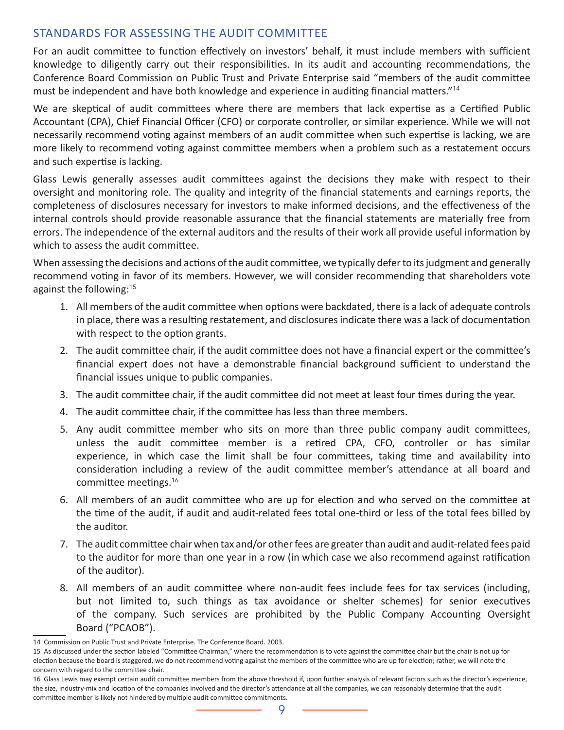## STANDARDS FOR ASSESSING THE AUDIT COMMITTEE

For an audit committee to function effectively on investors' behalf, it must include members with sufficient knowledge to diligently carry out their responsibilities. In its audit and accounting recommendations, the Conference Board Commission on Public Trust and Private Enterprise said "members of the audit committee must be independent and have both knowledge and experience in auditing financial matters."[14]

We are skeptical of audit committees where there are members that lack expertise as a Certified Public Accountant (CPA), Chief Financial Officer (CFO) or corporate controller, or similar experience. While we will not necessarily recommend voting against members of an audit committee when such expertise is lacking, we are more likely to recommend voting against committee members when a problem such as a restatement occurs and such expertise is lacking.

Glass Lewis generally assesses audit committees against the decisions they make with respect to their oversight and monitoring role. The quality and integrity of the financial statements and earnings reports, the completeness of disclosures necessary for investors to make informed decisions, and the effectiveness of the internal controls should provide reasonable assurance that the financial statements are materially free from errors. The independence of the external auditors and the results of their work all provide useful information by which to assess the audit committee.

When assessing the decisions and actions of the audit committee, we typically defer to its judgment and generally recommend voting in favor of its members. However, we will consider recommending that shareholders vote against the following:[15]

1. All members of the audit committee when options were backdated, there is a lack of adequate controls in place, there was a resulting restatement, and disclosures indicate there was a lack of documentation with respect to the option grants.
2. The audit committee chair, if the audit committee does not have a financial expert or the committee's financial expert does not have a demonstrable financial background sufficient to understand the financial issues unique to public companies.
3. The audit committee chair, if the audit committee did not meet at least four times during the year.
4. The audit committee chair, if the committee has less than three members.
5. Any audit committee member who sits on more than three public company audit committees, unless the audit committee member is a retired CPA, CFO, controller or has similar experience, in which case the limit shall be four committees, taking time and availability into consideration including a review of the audit committee member's attendance at all board and committee meetings.[16]
6. All members of an audit committee who are up for election and who served on the committee at the time of the audit, if audit and audit-related fees total one-third or less of the total fees billed by the auditor.
7. The audit committee chair when tax and/or other fees are greater than audit and audit-related fees paid to the auditor for more than one year in a row (in which case we also recommend against ratification of the auditor).
8. All members of an audit committee where non-audit fees include fees for tax services (including, but not limited to, such things as tax avoidance or shelter schemes) for senior executives of the company. Such services are prohibited by the Public Company Accounting Oversight Board ("PCAOB").

---

14 Commission on Public Trust and Private Enterprise. The Conference Board. 2003.

15 As discussed under the section labeled "Committee Chairman," where the recommendation is to vote against the committee chair but the chair is not up for election because the board is staggered, we do not recommend voting against the members of the committee who are up for election; rather, we will note the concern with regard to the committee chair.

16 Glass Lewis may exempt certain audit committee members from the above threshold if, upon further analysis of relevant factors such as the director's experience, the size, industry-mix and location of the companies involved and the director's attendance at all the companies, we can reasonably determine that the audit committee member is likely not hindered by multiple audit committee commitments.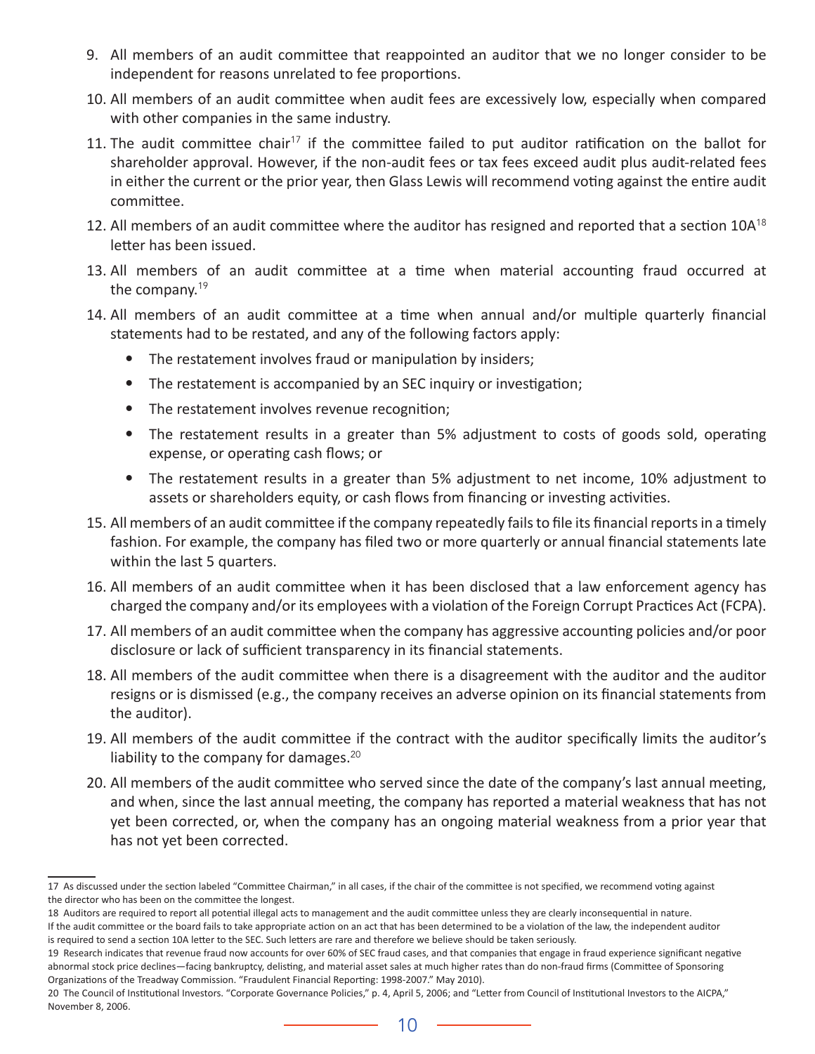9. All members of an audit committee that reappointed an auditor that we no longer consider to be independent for reasons unrelated to fee proportions.
10. All members of an audit committee when audit fees are excessively low, especially when compared with other companies in the same industry.
11. The audit committee chair[17] if the committee failed to put auditor ratification on the ballot for shareholder approval. However, if the non-audit fees or tax fees exceed audit plus audit-related fees in either the current or the prior year, then Glass Lewis will recommend voting against the entire audit committee.
12. All members of an audit committee where the auditor has resigned and reported that a section 10A[18] letter has been issued.
13. All members of an audit committee at a time when material accounting fraud occurred at the company.[19]
14. All members of an audit committee at a time when annual and/or multiple quarterly financial statements had to be restated, and any of the following factors apply:
    - The restatement involves fraud or manipulation by insiders;
    - The restatement is accompanied by an SEC inquiry or investigation;
    - The restatement involves revenue recognition;
    - The restatement results in a greater than 5% adjustment to costs of goods sold, operating expense, or operating cash flows; or
    - The restatement results in a greater than 5% adjustment to net income, 10% adjustment to assets or shareholders equity, or cash flows from financing or investing activities.
15. All members of an audit committee if the company repeatedly fails to file its financial reports in a timely fashion. For example, the company has filed two or more quarterly or annual financial statements late within the last 5 quarters.
16. All members of an audit committee when it has been disclosed that a law enforcement agency has charged the company and/or its employees with a violation of the Foreign Corrupt Practices Act (FCPA).
17. All members of an audit committee when the company has aggressive accounting policies and/or poor disclosure or lack of sufficient transparency in its financial statements.
18. All members of the audit committee when there is a disagreement with the auditor and the auditor resigns or is dismissed (e.g., the company receives an adverse opinion on its financial statements from the auditor).
19. All members of the audit committee if the contract with the auditor specifically limits the auditor's liability to the company for damages.[20]
20. All members of the audit committee who served since the date of the company's last annual meeting, and when, since the last annual meeting, the company has reported a material weakness that has not yet been corrected, or, when the company has an ongoing material weakness from a prior year that has not yet been corrected.

---

17 As discussed under the section labeled "Committee Chairman," in all cases, if the chair of the committee is not specified, we recommend voting against the director who has been on the committee the longest.

18 Auditors are required to report all potential illegal acts to management and the audit committee unless they are clearly inconsequential in nature. If the audit committee or the board fails to take appropriate action on an act that has been determined to be a violation of the law, the independent auditor is required to send a section 10A letter to the SEC. Such letters are rare and therefore we believe should be taken seriously.

19 Research indicates that revenue fraud now accounts for over 60% of SEC fraud cases, and that companies that engage in fraud experience significant negative abnormal stock price declines—facing bankruptcy, delisting, and material asset sales at much higher rates than do non-fraud firms (Committee of Sponsoring Organizations of the Treadway Commission. "Fraudulent Financial Reporting: 1998-2007." May 2010).

20 The Council of Institutional Investors. "Corporate Governance Policies," p. 4, April 5, 2006; and "Letter from Council of Institutional Investors to the AICPA," November 8, 2006.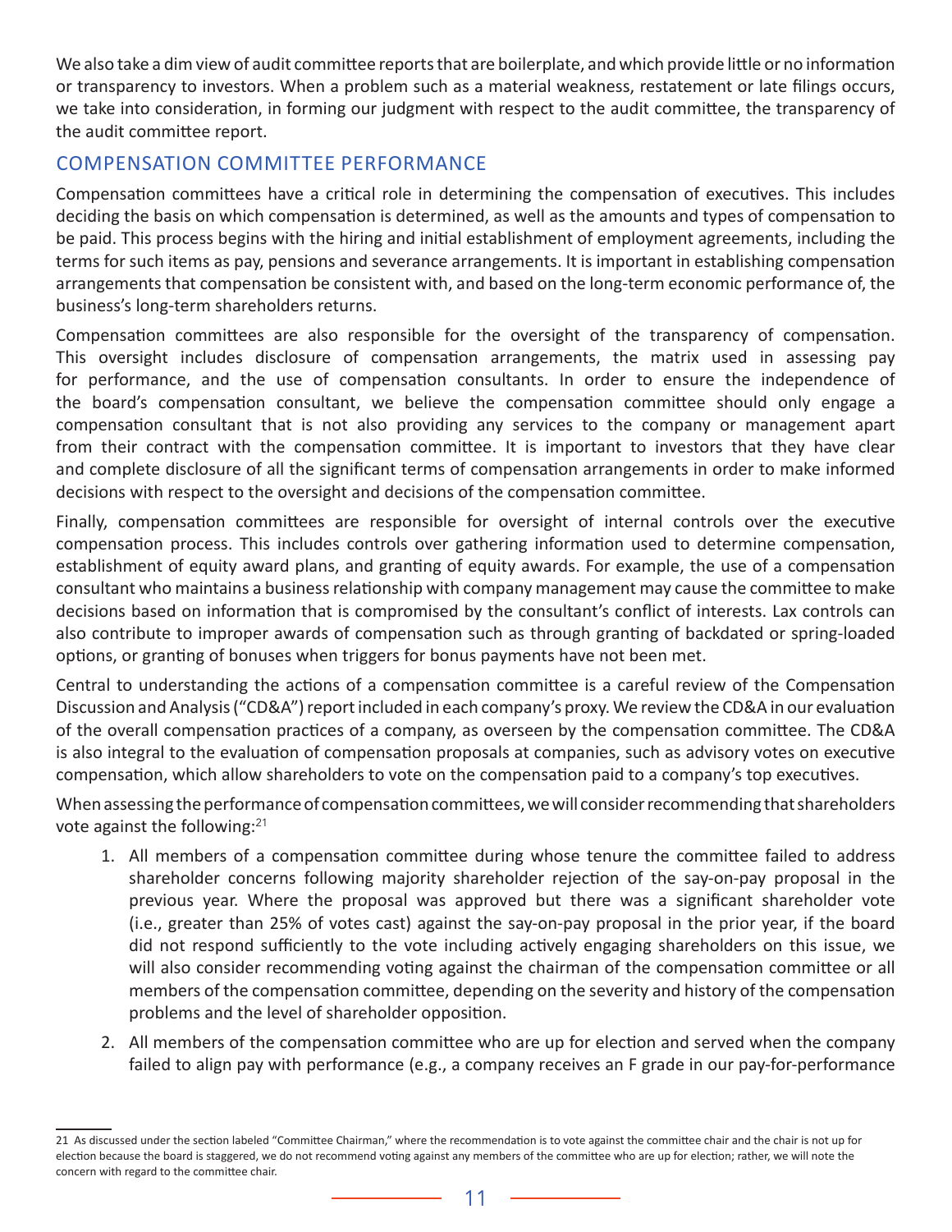We also take a dim view of audit committee reports that are boilerplate, and which provide little or no information or transparency to investors. When a problem such as a material weakness, restatement or late filings occurs, we take into consideration, in forming our judgment with respect to the audit committee, the transparency of the audit committee report.

## COMPENSATION COMMITTEE PERFORMANCE

Compensation committees have a critical role in determining the compensation of executives. This includes deciding the basis on which compensation is determined, as well as the amounts and types of compensation to be paid. This process begins with the hiring and initial establishment of employment agreements, including the terms for such items as pay, pensions and severance arrangements. It is important in establishing compensation arrangements that compensation be consistent with, and based on the long-term economic performance of, the business's long-term shareholders returns.

Compensation committees are also responsible for the oversight of the transparency of compensation. This oversight includes disclosure of compensation arrangements, the matrix used in assessing pay for performance, and the use of compensation consultants. In order to ensure the independence of the board's compensation consultant, we believe the compensation committee should only engage a compensation consultant that is not also providing any services to the company or management apart from their contract with the compensation committee. It is important to investors that they have clear and complete disclosure of all the significant terms of compensation arrangements in order to make informed decisions with respect to the oversight and decisions of the compensation committee.

Finally, compensation committees are responsible for oversight of internal controls over the executive compensation process. This includes controls over gathering information used to determine compensation, establishment of equity award plans, and granting of equity awards. For example, the use of a compensation consultant who maintains a business relationship with company management may cause the committee to make decisions based on information that is compromised by the consultant's conflict of interests. Lax controls can also contribute to improper awards of compensation such as through granting of backdated or spring-loaded options, or granting of bonuses when triggers for bonus payments have not been met.

Central to understanding the actions of a compensation committee is a careful review of the Compensation Discussion and Analysis ("CD&A") report included in each company's proxy. We review the CD&A in our evaluation of the overall compensation practices of a company, as overseen by the compensation committee. The CD&A is also integral to the evaluation of compensation proposals at companies, such as advisory votes on executive compensation, which allow shareholders to vote on the compensation paid to a company's top executives.

When assessing the performance of compensation committees, we will consider recommending that shareholders vote against the following:[21]

1. All members of a compensation committee during whose tenure the committee failed to address shareholder concerns following majority shareholder rejection of the say-on-pay proposal in the previous year. Where the proposal was approved but there was a significant shareholder vote (i.e., greater than 25% of votes cast) against the say-on-pay proposal in the prior year, if the board did not respond sufficiently to the vote including actively engaging shareholders on this issue, we will also consider recommending voting against the chairman of the compensation committee or all members of the compensation committee, depending on the severity and history of the compensation problems and the level of shareholder opposition.
2. All members of the compensation committee who are up for election and served when the company failed to align pay with performance (e.g., a company receives an F grade in our pay-for-performance

---

21 As discussed under the section labeled "Committee Chairman," where the recommendation is to vote against the committee chair and the chair is not up for election because the board is staggered, we do not recommend voting against any members of the committee who are up for election; rather, we will note the concern with regard to the committee chair.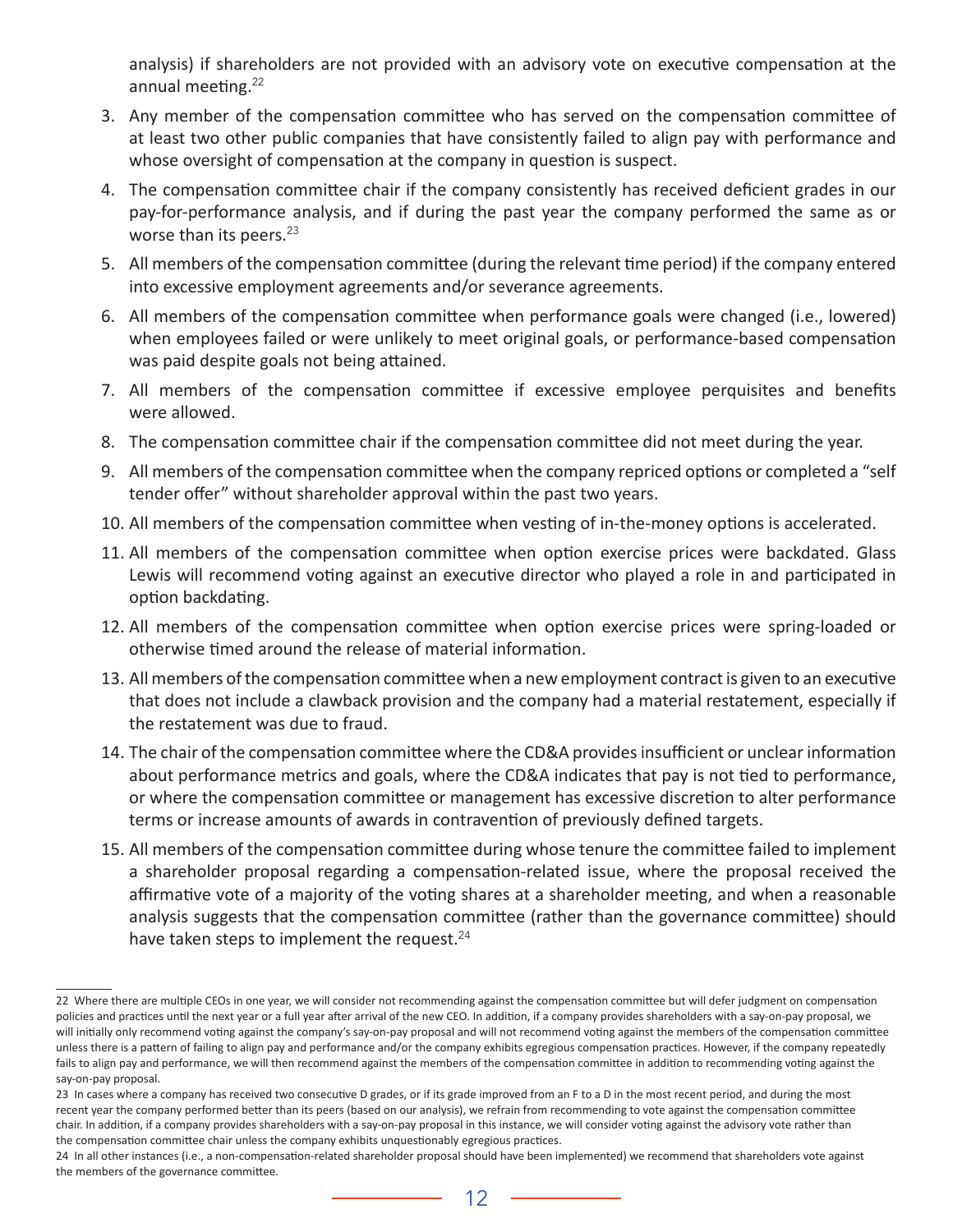analysis) if shareholders are not provided with an advisory vote on executive compensation at the annual meeting.[22]

3. Any member of the compensation committee who has served on the compensation committee of at least two other public companies that have consistently failed to align pay with performance and whose oversight of compensation at the company in question is suspect.
4. The compensation committee chair if the company consistently has received deficient grades in our pay-for-performance analysis, and if during the past year the company performed the same as or worse than its peers.[23]
5. All members of the compensation committee (during the relevant time period) if the company entered into excessive employment agreements and/or severance agreements.
6. All members of the compensation committee when performance goals were changed (i.e., lowered) when employees failed or were unlikely to meet original goals, or performance-based compensation was paid despite goals not being attained.
7. All members of the compensation committee if excessive employee perquisites and benefits were allowed.
8. The compensation committee chair if the compensation committee did not meet during the year.
9. All members of the compensation committee when the company repriced options or completed a "self tender offer" without shareholder approval within the past two years.
10. All members of the compensation committee when vesting of in-the-money options is accelerated.
11. All members of the compensation committee when option exercise prices were backdated. Glass Lewis will recommend voting against an executive director who played a role in and participated in option backdating.
12. All members of the compensation committee when option exercise prices were spring-loaded or otherwise timed around the release of material information.
13. All members of the compensation committee when a new employment contract is given to an executive that does not include a clawback provision and the company had a material restatement, especially if the restatement was due to fraud.
14. The chair of the compensation committee where the CD&A provides insufficient or unclear information about performance metrics and goals, where the CD&A indicates that pay is not tied to performance, or where the compensation committee or management has excessive discretion to alter performance terms or increase amounts of awards in contravention of previously defined targets.
15. All members of the compensation committee during whose tenure the committee failed to implement a shareholder proposal regarding a compensation-related issue, where the proposal received the affirmative vote of a majority of the voting shares at a shareholder meeting, and when a reasonable analysis suggests that the compensation committee (rather than the governance committee) should have taken steps to implement the request.[24]

---

22 Where there are multiple CEOs in one year, we will consider not recommending against the compensation committee but will defer judgment on compensation policies and practices until the next year or a full year after arrival of the new CEO. In addition, if a company provides shareholders with a say-on-pay proposal, we will initially only recommend voting against the company's say-on-pay proposal and will not recommend voting against the members of the compensation committee unless there is a pattern of failing to align pay and performance and/or the company exhibits egregious compensation practices. However, if the company repeatedly fails to align pay and performance, we will then recommend against the members of the compensation committee in addition to recommending voting against the say-on-pay proposal.

23 In cases where a company has received two consecutive D grades, or if its grade improved from an F to a D in the most recent period, and during the most recent year the company performed better than its peers (based on our analysis), we refrain from recommending to vote against the compensation committee chair. In addition, if a company provides shareholders with a say-on-pay proposal in this instance, we will consider voting against the advisory vote rather than the compensation committee chair unless the company exhibits unquestionably egregious practices.

24 In all other instances (i.e., a non-compensation-related shareholder proposal should have been implemented) we recommend that shareholders vote against the members of the governance committee.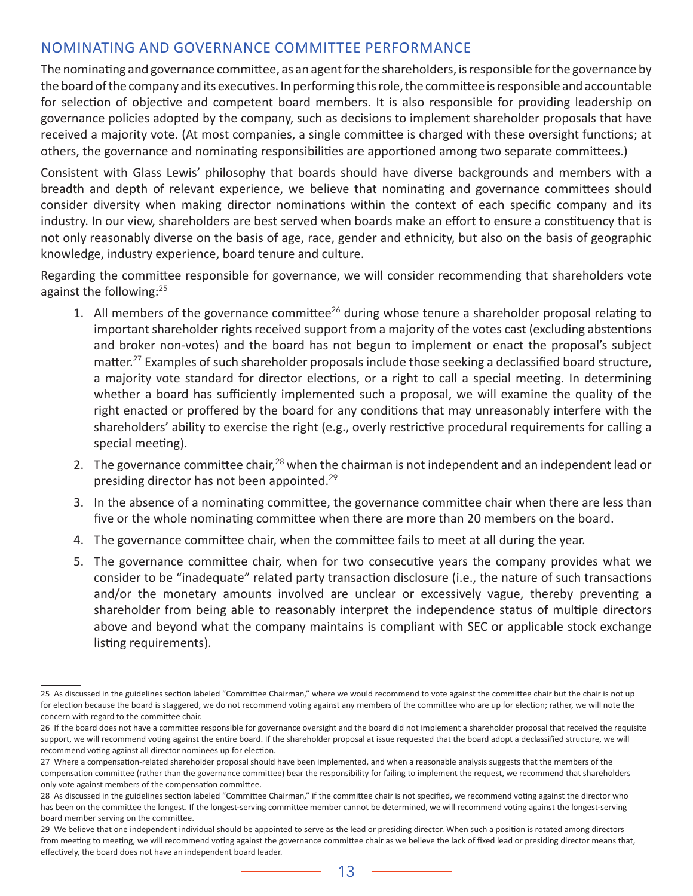## NOMINATING AND GOVERNANCE COMMITTEE PERFORMANCE

The nominating and governance committee, as an agent for the shareholders, is responsible for the governance by the board of the company and its executives. In performing this role, the committee is responsible and accountable for selection of objective and competent board members. It is also responsible for providing leadership on governance policies adopted by the company, such as decisions to implement shareholder proposals that have received a majority vote. (At most companies, a single committee is charged with these oversight functions; at others, the governance and nominating responsibilities are apportioned among two separate committees.)

Consistent with Glass Lewis' philosophy that boards should have diverse backgrounds and members with a breadth and depth of relevant experience, we believe that nominating and governance committees should consider diversity when making director nominations within the context of each specific company and its industry. In our view, shareholders are best served when boards make an effort to ensure a constituency that is not only reasonably diverse on the basis of age, race, gender and ethnicity, but also on the basis of geographic knowledge, industry experience, board tenure and culture.

Regarding the committee responsible for governance, we will consider recommending that shareholders vote against the following:[25]

1. All members of the governance committee[26] during whose tenure a shareholder proposal relating to important shareholder rights received support from a majority of the votes cast (excluding abstentions and broker non-votes) and the board has not begun to implement or enact the proposal's subject matter.[27] Examples of such shareholder proposals include those seeking a declassified board structure, a majority vote standard for director elections, or a right to call a special meeting. In determining whether a board has sufficiently implemented such a proposal, we will examine the quality of the right enacted or proffered by the board for any conditions that may unreasonably interfere with the shareholders' ability to exercise the right (e.g., overly restrictive procedural requirements for calling a special meeting).
2. The governance committee chair,[28] when the chairman is not independent and an independent lead or presiding director has not been appointed.[29]
3. In the absence of a nominating committee, the governance committee chair when there are less than five or the whole nominating committee when there are more than 20 members on the board.
4. The governance committee chair, when the committee fails to meet at all during the year.
5. The governance committee chair, when for two consecutive years the company provides what we consider to be "inadequate" related party transaction disclosure (i.e., the nature of such transactions and/or the monetary amounts involved are unclear or excessively vague, thereby preventing a shareholder from being able to reasonably interpret the independence status of multiple directors above and beyond what the company maintains is compliant with SEC or applicable stock exchange listing requirements).

---

25 As discussed in the guidelines section labeled "Committee Chairman," where we would recommend to vote against the committee chair but the chair is not up for election because the board is staggered, we do not recommend voting against any members of the committee who are up for election; rather, we will note the concern with regard to the committee chair.

26 If the board does not have a committee responsible for governance oversight and the board did not implement a shareholder proposal that received the requisite support, we will recommend voting against the entire board. If the shareholder proposal at issue requested that the board adopt a declassified structure, we will recommend voting against all director nominees up for election.

27 Where a compensation-related shareholder proposal should have been implemented, and when a reasonable analysis suggests that the members of the compensation committee (rather than the governance committee) bear the responsibility for failing to implement the request, we recommend that shareholders only vote against members of the compensation committee.

28 As discussed in the guidelines section labeled "Committee Chairman," if the committee chair is not specified, we recommend voting against the director who has been on the committee the longest. If the longest-serving committee member cannot be determined, we will recommend voting against the longest-serving board member serving on the committee.

29 We believe that one independent individual should be appointed to serve as the lead or presiding director. When such a position is rotated among directors from meeting to meeting, we will recommend voting against the governance committee chair as we believe the lack of fixed lead or presiding director means that, effectively, the board does not have an independent board leader.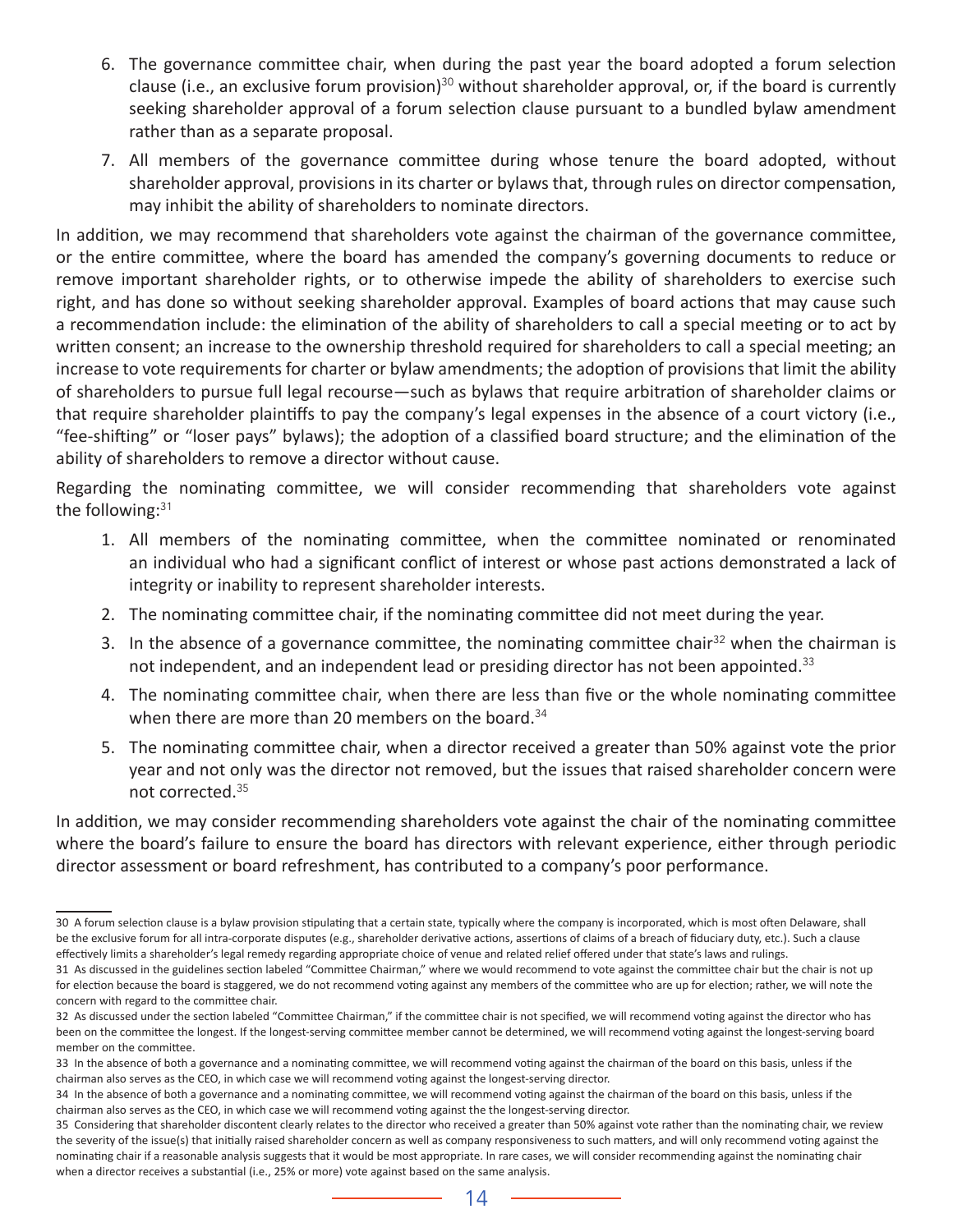6. The governance committee chair, when during the past year the board adopted a forum selection clause (i.e., an exclusive forum provision)[30] without shareholder approval, or, if the board is currently seeking shareholder approval of a forum selection clause pursuant to a bundled bylaw amendment rather than as a separate proposal.
7. All members of the governance committee during whose tenure the board adopted, without shareholder approval, provisions in its charter or bylaws that, through rules on director compensation, may inhibit the ability of shareholders to nominate directors.

In addition, we may recommend that shareholders vote against the chairman of the governance committee, or the entire committee, where the board has amended the company's governing documents to reduce or remove important shareholder rights, or to otherwise impede the ability of shareholders to exercise such right, and has done so without seeking shareholder approval. Examples of board actions that may cause such a recommendation include: the elimination of the ability of shareholders to call a special meeting or to act by written consent; an increase to the ownership threshold required for shareholders to call a special meeting; an increase to vote requirements for charter or bylaw amendments; the adoption of provisions that limit the ability of shareholders to pursue full legal recourse—such as bylaws that require arbitration of shareholder claims or that require shareholder plaintiffs to pay the company's legal expenses in the absence of a court victory (i.e., "fee-shifting" or "loser pays" bylaws); the adoption of a classified board structure; and the elimination of the ability of shareholders to remove a director without cause.

Regarding the nominating committee, we will consider recommending that shareholders vote against the following:[31]

1. All members of the nominating committee, when the committee nominated or renominated an individual who had a significant conflict of interest or whose past actions demonstrated a lack of integrity or inability to represent shareholder interests.
2. The nominating committee chair, if the nominating committee did not meet during the year.
3. In the absence of a governance committee, the nominating committee chair[32] when the chairman is not independent, and an independent lead or presiding director has not been appointed.[33]
4. The nominating committee chair, when there are less than five or the whole nominating committee when there are more than 20 members on the board.[34]
5. The nominating committee chair, when a director received a greater than 50% against vote the prior year and not only was the director not removed, but the issues that raised shareholder concern were not corrected.[35]

In addition, we may consider recommending shareholders vote against the chair of the nominating committee where the board's failure to ensure the board has directors with relevant experience, either through periodic director assessment or board refreshment, has contributed to a company's poor performance.

---

30 A forum selection clause is a bylaw provision stipulating that a certain state, typically where the company is incorporated, which is most often Delaware, shall be the exclusive forum for all intra-corporate disputes (e.g., shareholder derivative actions, assertions of claims of a breach of fiduciary duty, etc.). Such a clause effectively limits a shareholder's legal remedy regarding appropriate choice of venue and related relief offered under that state's laws and rulings.

31 As discussed in the guidelines section labeled "Committee Chairman," where we would recommend to vote against the committee chair but the chair is not up for election because the board is staggered, we do not recommend voting against any members of the committee who are up for election; rather, we will note the concern with regard to the committee chair.

32 As discussed under the section labeled "Committee Chairman," if the committee chair is not specified, we will recommend voting against the director who has been on the committee the longest. If the longest-serving committee member cannot be determined, we will recommend voting against the longest-serving board member on the committee.

33 In the absence of both a governance and a nominating committee, we will recommend voting against the chairman of the board on this basis, unless if the chairman also serves as the CEO, in which case we will recommend voting against the longest-serving director.

34 In the absence of both a governance and a nominating committee, we will recommend voting against the chairman of the board on this basis, unless if the chairman also serves as the CEO, in which case we will recommend voting against the the longest-serving director.

35 Considering that shareholder discontent clearly relates to the director who received a greater than 50% against vote rather than the nominating chair, we review the severity of the issue(s) that initially raised shareholder concern as well as company responsiveness to such matters, and will only recommend voting against the nominating chair if a reasonable analysis suggests that it would be most appropriate. In rare cases, we will consider recommending against the nominating chair when a director receives a substantial (i.e., 25% or more) vote against based on the same analysis.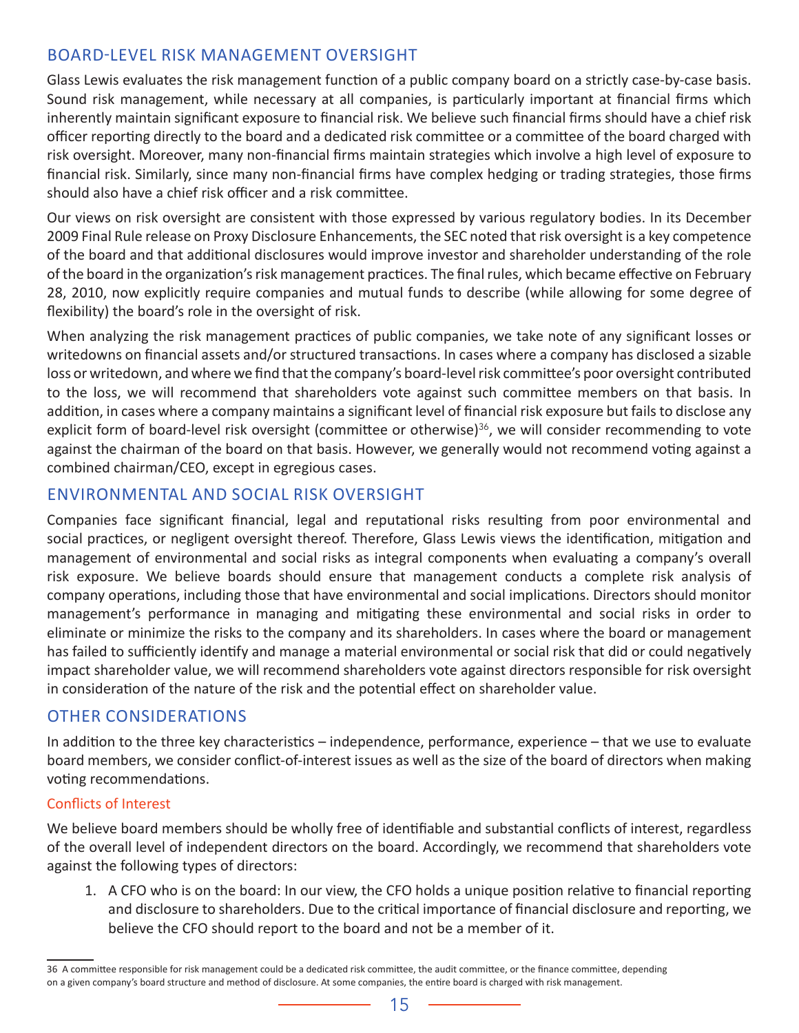## BOARD-LEVEL RISK MANAGEMENT OVERSIGHT

Glass Lewis evaluates the risk management function of a public company board on a strictly case-by-case basis. Sound risk management, while necessary at all companies, is particularly important at financial firms which inherently maintain significant exposure to financial risk. We believe such financial firms should have a chief risk officer reporting directly to the board and a dedicated risk committee or a committee of the board charged with risk oversight. Moreover, many non-financial firms maintain strategies which involve a high level of exposure to financial risk. Similarly, since many non-financial firms have complex hedging or trading strategies, those firms should also have a chief risk officer and a risk committee.

Our views on risk oversight are consistent with those expressed by various regulatory bodies. In its December 2009 Final Rule release on Proxy Disclosure Enhancements, the SEC noted that risk oversight is a key competence of the board and that additional disclosures would improve investor and shareholder understanding of the role of the board in the organization's risk management practices. The final rules, which became effective on February 28, 2010, now explicitly require companies and mutual funds to describe (while allowing for some degree of flexibility) the board's role in the oversight of risk.

When analyzing the risk management practices of public companies, we take note of any significant losses or writedowns on financial assets and/or structured transactions. In cases where a company has disclosed a sizable loss or writedown, and where we find that the company's board-level risk committee's poor oversight contributed to the loss, we will recommend that shareholders vote against such committee members on that basis. In addition, in cases where a company maintains a significant level of financial risk exposure but fails to disclose any explicit form of board-level risk oversight (committee or otherwise)[36], we will consider recommending to vote against the chairman of the board on that basis. However, we generally would not recommend voting against a combined chairman/CEO, except in egregious cases.

## ENVIRONMENTAL AND SOCIAL RISK OVERSIGHT

Companies face significant financial, legal and reputational risks resulting from poor environmental and social practices, or negligent oversight thereof. Therefore, Glass Lewis views the identification, mitigation and management of environmental and social risks as integral components when evaluating a company's overall risk exposure. We believe boards should ensure that management conducts a complete risk analysis of company operations, including those that have environmental and social implications. Directors should monitor management's performance in managing and mitigating these environmental and social risks in order to eliminate or minimize the risks to the company and its shareholders. In cases where the board or management has failed to sufficiently identify and manage a material environmental or social risk that did or could negatively impact shareholder value, we will recommend shareholders vote against directors responsible for risk oversight in consideration of the nature of the risk and the potential effect on shareholder value.

## OTHER CONSIDERATIONS

In addition to the three key characteristics – independence, performance, experience – that we use to evaluate board members, we consider conflict-of-interest issues as well as the size of the board of directors when making voting recommendations.

### Conflicts of Interest

We believe board members should be wholly free of identifiable and substantial conflicts of interest, regardless of the overall level of independent directors on the board. Accordingly, we recommend that shareholders vote against the following types of directors:

1. A CFO who is on the board: In our view, the CFO holds a unique position relative to financial reporting and disclosure to shareholders. Due to the critical importance of financial disclosure and reporting, we believe the CFO should report to the board and not be a member of it.

---

36 A committee responsible for risk management could be a dedicated risk committee, the audit committee, or the finance committee, depending on a given company's board structure and method of disclosure. At some companies, the entire board is charged with risk management.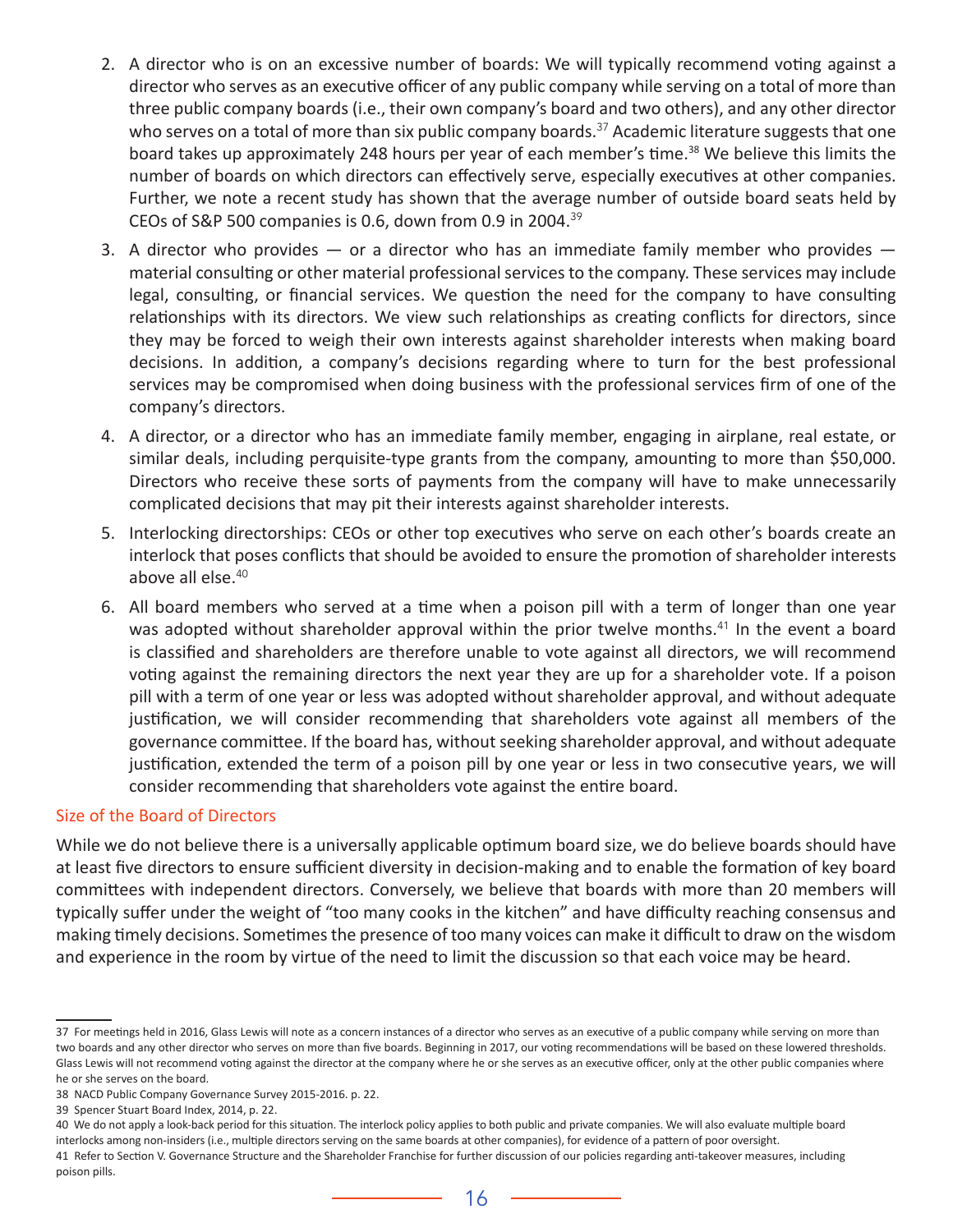2. A director who is on an excessive number of boards: We will typically recommend voting against a director who serves as an executive officer of any public company while serving on a total of more than three public company boards (i.e., their own company's board and two others), and any other director who serves on a total of more than six public company boards.[37] Academic literature suggests that one board takes up approximately 248 hours per year of each member's time.[38] We believe this limits the number of boards on which directors can effectively serve, especially executives at other companies. Further, we note a recent study has shown that the average number of outside board seats held by CEOs of S&P 500 companies is 0.6, down from 0.9 in 2004.[39]

3. A director who provides — or a director who has an immediate family member who provides — material consulting or other material professional services to the company. These services may include legal, consulting, or financial services. We question the need for the company to have consulting relationships with its directors. We view such relationships as creating conflicts for directors, since they may be forced to weigh their own interests against shareholder interests when making board decisions. In addition, a company's decisions regarding where to turn for the best professional services may be compromised when doing business with the professional services firm of one of the company's directors.

4. A director, or a director who has an immediate family member, engaging in airplane, real estate, or similar deals, including perquisite-type grants from the company, amounting to more than $50,000. Directors who receive these sorts of payments from the company will have to make unnecessarily complicated decisions that may pit their interests against shareholder interests.

5. Interlocking directorships: CEOs or other top executives who serve on each other's boards create an interlock that poses conflicts that should be avoided to ensure the promotion of shareholder interests above all else.[40]

6. All board members who served at a time when a poison pill with a term of longer than one year was adopted without shareholder approval within the prior twelve months.[41] In the event a board is classified and shareholders are therefore unable to vote against all directors, we will recommend voting against the remaining directors the next year they are up for a shareholder vote. If a poison pill with a term of one year or less was adopted without shareholder approval, and without adequate justification, we will consider recommending that shareholders vote against all members of the governance committee. If the board has, without seeking shareholder approval, and without adequate justification, extended the term of a poison pill by one year or less in two consecutive years, we will consider recommending that shareholders vote against the entire board.

## Size of the Board of Directors

While we do not believe there is a universally applicable optimum board size, we do believe boards should have at least five directors to ensure sufficient diversity in decision-making and to enable the formation of key board committees with independent directors. Conversely, we believe that boards with more than 20 members will typically suffer under the weight of "too many cooks in the kitchen" and have difficulty reaching consensus and making timely decisions. Sometimes the presence of too many voices can make it difficult to draw on the wisdom and experience in the room by virtue of the need to limit the discussion so that each voice may be heard.

---

37 For meetings held in 2016, Glass Lewis will note as a concern instances of a director who serves as an executive of a public company while serving on more than two boards and any other director who serves on more than five boards. Beginning in 2017, our voting recommendations will be based on these lowered thresholds. Glass Lewis will not recommend voting against the director at the company where he or she serves as an executive officer, only at the other public companies where he or she serves on the board.

38 NACD Public Company Governance Survey 2015-2016. p. 22.

39 Spencer Stuart Board Index, 2014, p. 22.

40 We do not apply a look-back period for this situation. The interlock policy applies to both public and private companies. We will also evaluate multiple board interlocks among non-insiders (i.e., multiple directors serving on the same boards at other companies), for evidence of a pattern of poor oversight.

41 Refer to Section V. Governance Structure and the Shareholder Franchise for further discussion of our policies regarding anti-takeover measures, including poison pills.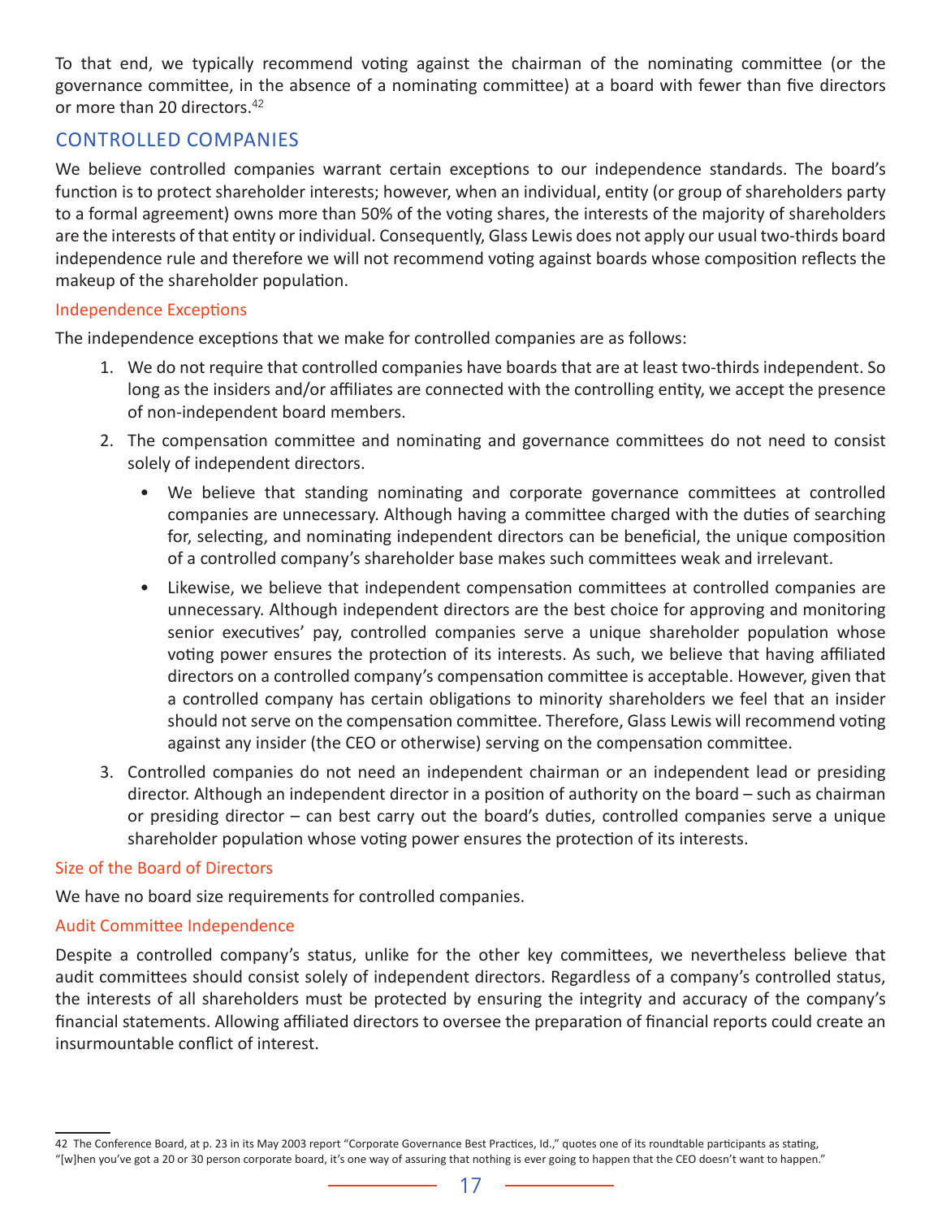To that end, we typically recommend voting against the chairman of the nominating committee (or the governance committee, in the absence of a nominating committee) at a board with fewer than five directors or more than 20 directors.[42]

## CONTROLLED COMPANIES

We believe controlled companies warrant certain exceptions to our independence standards. The board's function is to protect shareholder interests; however, when an individual, entity (or group of shareholders party to a formal agreement) owns more than 50% of the voting shares, the interests of the majority of shareholders are the interests of that entity or individual. Consequently, Glass Lewis does not apply our usual two-thirds board independence rule and therefore we will not recommend voting against boards whose composition reflects the makeup of the shareholder population.

### Independence Exceptions

The independence exceptions that we make for controlled companies are as follows:

1. We do not require that controlled companies have boards that are at least two-thirds independent. So long as the insiders and/or affiliates are connected with the controlling entity, we accept the presence of non-independent board members.
2. The compensation committee and nominating and governance committees do not need to consist solely of independent directors.
   - We believe that standing nominating and corporate governance committees at controlled companies are unnecessary. Although having a committee charged with the duties of searching for, selecting, and nominating independent directors can be beneficial, the unique composition of a controlled company's shareholder base makes such committees weak and irrelevant.
   - Likewise, we believe that independent compensation committees at controlled companies are unnecessary. Although independent directors are the best choice for approving and monitoring senior executives' pay, controlled companies serve a unique shareholder population whose voting power ensures the protection of its interests. As such, we believe that having affiliated directors on a controlled company's compensation committee is acceptable. However, given that a controlled company has certain obligations to minority shareholders we feel that an insider should not serve on the compensation committee. Therefore, Glass Lewis will recommend voting against any insider (the CEO or otherwise) serving on the compensation committee.
3. Controlled companies do not need an independent chairman or an independent lead or presiding director. Although an independent director in a position of authority on the board – such as chairman or presiding director – can best carry out the board's duties, controlled companies serve a unique shareholder population whose voting power ensures the protection of its interests.

### Size of the Board of Directors

We have no board size requirements for controlled companies.

### Audit Committee Independence

Despite a controlled company's status, unlike for the other key committees, we nevertheless believe that audit committees should consist solely of independent directors. Regardless of a company's controlled status, the interests of all shareholders must be protected by ensuring the integrity and accuracy of the company's financial statements. Allowing affiliated directors to oversee the preparation of financial reports could create an insurmountable conflict of interest.

---

42 The Conference Board, at p. 23 in its May 2003 report "Corporate Governance Best Practices, Id.," quotes one of its roundtable participants as stating, "[w]hen you've got a 20 or 30 person corporate board, it's one way of assuring that nothing is ever going to happen that the CEO doesn't want to happen."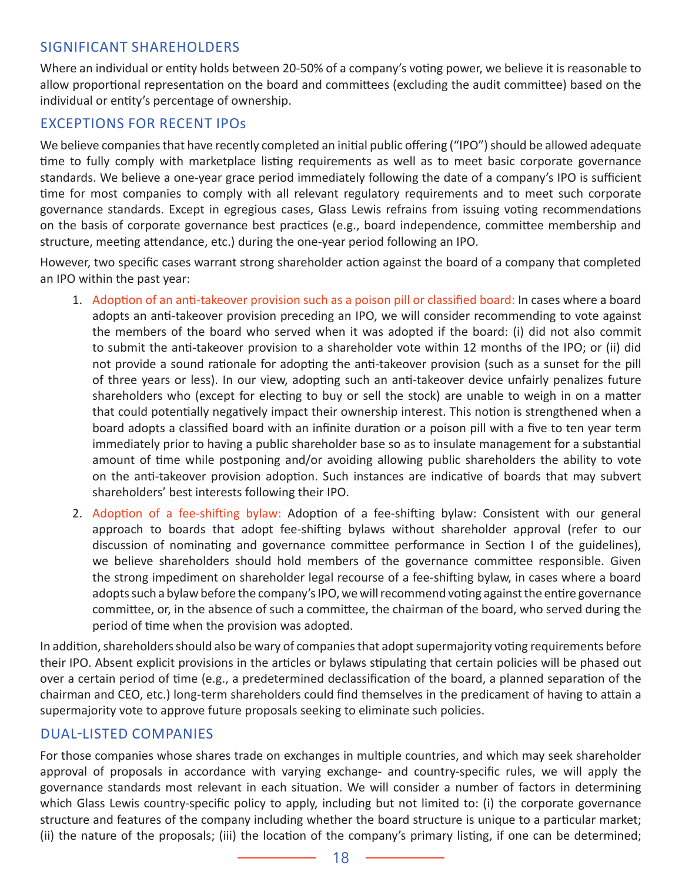## SIGNIFICANT SHAREHOLDERS

Where an individual or entity holds between 20-50% of a company's voting power, we believe it is reasonable to allow proportional representation on the board and committees (excluding the audit committee) based on the individual or entity's percentage of ownership.

## EXCEPTIONS FOR RECENT IPOs

We believe companies that have recently completed an initial public offering ("IPO") should be allowed adequate time to fully comply with marketplace listing requirements as well as to meet basic corporate governance standards. We believe a one-year grace period immediately following the date of a company's IPO is sufficient time for most companies to comply with all relevant regulatory requirements and to meet such corporate governance standards. Except in egregious cases, Glass Lewis refrains from issuing voting recommendations on the basis of corporate governance best practices (e.g., board independence, committee membership and structure, meeting attendance, etc.) during the one-year period following an IPO.

However, two specific cases warrant strong shareholder action against the board of a company that completed an IPO within the past year:

1. Adoption of an anti-takeover provision such as a poison pill or classified board: In cases where a board adopts an anti-takeover provision preceding an IPO, we will consider recommending to vote against the members of the board who served when it was adopted if the board: (i) did not also commit to submit the anti-takeover provision to a shareholder vote within 12 months of the IPO; or (ii) did not provide a sound rationale for adopting the anti-takeover provision (such as a sunset for the pill of three years or less). In our view, adopting such an anti-takeover device unfairly penalizes future shareholders who (except for electing to buy or sell the stock) are unable to weigh in on a matter that could potentially negatively impact their ownership interest. This notion is strengthened when a board adopts a classified board with an infinite duration or a poison pill with a five to ten year term immediately prior to having a public shareholder base so as to insulate management for a substantial amount of time while postponing and/or avoiding allowing public shareholders the ability to vote on the anti-takeover provision adoption. Such instances are indicative of boards that may subvert shareholders' best interests following their IPO.
2. Adoption of a fee-shifting bylaw: Adoption of a fee-shifting bylaw: Consistent with our general approach to boards that adopt fee-shifting bylaws without shareholder approval (refer to our discussion of nominating and governance committee performance in Section I of the guidelines), we believe shareholders should hold members of the governance committee responsible. Given the strong impediment on shareholder legal recourse of a fee-shifting bylaw, in cases where a board adopts such a bylaw before the company's IPO, we will recommend voting against the entire governance committee, or, in the absence of such a committee, the chairman of the board, who served during the period of time when the provision was adopted.

In addition, shareholders should also be wary of companies that adopt supermajority voting requirements before their IPO. Absent explicit provisions in the articles or bylaws stipulating that certain policies will be phased out over a certain period of time (e.g., a predetermined declassification of the board, a planned separation of the chairman and CEO, etc.) long-term shareholders could find themselves in the predicament of having to attain a supermajority vote to approve future proposals seeking to eliminate such policies.

## DUAL-LISTED COMPANIES

For those companies whose shares trade on exchanges in multiple countries, and which may seek shareholder approval of proposals in accordance with varying exchange- and country-specific rules, we will apply the governance standards most relevant in each situation. We will consider a number of factors in determining which Glass Lewis country-specific policy to apply, including but not limited to: (i) the corporate governance structure and features of the company including whether the board structure is unique to a particular market; (ii) the nature of the proposals; (iii) the location of the company's primary listing, if one can be determined;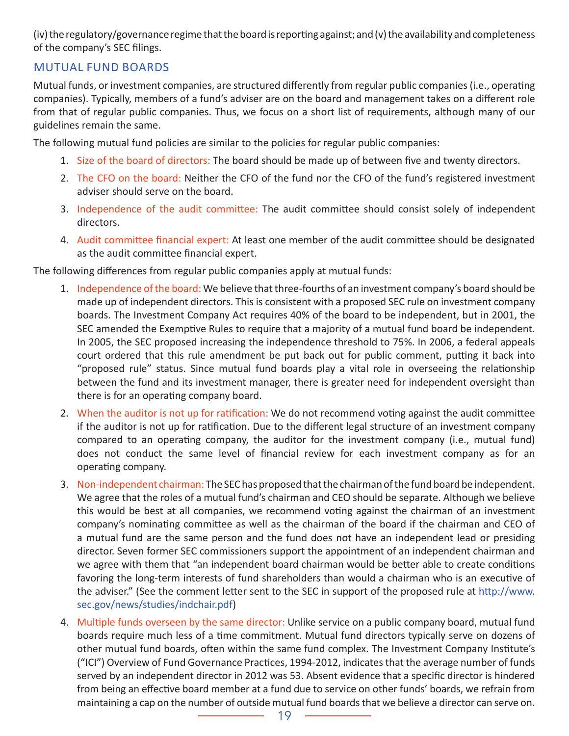(iv) the regulatory/governance regime that the board is reporting against; and (v) the availability and completeness of the company's SEC filings.

## MUTUAL FUND BOARDS

Mutual funds, or investment companies, are structured differently from regular public companies (i.e., operating companies). Typically, members of a fund's adviser are on the board and management takes on a different role from that of regular public companies. Thus, we focus on a short list of requirements, although many of our guidelines remain the same.

The following mutual fund policies are similar to the policies for regular public companies:

1. Size of the board of directors: The board should be made up of between five and twenty directors.
2. The CFO on the board: Neither the CFO of the fund nor the CFO of the fund's registered investment adviser should serve on the board.
3. Independence of the audit committee: The audit committee should consist solely of independent directors.
4. Audit committee financial expert: At least one member of the audit committee should be designated as the audit committee financial expert.

The following differences from regular public companies apply at mutual funds:

1. Independence of the board: We believe that three-fourths of an investment company's board should be made up of independent directors. This is consistent with a proposed SEC rule on investment company boards. The Investment Company Act requires 40% of the board to be independent, but in 2001, the SEC amended the Exemptive Rules to require that a majority of a mutual fund board be independent. In 2005, the SEC proposed increasing the independence threshold to 75%. In 2006, a federal appeals court ordered that this rule amendment be put back out for public comment, putting it back into "proposed rule" status. Since mutual fund boards play a vital role in overseeing the relationship between the fund and its investment manager, there is greater need for independent oversight than there is for an operating company board.
2. When the auditor is not up for ratification: We do not recommend voting against the audit committee if the auditor is not up for ratification. Due to the different legal structure of an investment company compared to an operating company, the auditor for the investment company (i.e., mutual fund) does not conduct the same level of financial review for each investment company as for an operating company.
3. Non-independent chairman: The SEC has proposed that the chairman of the fund board be independent. We agree that the roles of a mutual fund's chairman and CEO should be separate. Although we believe this would be best at all companies, we recommend voting against the chairman of an investment company's nominating committee as well as the chairman of the board if the chairman and CEO of a mutual fund are the same person and the fund does not have an independent lead or presiding director. Seven former SEC commissioners support the appointment of an independent chairman and we agree with them that "an independent board chairman would be better able to create conditions favoring the long-term interests of fund shareholders than would a chairman who is an executive of the adviser." (See the comment letter sent to the SEC in support of the proposed rule at http://www.sec.gov/news/studies/indchair.pdf)
4. Multiple funds overseen by the same director: Unlike service on a public company board, mutual fund boards require much less of a time commitment. Mutual fund directors typically serve on dozens of other mutual fund boards, often within the same fund complex. The Investment Company Institute's ("ICI") Overview of Fund Governance Practices, 1994-2012, indicates that the average number of funds served by an independent director in 2012 was 53. Absent evidence that a specific director is hindered from being an effective board member at a fund due to service on other funds' boards, we refrain from maintaining a cap on the number of outside mutual fund boards that we believe a director can serve on.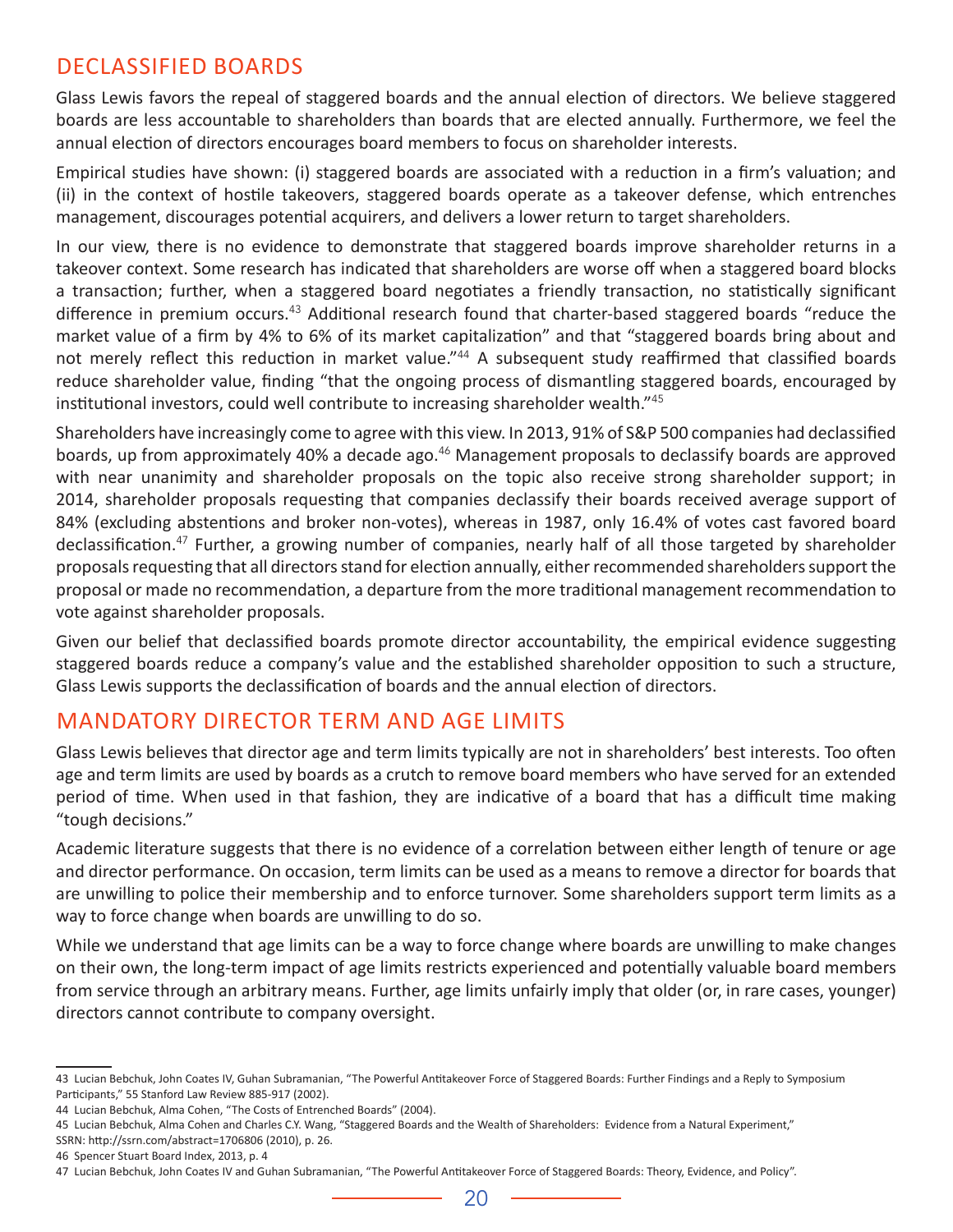## DECLASSIFIED BOARDS

Glass Lewis favors the repeal of staggered boards and the annual election of directors. We believe staggered boards are less accountable to shareholders than boards that are elected annually. Furthermore, we feel the annual election of directors encourages board members to focus on shareholder interests.

Empirical studies have shown: (i) staggered boards are associated with a reduction in a firm's valuation; and (ii) in the context of hostile takeovers, staggered boards operate as a takeover defense, which entrenches management, discourages potential acquirers, and delivers a lower return to target shareholders.

In our view, there is no evidence to demonstrate that staggered boards improve shareholder returns in a takeover context. Some research has indicated that shareholders are worse off when a staggered board blocks a transaction; further, when a staggered board negotiates a friendly transaction, no statistically significant difference in premium occurs.[43] Additional research found that charter-based staggered boards "reduce the market value of a firm by 4% to 6% of its market capitalization" and that "staggered boards bring about and not merely reflect this reduction in market value."[44] A subsequent study reaffirmed that classified boards reduce shareholder value, finding "that the ongoing process of dismantling staggered boards, encouraged by institutional investors, could well contribute to increasing shareholder wealth."[45]

Shareholders have increasingly come to agree with this view. In 2013, 91% of S&P 500 companies had declassified boards, up from approximately 40% a decade ago.[46] Management proposals to declassify boards are approved with near unanimity and shareholder proposals on the topic also receive strong shareholder support; in 2014, shareholder proposals requesting that companies declassify their boards received average support of 84% (excluding abstentions and broker non-votes), whereas in 1987, only 16.4% of votes cast favored board declassification.[47] Further, a growing number of companies, nearly half of all those targeted by shareholder proposals requesting that all directors stand for election annually, either recommended shareholders support the proposal or made no recommendation, a departure from the more traditional management recommendation to vote against shareholder proposals.

Given our belief that declassified boards promote director accountability, the empirical evidence suggesting staggered boards reduce a company's value and the established shareholder opposition to such a structure, Glass Lewis supports the declassification of boards and the annual election of directors.

## MANDATORY DIRECTOR TERM AND AGE LIMITS

Glass Lewis believes that director age and term limits typically are not in shareholders' best interests. Too often age and term limits are used by boards as a crutch to remove board members who have served for an extended period of time. When used in that fashion, they are indicative of a board that has a difficult time making "tough decisions."

Academic literature suggests that there is no evidence of a correlation between either length of tenure or age and director performance. On occasion, term limits can be used as a means to remove a director for boards that are unwilling to police their membership and to enforce turnover. Some shareholders support term limits as a way to force change when boards are unwilling to do so.

While we understand that age limits can be a way to force change where boards are unwilling to make changes on their own, the long-term impact of age limits restricts experienced and potentially valuable board members from service through an arbitrary means. Further, age limits unfairly imply that older (or, in rare cases, younger) directors cannot contribute to company oversight.

---

43 Lucian Bebchuk, John Coates IV, Guhan Subramanian, "The Powerful Antitakeover Force of Staggered Boards: Further Findings and a Reply to Symposium Participants," 55 Stanford Law Review 885-917 (2002).

44 Lucian Bebchuk, Alma Cohen, "The Costs of Entrenched Boards" (2004).

45 Lucian Bebchuk, Alma Cohen and Charles C.Y. Wang, "Staggered Boards and the Wealth of Shareholders: Evidence from a Natural Experiment," SSRN: http://ssrn.com/abstract=1706806 (2010), p. 26.

46 Spencer Stuart Board Index, 2013, p. 4

47 Lucian Bebchuk, John Coates IV and Guhan Subramanian, "The Powerful Antitakeover Force of Staggered Boards: Theory, Evidence, and Policy".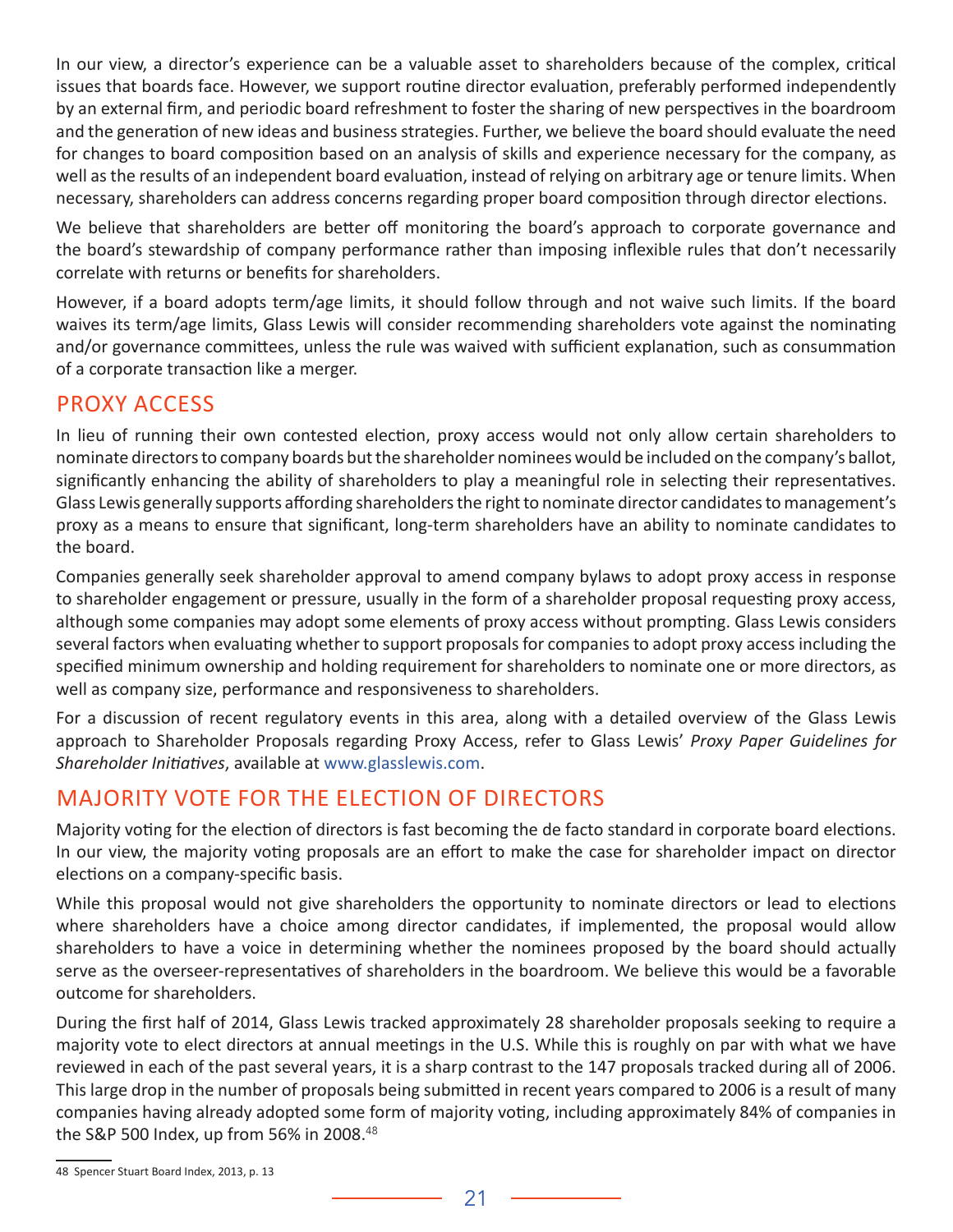In our view, a director's experience can be a valuable asset to shareholders because of the complex, critical issues that boards face. However, we support routine director evaluation, preferably performed independently by an external firm, and periodic board refreshment to foster the sharing of new perspectives in the boardroom and the generation of new ideas and business strategies. Further, we believe the board should evaluate the need for changes to board composition based on an analysis of skills and experience necessary for the company, as well as the results of an independent board evaluation, instead of relying on arbitrary age or tenure limits. When necessary, shareholders can address concerns regarding proper board composition through director elections.

We believe that shareholders are better off monitoring the board's approach to corporate governance and the board's stewardship of company performance rather than imposing inflexible rules that don't necessarily correlate with returns or benefits for shareholders.

However, if a board adopts term/age limits, it should follow through and not waive such limits. If the board waives its term/age limits, Glass Lewis will consider recommending shareholders vote against the nominating and/or governance committees, unless the rule was waived with sufficient explanation, such as consummation of a corporate transaction like a merger.

## PROXY ACCESS

In lieu of running their own contested election, proxy access would not only allow certain shareholders to nominate directors to company boards but the shareholder nominees would be included on the company's ballot, significantly enhancing the ability of shareholders to play a meaningful role in selecting their representatives. Glass Lewis generally supports affording shareholders the right to nominate director candidates to management's proxy as a means to ensure that significant, long-term shareholders have an ability to nominate candidates to the board.

Companies generally seek shareholder approval to amend company bylaws to adopt proxy access in response to shareholder engagement or pressure, usually in the form of a shareholder proposal requesting proxy access, although some companies may adopt some elements of proxy access without prompting. Glass Lewis considers several factors when evaluating whether to support proposals for companies to adopt proxy access including the specified minimum ownership and holding requirement for shareholders to nominate one or more directors, as well as company size, performance and responsiveness to shareholders.

For a discussion of recent regulatory events in this area, along with a detailed overview of the Glass Lewis approach to Shareholder Proposals regarding Proxy Access, refer to Glass Lewis' *Proxy Paper Guidelines for Shareholder Initiatives*, available at www.glasslewis.com.

## MAJORITY VOTE FOR THE ELECTION OF DIRECTORS

Majority voting for the election of directors is fast becoming the de facto standard in corporate board elections. In our view, the majority voting proposals are an effort to make the case for shareholder impact on director elections on a company-specific basis.

While this proposal would not give shareholders the opportunity to nominate directors or lead to elections where shareholders have a choice among director candidates, if implemented, the proposal would allow shareholders to have a voice in determining whether the nominees proposed by the board should actually serve as the overseer-representatives of shareholders in the boardroom. We believe this would be a favorable outcome for shareholders.

During the first half of 2014, Glass Lewis tracked approximately 28 shareholder proposals seeking to require a majority vote to elect directors at annual meetings in the U.S. While this is roughly on par with what we have reviewed in each of the past several years, it is a sharp contrast to the 147 proposals tracked during all of 2006. This large drop in the number of proposals being submitted in recent years compared to 2006 is a result of many companies having already adopted some form of majority voting, including approximately 84% of companies in the S&P 500 Index, up from 56% in 2008.[48]

48 Spencer Stuart Board Index, 2013, p. 13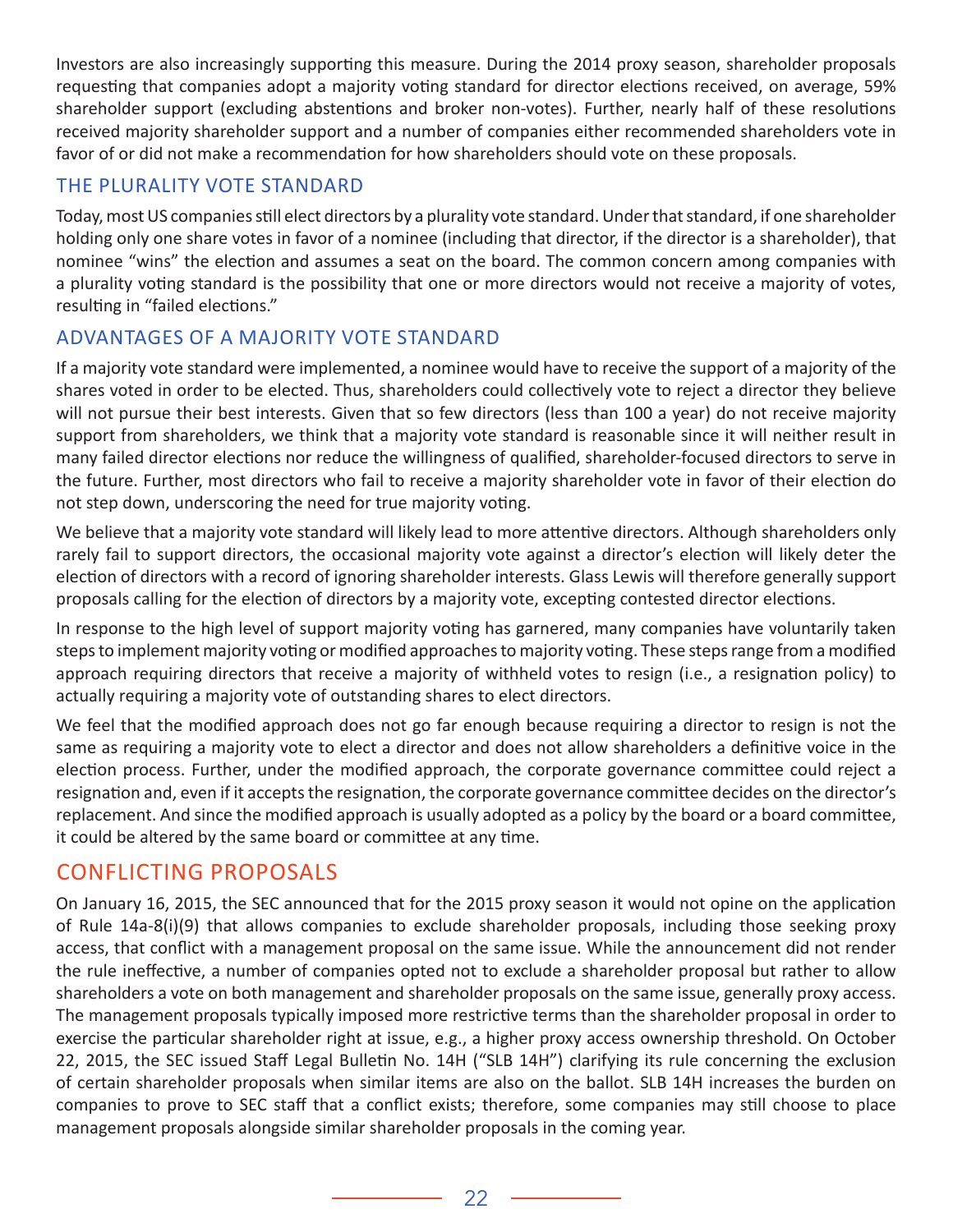Investors are also increasingly supporting this measure. During the 2014 proxy season, shareholder proposals requesting that companies adopt a majority voting standard for director elections received, on average, 59% shareholder support (excluding abstentions and broker non-votes). Further, nearly half of these resolutions received majority shareholder support and a number of companies either recommended shareholders vote in favor of or did not make a recommendation for how shareholders should vote on these proposals.

### THE PLURALITY VOTE STANDARD

Today, most US companies still elect directors by a plurality vote standard. Under that standard, if one shareholder holding only one share votes in favor of a nominee (including that director, if the director is a shareholder), that nominee "wins" the election and assumes a seat on the board. The common concern among companies with a plurality voting standard is the possibility that one or more directors would not receive a majority of votes, resulting in "failed elections."

### ADVANTAGES OF A MAJORITY VOTE STANDARD

If a majority vote standard were implemented, a nominee would have to receive the support of a majority of the shares voted in order to be elected. Thus, shareholders could collectively vote to reject a director they believe will not pursue their best interests. Given that so few directors (less than 100 a year) do not receive majority support from shareholders, we think that a majority vote standard is reasonable since it will neither result in many failed director elections nor reduce the willingness of qualified, shareholder-focused directors to serve in the future. Further, most directors who fail to receive a majority shareholder vote in favor of their election do not step down, underscoring the need for true majority voting.

We believe that a majority vote standard will likely lead to more attentive directors. Although shareholders only rarely fail to support directors, the occasional majority vote against a director's election will likely deter the election of directors with a record of ignoring shareholder interests. Glass Lewis will therefore generally support proposals calling for the election of directors by a majority vote, excepting contested director elections.

In response to the high level of support majority voting has garnered, many companies have voluntarily taken steps to implement majority voting or modified approaches to majority voting. These steps range from a modified approach requiring directors that receive a majority of withheld votes to resign (i.e., a resignation policy) to actually requiring a majority vote of outstanding shares to elect directors.

We feel that the modified approach does not go far enough because requiring a director to resign is not the same as requiring a majority vote to elect a director and does not allow shareholders a definitive voice in the election process. Further, under the modified approach, the corporate governance committee could reject a resignation and, even if it accepts the resignation, the corporate governance committee decides on the director's replacement. And since the modified approach is usually adopted as a policy by the board or a board committee, it could be altered by the same board or committee at any time.

## CONFLICTING PROPOSALS

On January 16, 2015, the SEC announced that for the 2015 proxy season it would not opine on the application of Rule 14a-8(i)(9) that allows companies to exclude shareholder proposals, including those seeking proxy access, that conflict with a management proposal on the same issue. While the announcement did not render the rule ineffective, a number of companies opted not to exclude a shareholder proposal but rather to allow shareholders a vote on both management and shareholder proposals on the same issue, generally proxy access. The management proposals typically imposed more restrictive terms than the shareholder proposal in order to exercise the particular shareholder right at issue, e.g., a higher proxy access ownership threshold. On October 22, 2015, the SEC issued Staff Legal Bulletin No. 14H ("SLB 14H") clarifying its rule concerning the exclusion of certain shareholder proposals when similar items are also on the ballot. SLB 14H increases the burden on companies to prove to SEC staff that a conflict exists; therefore, some companies may still choose to place management proposals alongside similar shareholder proposals in the coming year.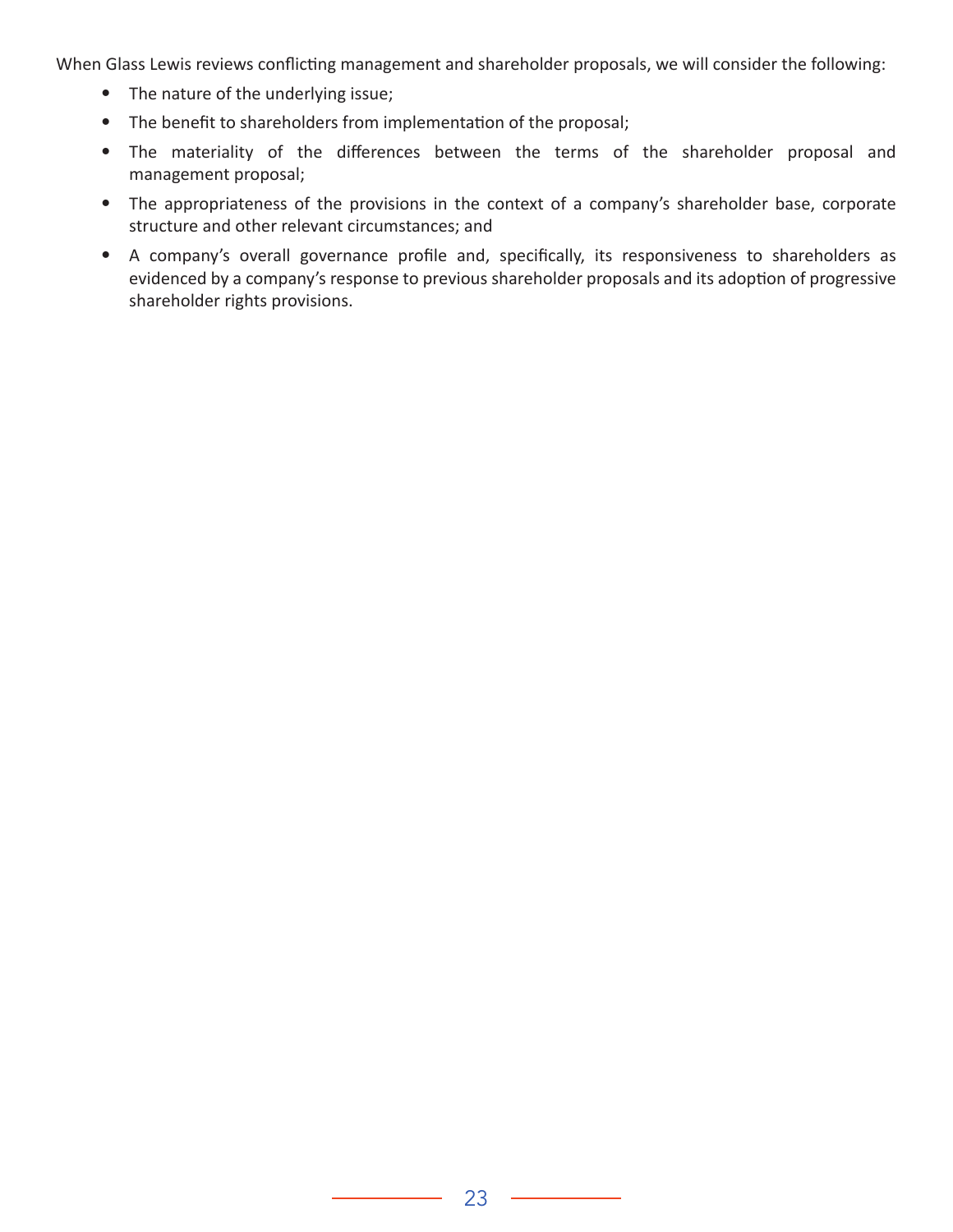When Glass Lewis reviews conflicting management and shareholder proposals, we will consider the following:

- The nature of the underlying issue;
- The benefit to shareholders from implementation of the proposal;
- The materiality of the differences between the terms of the shareholder proposal and management proposal;
- The appropriateness of the provisions in the context of a company's shareholder base, corporate structure and other relevant circumstances; and
- A company's overall governance profile and, specifically, its responsiveness to shareholders as evidenced by a company's response to previous shareholder proposals and its adoption of progressive shareholder rights provisions.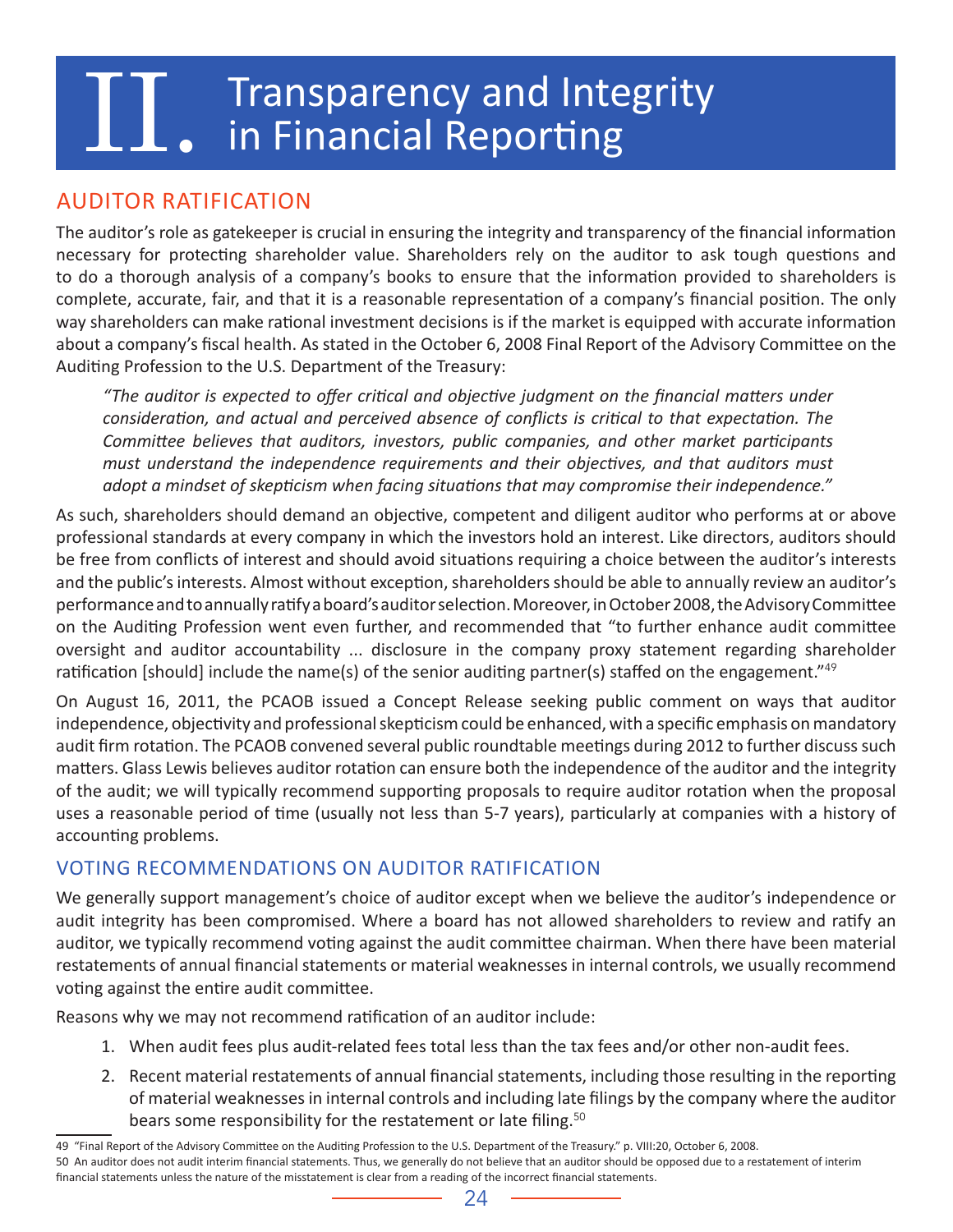# II. Transparency and Integrity in Financial Reporting

## AUDITOR RATIFICATION

The auditor's role as gatekeeper is crucial in ensuring the integrity and transparency of the financial information necessary for protecting shareholder value. Shareholders rely on the auditor to ask tough questions and to do a thorough analysis of a company's books to ensure that the information provided to shareholders is complete, accurate, fair, and that it is a reasonable representation of a company's financial position. The only way shareholders can make rational investment decisions is if the market is equipped with accurate information about a company's fiscal health. As stated in the October 6, 2008 Final Report of the Advisory Committee on the Auditing Profession to the U.S. Department of the Treasury:

> *"The auditor is expected to offer critical and objective judgment on the financial matters under consideration, and actual and perceived absence of conflicts is critical to that expectation. The Committee believes that auditors, investors, public companies, and other market participants must understand the independence requirements and their objectives, and that auditors must adopt a mindset of skepticism when facing situations that may compromise their independence."*

As such, shareholders should demand an objective, competent and diligent auditor who performs at or above professional standards at every company in which the investors hold an interest. Like directors, auditors should be free from conflicts of interest and should avoid situations requiring a choice between the auditor's interests and the public's interests. Almost without exception, shareholders should be able to annually review an auditor's performance and to annually ratify a board's auditor selection. Moreover, in October 2008, the Advisory Committee on the Auditing Profession went even further, and recommended that "to further enhance audit committee oversight and auditor accountability ... disclosure in the company proxy statement regarding shareholder ratification [should] include the name(s) of the senior auditing partner(s) staffed on the engagement."[49]

On August 16, 2011, the PCAOB issued a Concept Release seeking public comment on ways that auditor independence, objectivity and professional skepticism could be enhanced, with a specific emphasis on mandatory audit firm rotation. The PCAOB convened several public roundtable meetings during 2012 to further discuss such matters. Glass Lewis believes auditor rotation can ensure both the independence of the auditor and the integrity of the audit; we will typically recommend supporting proposals to require auditor rotation when the proposal uses a reasonable period of time (usually not less than 5-7 years), particularly at companies with a history of accounting problems.

## VOTING RECOMMENDATIONS ON AUDITOR RATIFICATION

We generally support management's choice of auditor except when we believe the auditor's independence or audit integrity has been compromised. Where a board has not allowed shareholders to review and ratify an auditor, we typically recommend voting against the audit committee chairman. When there have been material restatements of annual financial statements or material weaknesses in internal controls, we usually recommend voting against the entire audit committee.

Reasons why we may not recommend ratification of an auditor include:

1. When audit fees plus audit-related fees total less than the tax fees and/or other non-audit fees.
2. Recent material restatements of annual financial statements, including those resulting in the reporting of material weaknesses in internal controls and including late filings by the company where the auditor bears some responsibility for the restatement or late filing.[50]

---

49 "Final Report of the Advisory Committee on the Auditing Profession to the U.S. Department of the Treasury." p. VIII:20, October 6, 2008.

50 An auditor does not audit interim financial statements. Thus, we generally do not believe that an auditor should be opposed due to a restatement of interim financial statements unless the nature of the misstatement is clear from a reading of the incorrect financial statements.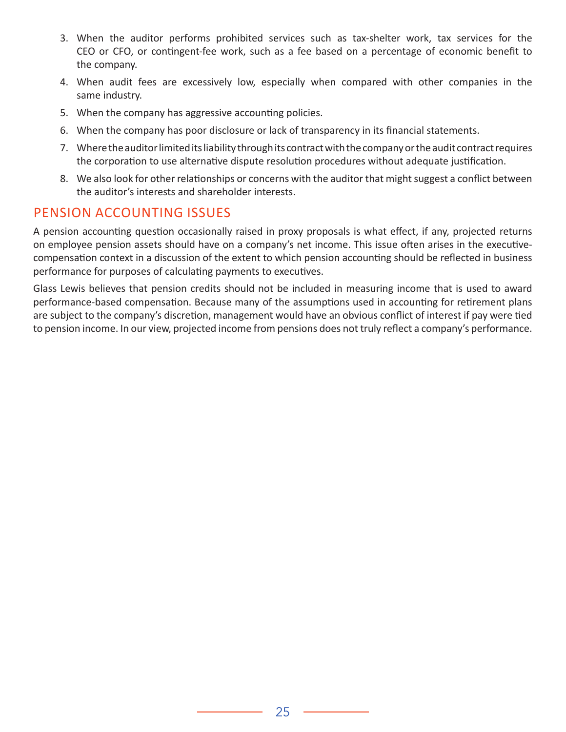3. When the auditor performs prohibited services such as tax-shelter work, tax services for the CEO or CFO, or contingent-fee work, such as a fee based on a percentage of economic benefit to the company.
4. When audit fees are excessively low, especially when compared with other companies in the same industry.
5. When the company has aggressive accounting policies.
6. When the company has poor disclosure or lack of transparency in its financial statements.
7. Where the auditor limited its liability through its contract with the company or the audit contract requires the corporation to use alternative dispute resolution procedures without adequate justification.
8. We also look for other relationships or concerns with the auditor that might suggest a conflict between the auditor's interests and shareholder interests.

## PENSION ACCOUNTING ISSUES

A pension accounting question occasionally raised in proxy proposals is what effect, if any, projected returns on employee pension assets should have on a company's net income. This issue often arises in the executive-compensation context in a discussion of the extent to which pension accounting should be reflected in business performance for purposes of calculating payments to executives.

Glass Lewis believes that pension credits should not be included in measuring income that is used to award performance-based compensation. Because many of the assumptions used in accounting for retirement plans are subject to the company's discretion, management would have an obvious conflict of interest if pay were tied to pension income. In our view, projected income from pensions does not truly reflect a company's performance.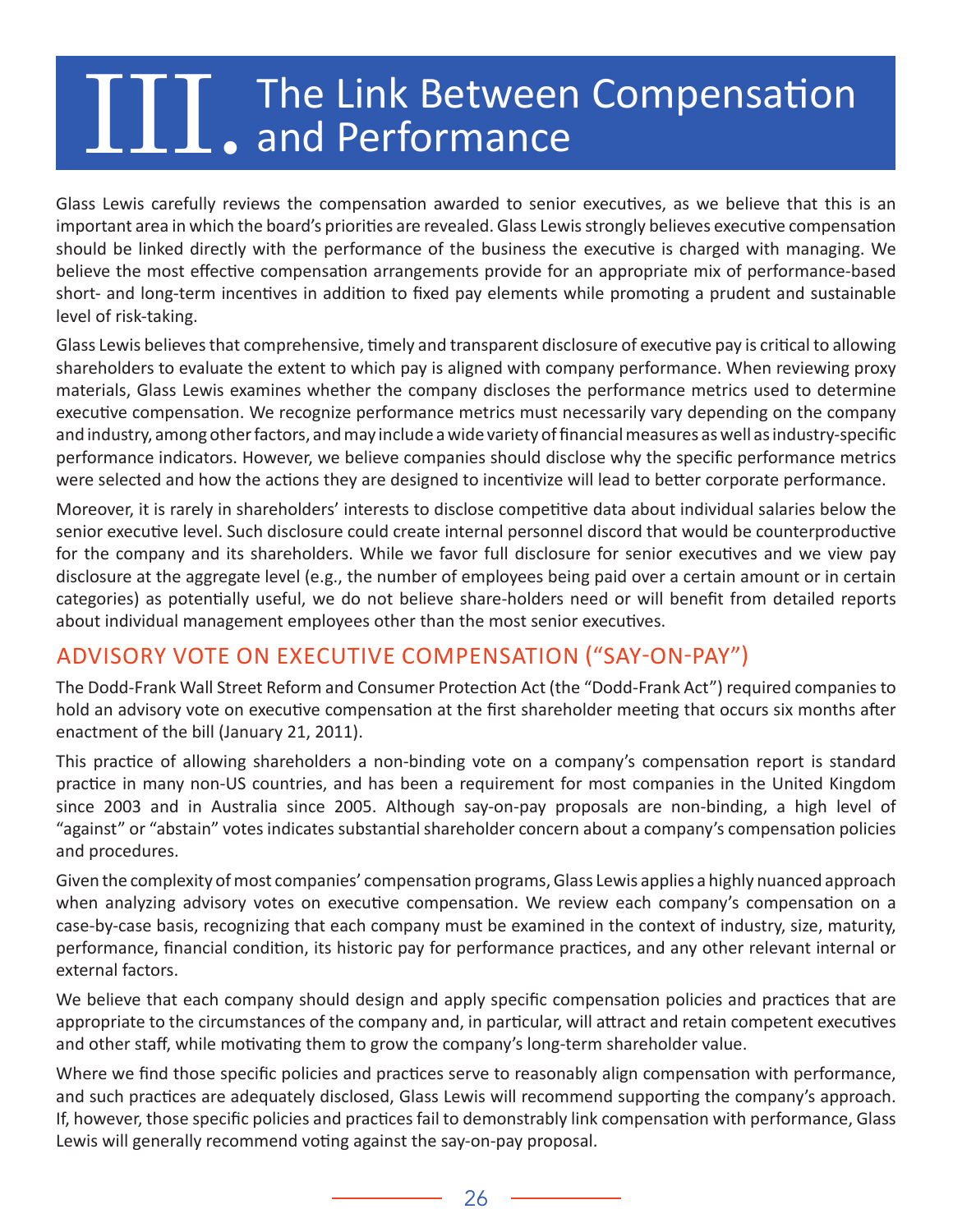# III. The Link Between Compensation and Performance

Glass Lewis carefully reviews the compensation awarded to senior executives, as we believe that this is an important area in which the board's priorities are revealed. Glass Lewis strongly believes executive compensation should be linked directly with the performance of the business the executive is charged with managing. We believe the most effective compensation arrangements provide for an appropriate mix of performance-based short- and long-term incentives in addition to fixed pay elements while promoting a prudent and sustainable level of risk-taking.

Glass Lewis believes that comprehensive, timely and transparent disclosure of executive pay is critical to allowing shareholders to evaluate the extent to which pay is aligned with company performance. When reviewing proxy materials, Glass Lewis examines whether the company discloses the performance metrics used to determine executive compensation. We recognize performance metrics must necessarily vary depending on the company and industry, among other factors, and may include a wide variety of financial measures as well as industry-specific performance indicators. However, we believe companies should disclose why the specific performance metrics were selected and how the actions they are designed to incentivize will lead to better corporate performance.

Moreover, it is rarely in shareholders' interests to disclose competitive data about individual salaries below the senior executive level. Such disclosure could create internal personnel discord that would be counterproductive for the company and its shareholders. While we favor full disclosure for senior executives and we view pay disclosure at the aggregate level (e.g., the number of employees being paid over a certain amount or in certain categories) as potentially useful, we do not believe share-holders need or will benefit from detailed reports about individual management employees other than the most senior executives.

## ADVISORY VOTE ON EXECUTIVE COMPENSATION ("SAY-ON-PAY")

The Dodd-Frank Wall Street Reform and Consumer Protection Act (the "Dodd-Frank Act") required companies to hold an advisory vote on executive compensation at the first shareholder meeting that occurs six months after enactment of the bill (January 21, 2011).

This practice of allowing shareholders a non-binding vote on a company's compensation report is standard practice in many non-US countries, and has been a requirement for most companies in the United Kingdom since 2003 and in Australia since 2005. Although say-on-pay proposals are non-binding, a high level of "against" or "abstain" votes indicates substantial shareholder concern about a company's compensation policies and procedures.

Given the complexity of most companies' compensation programs, Glass Lewis applies a highly nuanced approach when analyzing advisory votes on executive compensation. We review each company's compensation on a case-by-case basis, recognizing that each company must be examined in the context of industry, size, maturity, performance, financial condition, its historic pay for performance practices, and any other relevant internal or external factors.

We believe that each company should design and apply specific compensation policies and practices that are appropriate to the circumstances of the company and, in particular, will attract and retain competent executives and other staff, while motivating them to grow the company's long-term shareholder value.

Where we find those specific policies and practices serve to reasonably align compensation with performance, and such practices are adequately disclosed, Glass Lewis will recommend supporting the company's approach. If, however, those specific policies and practices fail to demonstrably link compensation with performance, Glass Lewis will generally recommend voting against the say-on-pay proposal.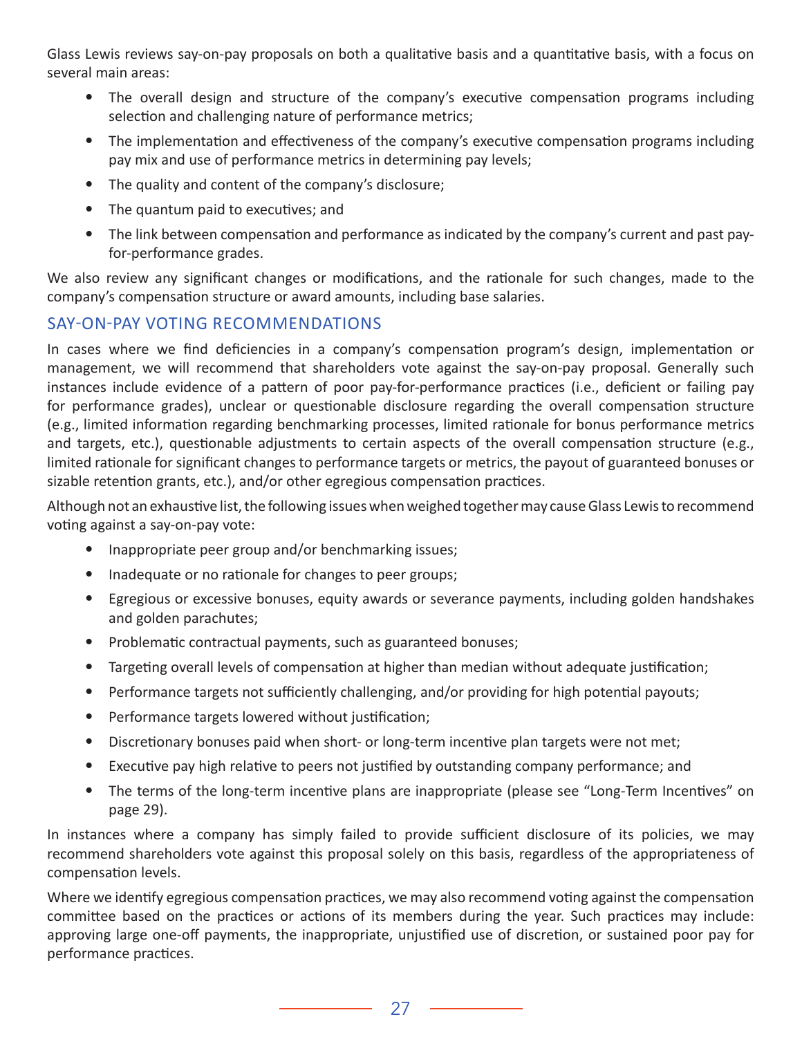Glass Lewis reviews say-on-pay proposals on both a qualitative basis and a quantitative basis, with a focus on several main areas:

- The overall design and structure of the company's executive compensation programs including selection and challenging nature of performance metrics;
- The implementation and effectiveness of the company's executive compensation programs including pay mix and use of performance metrics in determining pay levels;
- The quality and content of the company's disclosure;
- The quantum paid to executives; and
- The link between compensation and performance as indicated by the company's current and past pay-for-performance grades.

We also review any significant changes or modifications, and the rationale for such changes, made to the company's compensation structure or award amounts, including base salaries.

## SAY-ON-PAY VOTING RECOMMENDATIONS

In cases where we find deficiencies in a company's compensation program's design, implementation or management, we will recommend that shareholders vote against the say-on-pay proposal. Generally such instances include evidence of a pattern of poor pay-for-performance practices (i.e., deficient or failing pay for performance grades), unclear or questionable disclosure regarding the overall compensation structure (e.g., limited information regarding benchmarking processes, limited rationale for bonus performance metrics and targets, etc.), questionable adjustments to certain aspects of the overall compensation structure (e.g., limited rationale for significant changes to performance targets or metrics, the payout of guaranteed bonuses or sizable retention grants, etc.), and/or other egregious compensation practices.

Although not an exhaustive list, the following issues when weighed together may cause Glass Lewis to recommend voting against a say-on-pay vote:

- Inappropriate peer group and/or benchmarking issues;
- Inadequate or no rationale for changes to peer groups;
- Egregious or excessive bonuses, equity awards or severance payments, including golden handshakes and golden parachutes;
- Problematic contractual payments, such as guaranteed bonuses;
- Targeting overall levels of compensation at higher than median without adequate justification;
- Performance targets not sufficiently challenging, and/or providing for high potential payouts;
- Performance targets lowered without justification;
- Discretionary bonuses paid when short- or long-term incentive plan targets were not met;
- Executive pay high relative to peers not justified by outstanding company performance; and
- The terms of the long-term incentive plans are inappropriate (please see "Long-Term Incentives" on page 29).

In instances where a company has simply failed to provide sufficient disclosure of its policies, we may recommend shareholders vote against this proposal solely on this basis, regardless of the appropriateness of compensation levels.

Where we identify egregious compensation practices, we may also recommend voting against the compensation committee based on the practices or actions of its members during the year. Such practices may include: approving large one-off payments, the inappropriate, unjustified use of discretion, or sustained poor pay for performance practices.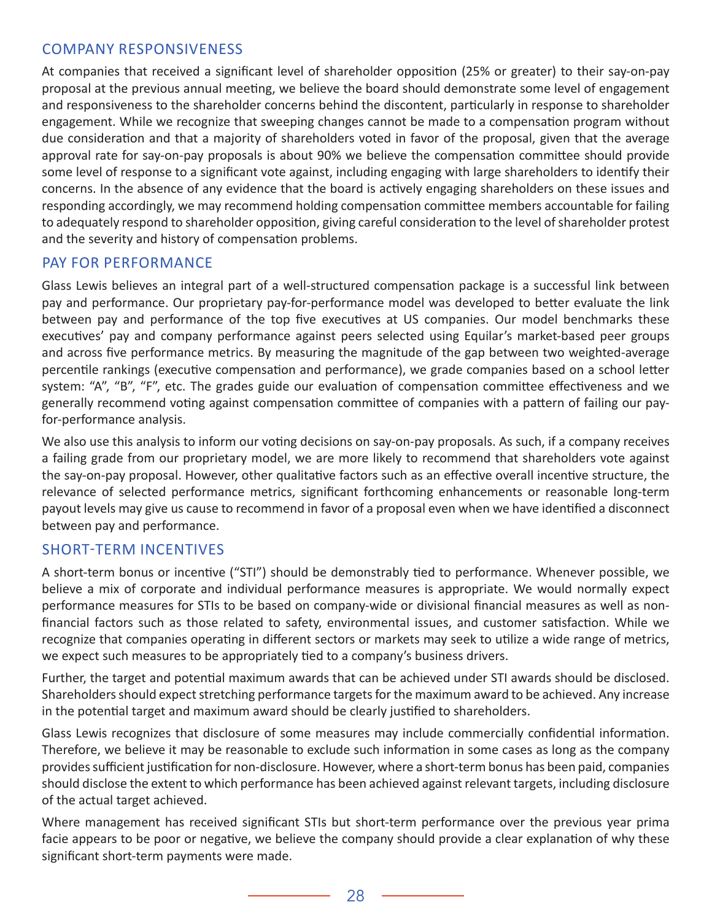## COMPANY RESPONSIVENESS

At companies that received a significant level of shareholder opposition (25% or greater) to their say-on-pay proposal at the previous annual meeting, we believe the board should demonstrate some level of engagement and responsiveness to the shareholder concerns behind the discontent, particularly in response to shareholder engagement. While we recognize that sweeping changes cannot be made to a compensation program without due consideration and that a majority of shareholders voted in favor of the proposal, given that the average approval rate for say-on-pay proposals is about 90% we believe the compensation committee should provide some level of response to a significant vote against, including engaging with large shareholders to identify their concerns. In the absence of any evidence that the board is actively engaging shareholders on these issues and responding accordingly, we may recommend holding compensation committee members accountable for failing to adequately respond to shareholder opposition, giving careful consideration to the level of shareholder protest and the severity and history of compensation problems.

## PAY FOR PERFORMANCE

Glass Lewis believes an integral part of a well-structured compensation package is a successful link between pay and performance. Our proprietary pay-for-performance model was developed to better evaluate the link between pay and performance of the top five executives at US companies. Our model benchmarks these executives' pay and company performance against peers selected using Equilar's market-based peer groups and across five performance metrics. By measuring the magnitude of the gap between two weighted-average percentile rankings (executive compensation and performance), we grade companies based on a school letter system: "A", "B", "F", etc. The grades guide our evaluation of compensation committee effectiveness and we generally recommend voting against compensation committee of companies with a pattern of failing our pay-for-performance analysis.

We also use this analysis to inform our voting decisions on say-on-pay proposals. As such, if a company receives a failing grade from our proprietary model, we are more likely to recommend that shareholders vote against the say-on-pay proposal. However, other qualitative factors such as an effective overall incentive structure, the relevance of selected performance metrics, significant forthcoming enhancements or reasonable long-term payout levels may give us cause to recommend in favor of a proposal even when we have identified a disconnect between pay and performance.

## SHORT-TERM INCENTIVES

A short-term bonus or incentive ("STI") should be demonstrably tied to performance. Whenever possible, we believe a mix of corporate and individual performance measures is appropriate. We would normally expect performance measures for STIs to be based on company-wide or divisional financial measures as well as non-financial factors such as those related to safety, environmental issues, and customer satisfaction. While we recognize that companies operating in different sectors or markets may seek to utilize a wide range of metrics, we expect such measures to be appropriately tied to a company's business drivers.

Further, the target and potential maximum awards that can be achieved under STI awards should be disclosed. Shareholders should expect stretching performance targets for the maximum award to be achieved. Any increase in the potential target and maximum award should be clearly justified to shareholders.

Glass Lewis recognizes that disclosure of some measures may include commercially confidential information. Therefore, we believe it may be reasonable to exclude such information in some cases as long as the company provides sufficient justification for non-disclosure. However, where a short-term bonus has been paid, companies should disclose the extent to which performance has been achieved against relevant targets, including disclosure of the actual target achieved.

Where management has received significant STIs but short-term performance over the previous year prima facie appears to be poor or negative, we believe the company should provide a clear explanation of why these significant short-term payments were made.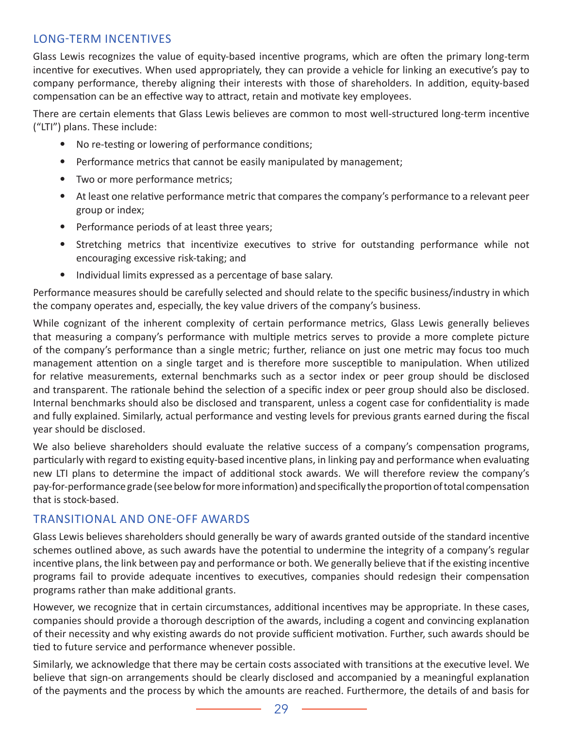## LONG-TERM INCENTIVES

Glass Lewis recognizes the value of equity-based incentive programs, which are often the primary long-term incentive for executives. When used appropriately, they can provide a vehicle for linking an executive's pay to company performance, thereby aligning their interests with those of shareholders. In addition, equity-based compensation can be an effective way to attract, retain and motivate key employees.

There are certain elements that Glass Lewis believes are common to most well-structured long-term incentive ("LTI") plans. These include:

- No re-testing or lowering of performance conditions;
- Performance metrics that cannot be easily manipulated by management;
- Two or more performance metrics;
- At least one relative performance metric that compares the company's performance to a relevant peer group or index;
- Performance periods of at least three years;
- Stretching metrics that incentivize executives to strive for outstanding performance while not encouraging excessive risk-taking; and
- Individual limits expressed as a percentage of base salary.

Performance measures should be carefully selected and should relate to the specific business/industry in which the company operates and, especially, the key value drivers of the company's business.

While cognizant of the inherent complexity of certain performance metrics, Glass Lewis generally believes that measuring a company's performance with multiple metrics serves to provide a more complete picture of the company's performance than a single metric; further, reliance on just one metric may focus too much management attention on a single target and is therefore more susceptible to manipulation. When utilized for relative measurements, external benchmarks such as a sector index or peer group should be disclosed and transparent. The rationale behind the selection of a specific index or peer group should also be disclosed. Internal benchmarks should also be disclosed and transparent, unless a cogent case for confidentiality is made and fully explained. Similarly, actual performance and vesting levels for previous grants earned during the fiscal year should be disclosed.

We also believe shareholders should evaluate the relative success of a company's compensation programs, particularly with regard to existing equity-based incentive plans, in linking pay and performance when evaluating new LTI plans to determine the impact of additional stock awards. We will therefore review the company's pay-for-performance grade (see below for more information) and specifically the proportion of total compensation that is stock-based.

## TRANSITIONAL AND ONE-OFF AWARDS

Glass Lewis believes shareholders should generally be wary of awards granted outside of the standard incentive schemes outlined above, as such awards have the potential to undermine the integrity of a company's regular incentive plans, the link between pay and performance or both. We generally believe that if the existing incentive programs fail to provide adequate incentives to executives, companies should redesign their compensation programs rather than make additional grants.

However, we recognize that in certain circumstances, additional incentives may be appropriate. In these cases, companies should provide a thorough description of the awards, including a cogent and convincing explanation of their necessity and why existing awards do not provide sufficient motivation. Further, such awards should be tied to future service and performance whenever possible.

Similarly, we acknowledge that there may be certain costs associated with transitions at the executive level. We believe that sign-on arrangements should be clearly disclosed and accompanied by a meaningful explanation of the payments and the process by which the amounts are reached. Furthermore, the details of and basis for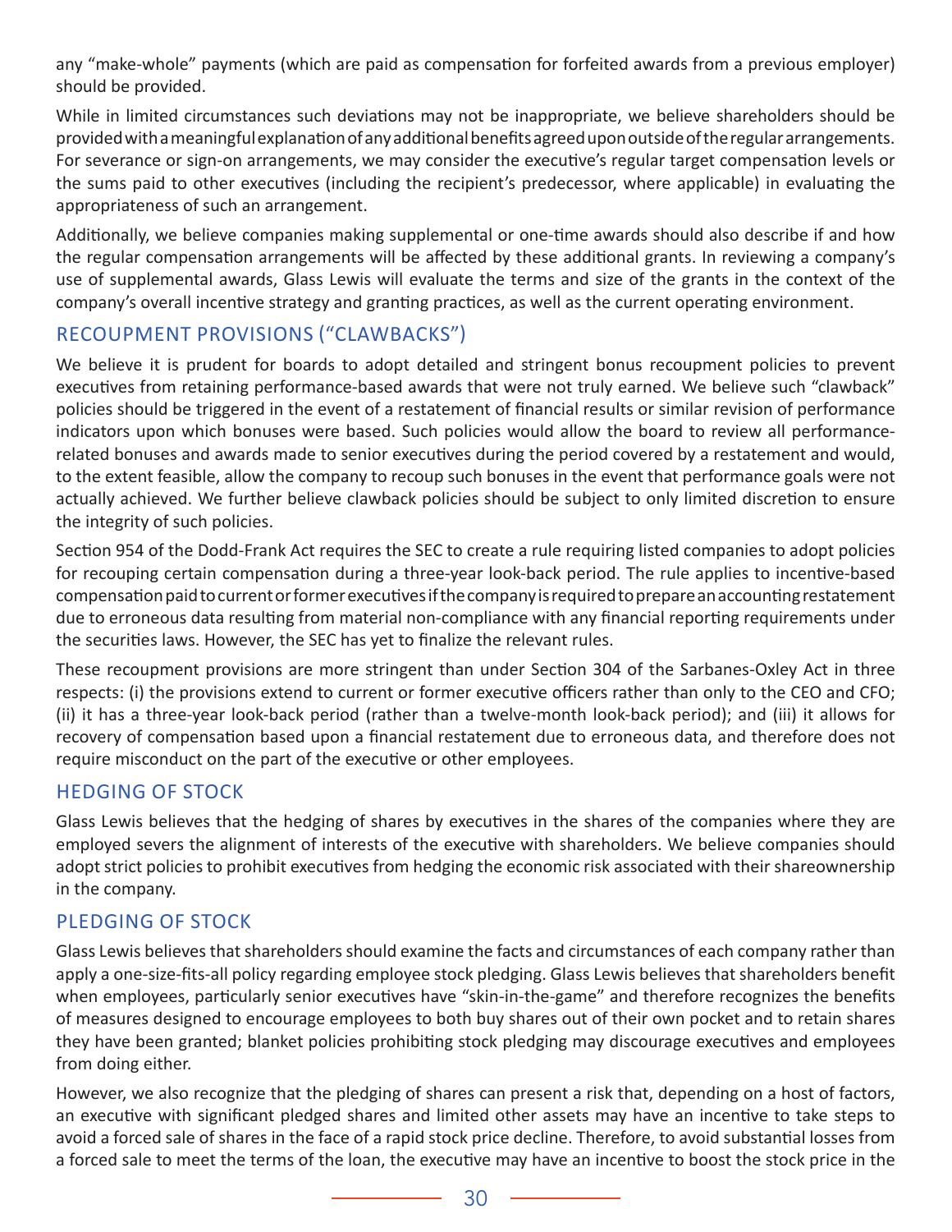any "make-whole" payments (which are paid as compensation for forfeited awards from a previous employer) should be provided.

While in limited circumstances such deviations may not be inappropriate, we believe shareholders should be provided with a meaningful explanation of any additional benefits agreed upon outside of the regular arrangements. For severance or sign-on arrangements, we may consider the executive's regular target compensation levels or the sums paid to other executives (including the recipient's predecessor, where applicable) in evaluating the appropriateness of such an arrangement.

Additionally, we believe companies making supplemental or one-time awards should also describe if and how the regular compensation arrangements will be affected by these additional grants. In reviewing a company's use of supplemental awards, Glass Lewis will evaluate the terms and size of the grants in the context of the company's overall incentive strategy and granting practices, as well as the current operating environment.

## RECOUPMENT PROVISIONS ("CLAWBACKS")

We believe it is prudent for boards to adopt detailed and stringent bonus recoupment policies to prevent executives from retaining performance-based awards that were not truly earned. We believe such "clawback" policies should be triggered in the event of a restatement of financial results or similar revision of performance indicators upon which bonuses were based. Such policies would allow the board to review all performance-related bonuses and awards made to senior executives during the period covered by a restatement and would, to the extent feasible, allow the company to recoup such bonuses in the event that performance goals were not actually achieved. We further believe clawback policies should be subject to only limited discretion to ensure the integrity of such policies.

Section 954 of the Dodd-Frank Act requires the SEC to create a rule requiring listed companies to adopt policies for recouping certain compensation during a three-year look-back period. The rule applies to incentive-based compensation paid to current or former executives if the company is required to prepare an accounting restatement due to erroneous data resulting from material non-compliance with any financial reporting requirements under the securities laws. However, the SEC has yet to finalize the relevant rules.

These recoupment provisions are more stringent than under Section 304 of the Sarbanes-Oxley Act in three respects: (i) the provisions extend to current or former executive officers rather than only to the CEO and CFO; (ii) it has a three-year look-back period (rather than a twelve-month look-back period); and (iii) it allows for recovery of compensation based upon a financial restatement due to erroneous data, and therefore does not require misconduct on the part of the executive or other employees.

## HEDGING OF STOCK

Glass Lewis believes that the hedging of shares by executives in the shares of the companies where they are employed severs the alignment of interests of the executive with shareholders. We believe companies should adopt strict policies to prohibit executives from hedging the economic risk associated with their shareownership in the company.

## PLEDGING OF STOCK

Glass Lewis believes that shareholders should examine the facts and circumstances of each company rather than apply a one-size-fits-all policy regarding employee stock pledging. Glass Lewis believes that shareholders benefit when employees, particularly senior executives have "skin-in-the-game" and therefore recognizes the benefits of measures designed to encourage employees to both buy shares out of their own pocket and to retain shares they have been granted; blanket policies prohibiting stock pledging may discourage executives and employees from doing either.

However, we also recognize that the pledging of shares can present a risk that, depending on a host of factors, an executive with significant pledged shares and limited other assets may have an incentive to take steps to avoid a forced sale of shares in the face of a rapid stock price decline. Therefore, to avoid substantial losses from a forced sale to meet the terms of the loan, the executive may have an incentive to boost the stock price in the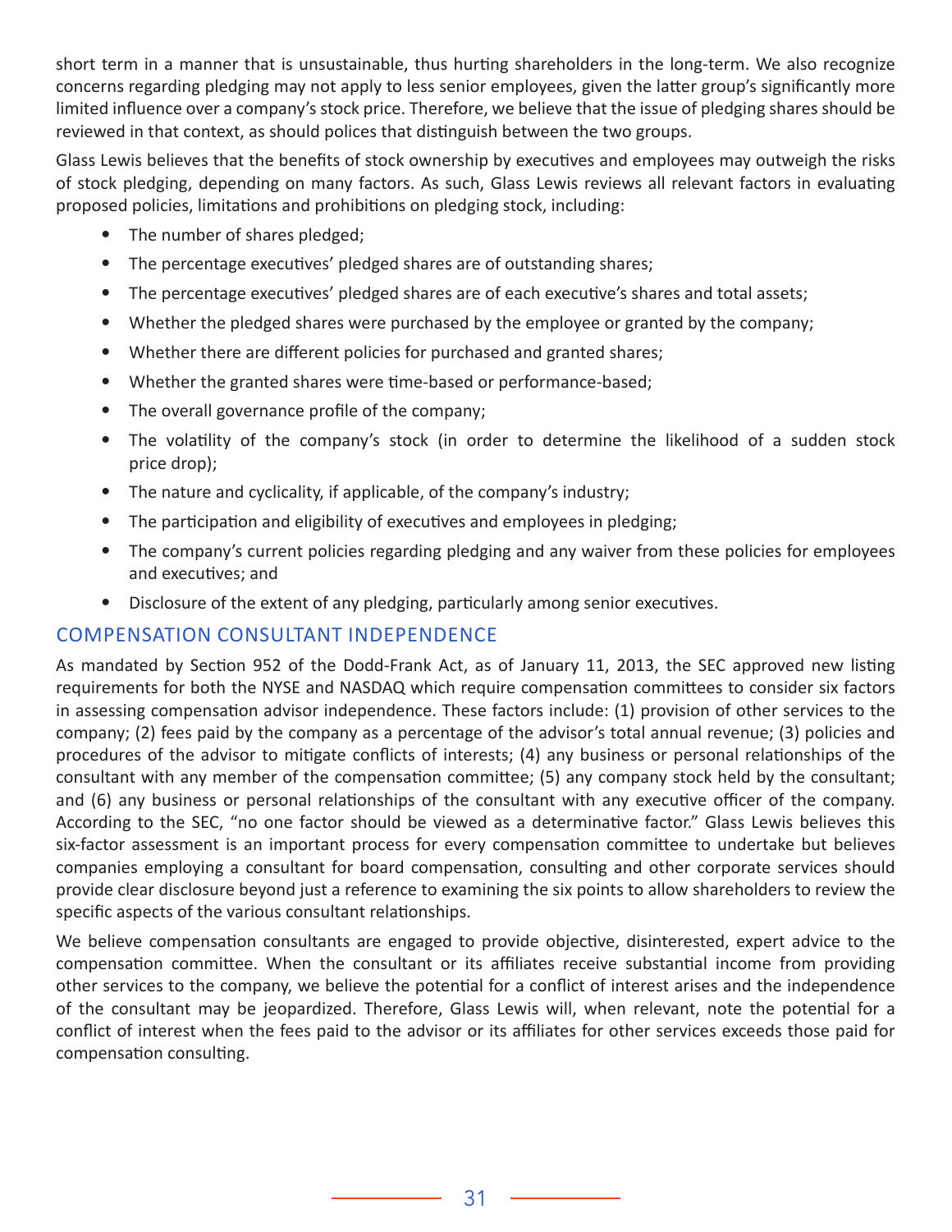short term in a manner that is unsustainable, thus hurting shareholders in the long-term. We also recognize concerns regarding pledging may not apply to less senior employees, given the latter group's significantly more limited influence over a company's stock price. Therefore, we believe that the issue of pledging shares should be reviewed in that context, as should polices that distinguish between the two groups.

Glass Lewis believes that the benefits of stock ownership by executives and employees may outweigh the risks of stock pledging, depending on many factors. As such, Glass Lewis reviews all relevant factors in evaluating proposed policies, limitations and prohibitions on pledging stock, including:

- The number of shares pledged;
- The percentage executives' pledged shares are of outstanding shares;
- The percentage executives' pledged shares are of each executive's shares and total assets;
- Whether the pledged shares were purchased by the employee or granted by the company;
- Whether there are different policies for purchased and granted shares;
- Whether the granted shares were time-based or performance-based;
- The overall governance profile of the company;
- The volatility of the company's stock (in order to determine the likelihood of a sudden stock price drop);
- The nature and cyclicality, if applicable, of the company's industry;
- The participation and eligibility of executives and employees in pledging;
- The company's current policies regarding pledging and any waiver from these policies for employees and executives; and
- Disclosure of the extent of any pledging, particularly among senior executives.

## COMPENSATION CONSULTANT INDEPENDENCE

As mandated by Section 952 of the Dodd-Frank Act, as of January 11, 2013, the SEC approved new listing requirements for both the NYSE and NASDAQ which require compensation committees to consider six factors in assessing compensation advisor independence. These factors include: (1) provision of other services to the company; (2) fees paid by the company as a percentage of the advisor's total annual revenue; (3) policies and procedures of the advisor to mitigate conflicts of interests; (4) any business or personal relationships of the consultant with any member of the compensation committee; (5) any company stock held by the consultant; and (6) any business or personal relationships of the consultant with any executive officer of the company. According to the SEC, "no one factor should be viewed as a determinative factor." Glass Lewis believes this six-factor assessment is an important process for every compensation committee to undertake but believes companies employing a consultant for board compensation, consulting and other corporate services should provide clear disclosure beyond just a reference to examining the six points to allow shareholders to review the specific aspects of the various consultant relationships.

We believe compensation consultants are engaged to provide objective, disinterested, expert advice to the compensation committee. When the consultant or its affiliates receive substantial income from providing other services to the company, we believe the potential for a conflict of interest arises and the independence of the consultant may be jeopardized. Therefore, Glass Lewis will, when relevant, note the potential for a conflict of interest when the fees paid to the advisor or its affiliates for other services exceeds those paid for compensation consulting.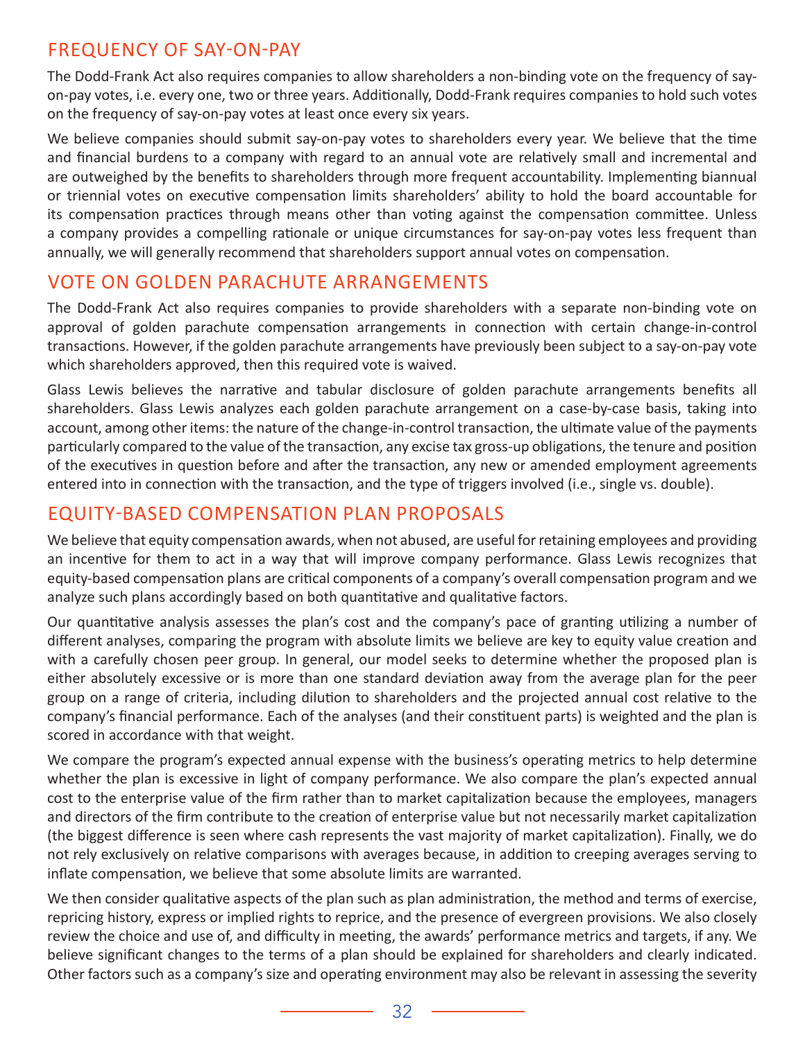## FREQUENCY OF SAY-ON-PAY

The Dodd-Frank Act also requires companies to allow shareholders a non-binding vote on the frequency of say-on-pay votes, i.e. every one, two or three years. Additionally, Dodd-Frank requires companies to hold such votes on the frequency of say-on-pay votes at least once every six years.

We believe companies should submit say-on-pay votes to shareholders every year. We believe that the time and financial burdens to a company with regard to an annual vote are relatively small and incremental and are outweighed by the benefits to shareholders through more frequent accountability. Implementing biannual or triennial votes on executive compensation limits shareholders' ability to hold the board accountable for its compensation practices through means other than voting against the compensation committee. Unless a company provides a compelling rationale or unique circumstances for say-on-pay votes less frequent than annually, we will generally recommend that shareholders support annual votes on compensation.

## VOTE ON GOLDEN PARACHUTE ARRANGEMENTS

The Dodd-Frank Act also requires companies to provide shareholders with a separate non-binding vote on approval of golden parachute compensation arrangements in connection with certain change-in-control transactions. However, if the golden parachute arrangements have previously been subject to a say-on-pay vote which shareholders approved, then this required vote is waived.

Glass Lewis believes the narrative and tabular disclosure of golden parachute arrangements benefits all shareholders. Glass Lewis analyzes each golden parachute arrangement on a case-by-case basis, taking into account, among other items: the nature of the change-in-control transaction, the ultimate value of the payments particularly compared to the value of the transaction, any excise tax gross-up obligations, the tenure and position of the executives in question before and after the transaction, any new or amended employment agreements entered into in connection with the transaction, and the type of triggers involved (i.e., single vs. double).

## EQUITY-BASED COMPENSATION PLAN PROPOSALS

We believe that equity compensation awards, when not abused, are useful for retaining employees and providing an incentive for them to act in a way that will improve company performance. Glass Lewis recognizes that equity-based compensation plans are critical components of a company's overall compensation program and we analyze such plans accordingly based on both quantitative and qualitative factors.

Our quantitative analysis assesses the plan's cost and the company's pace of granting utilizing a number of different analyses, comparing the program with absolute limits we believe are key to equity value creation and with a carefully chosen peer group. In general, our model seeks to determine whether the proposed plan is either absolutely excessive or is more than one standard deviation away from the average plan for the peer group on a range of criteria, including dilution to shareholders and the projected annual cost relative to the company's financial performance. Each of the analyses (and their constituent parts) is weighted and the plan is scored in accordance with that weight.

We compare the program's expected annual expense with the business's operating metrics to help determine whether the plan is excessive in light of company performance. We also compare the plan's expected annual cost to the enterprise value of the firm rather than to market capitalization because the employees, managers and directors of the firm contribute to the creation of enterprise value but not necessarily market capitalization (the biggest difference is seen where cash represents the vast majority of market capitalization). Finally, we do not rely exclusively on relative comparisons with averages because, in addition to creeping averages serving to inflate compensation, we believe that some absolute limits are warranted.

We then consider qualitative aspects of the plan such as plan administration, the method and terms of exercise, repricing history, express or implied rights to reprice, and the presence of evergreen provisions. We also closely review the choice and use of, and difficulty in meeting, the awards' performance metrics and targets, if any. We believe significant changes to the terms of a plan should be explained for shareholders and clearly indicated. Other factors such as a company's size and operating environment may also be relevant in assessing the severity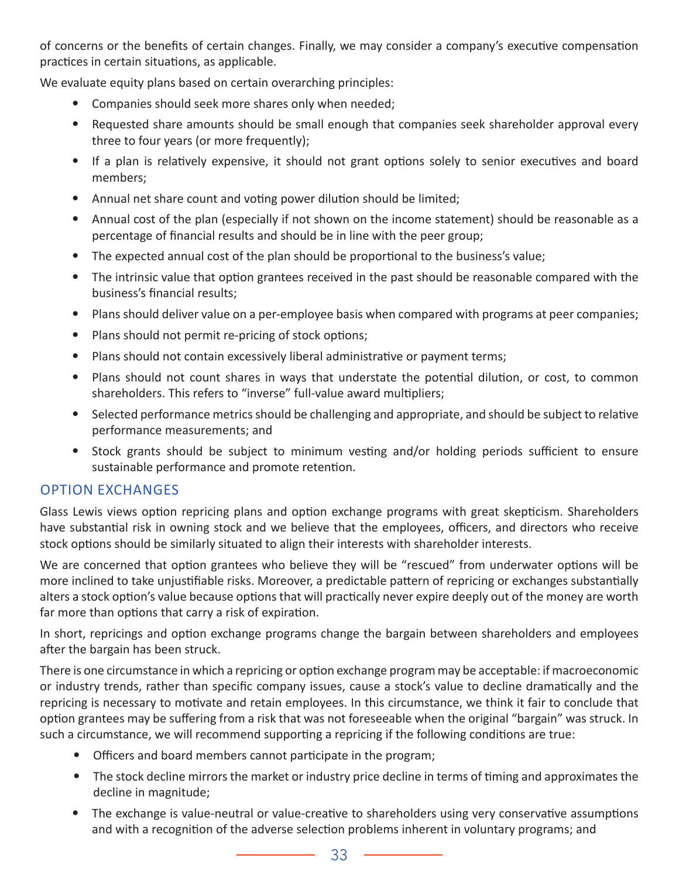of concerns or the benefits of certain changes. Finally, we may consider a company's executive compensation practices in certain situations, as applicable.

We evaluate equity plans based on certain overarching principles:

- Companies should seek more shares only when needed;
- Requested share amounts should be small enough that companies seek shareholder approval every three to four years (or more frequently);
- If a plan is relatively expensive, it should not grant options solely to senior executives and board members;
- Annual net share count and voting power dilution should be limited;
- Annual cost of the plan (especially if not shown on the income statement) should be reasonable as a percentage of financial results and should be in line with the peer group;
- The expected annual cost of the plan should be proportional to the business's value;
- The intrinsic value that option grantees received in the past should be reasonable compared with the business's financial results;
- Plans should deliver value on a per-employee basis when compared with programs at peer companies;
- Plans should not permit re-pricing of stock options;
- Plans should not contain excessively liberal administrative or payment terms;
- Plans should not count shares in ways that understate the potential dilution, or cost, to common shareholders. This refers to "inverse" full-value award multipliers;
- Selected performance metrics should be challenging and appropriate, and should be subject to relative performance measurements; and
- Stock grants should be subject to minimum vesting and/or holding periods sufficient to ensure sustainable performance and promote retention.

## OPTION EXCHANGES

Glass Lewis views option repricing plans and option exchange programs with great skepticism. Shareholders have substantial risk in owning stock and we believe that the employees, officers, and directors who receive stock options should be similarly situated to align their interests with shareholder interests.

We are concerned that option grantees who believe they will be "rescued" from underwater options will be more inclined to take unjustifiable risks. Moreover, a predictable pattern of repricing or exchanges substantially alters a stock option's value because options that will practically never expire deeply out of the money are worth far more than options that carry a risk of expiration.

In short, repricings and option exchange programs change the bargain between shareholders and employees after the bargain has been struck.

There is one circumstance in which a repricing or option exchange program may be acceptable: if macroeconomic or industry trends, rather than specific company issues, cause a stock's value to decline dramatically and the repricing is necessary to motivate and retain employees. In this circumstance, we think it fair to conclude that option grantees may be suffering from a risk that was not foreseeable when the original "bargain" was struck. In such a circumstance, we will recommend supporting a repricing if the following conditions are true:

- Officers and board members cannot participate in the program;
- The stock decline mirrors the market or industry price decline in terms of timing and approximates the decline in magnitude;
- The exchange is value-neutral or value-creative to shareholders using very conservative assumptions and with a recognition of the adverse selection problems inherent in voluntary programs; and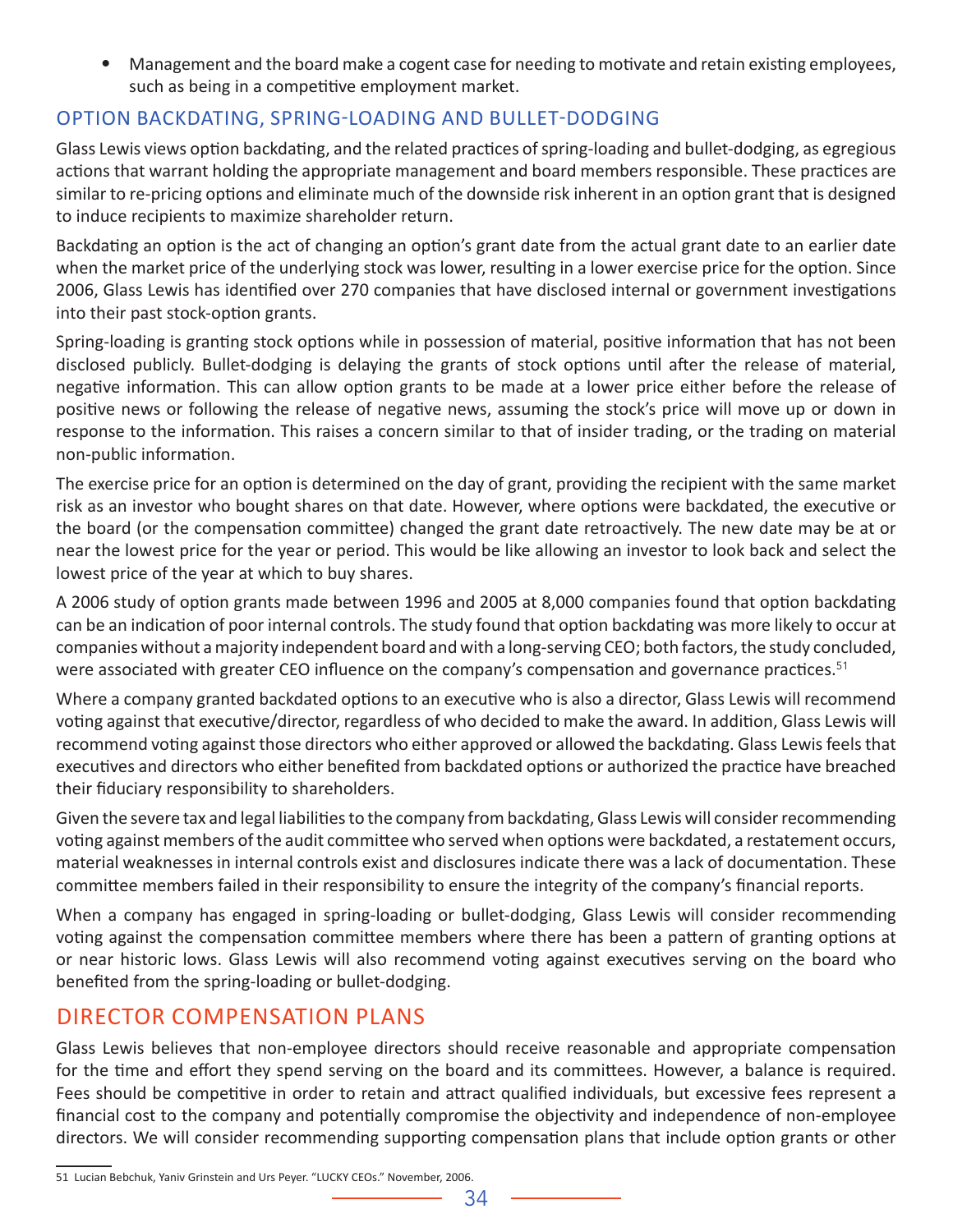- Management and the board make a cogent case for needing to motivate and retain existing employees, such as being in a competitive employment market.

### OPTION BACKDATING, SPRING-LOADING AND BULLET-DODGING

Glass Lewis views option backdating, and the related practices of spring-loading and bullet-dodging, as egregious actions that warrant holding the appropriate management and board members responsible. These practices are similar to re-pricing options and eliminate much of the downside risk inherent in an option grant that is designed to induce recipients to maximize shareholder return.

Backdating an option is the act of changing an option's grant date from the actual grant date to an earlier date when the market price of the underlying stock was lower, resulting in a lower exercise price for the option. Since 2006, Glass Lewis has identified over 270 companies that have disclosed internal or government investigations into their past stock-option grants.

Spring-loading is granting stock options while in possession of material, positive information that has not been disclosed publicly. Bullet-dodging is delaying the grants of stock options until after the release of material, negative information. This can allow option grants to be made at a lower price either before the release of positive news or following the release of negative news, assuming the stock's price will move up or down in response to the information. This raises a concern similar to that of insider trading, or the trading on material non-public information.

The exercise price for an option is determined on the day of grant, providing the recipient with the same market risk as an investor who bought shares on that date. However, where options were backdated, the executive or the board (or the compensation committee) changed the grant date retroactively. The new date may be at or near the lowest price for the year or period. This would be like allowing an investor to look back and select the lowest price of the year at which to buy shares.

A 2006 study of option grants made between 1996 and 2005 at 8,000 companies found that option backdating can be an indication of poor internal controls. The study found that option backdating was more likely to occur at companies without a majority independent board and with a long-serving CEO; both factors, the study concluded, were associated with greater CEO influence on the company's compensation and governance practices.[51]

Where a company granted backdated options to an executive who is also a director, Glass Lewis will recommend voting against that executive/director, regardless of who decided to make the award. In addition, Glass Lewis will recommend voting against those directors who either approved or allowed the backdating. Glass Lewis feels that executives and directors who either benefited from backdated options or authorized the practice have breached their fiduciary responsibility to shareholders.

Given the severe tax and legal liabilities to the company from backdating, Glass Lewis will consider recommending voting against members of the audit committee who served when options were backdated, a restatement occurs, material weaknesses in internal controls exist and disclosures indicate there was a lack of documentation. These committee members failed in their responsibility to ensure the integrity of the company's financial reports.

When a company has engaged in spring-loading or bullet-dodging, Glass Lewis will consider recommending voting against the compensation committee members where there has been a pattern of granting options at or near historic lows. Glass Lewis will also recommend voting against executives serving on the board who benefited from the spring-loading or bullet-dodging.

## DIRECTOR COMPENSATION PLANS

Glass Lewis believes that non-employee directors should receive reasonable and appropriate compensation for the time and effort they spend serving on the board and its committees. However, a balance is required. Fees should be competitive in order to retain and attract qualified individuals, but excessive fees represent a financial cost to the company and potentially compromise the objectivity and independence of non-employee directors. We will consider recommending supporting compensation plans that include option grants or other

51 Lucian Bebchuk, Yaniv Grinstein and Urs Peyer. "LUCKY CEOs." November, 2006.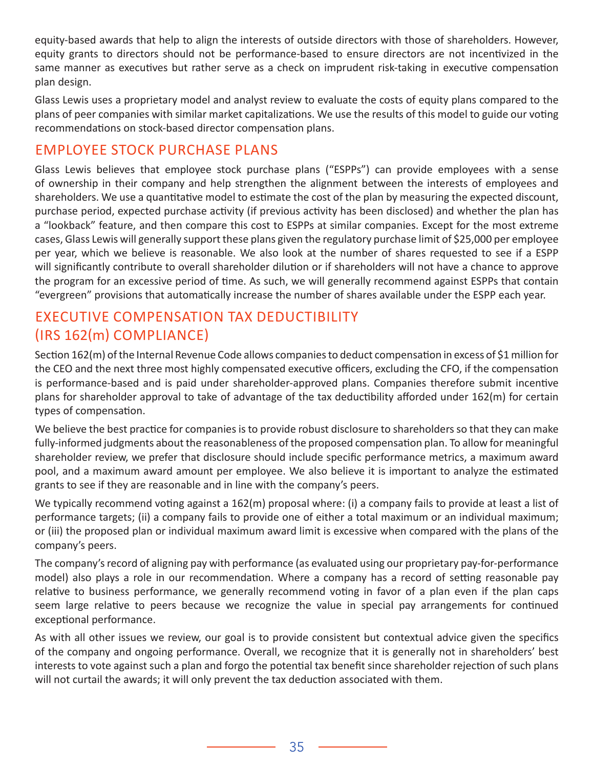equity-based awards that help to align the interests of outside directors with those of shareholders. However, equity grants to directors should not be performance-based to ensure directors are not incentivized in the same manner as executives but rather serve as a check on imprudent risk-taking in executive compensation plan design.

Glass Lewis uses a proprietary model and analyst review to evaluate the costs of equity plans compared to the plans of peer companies with similar market capitalizations. We use the results of this model to guide our voting recommendations on stock-based director compensation plans.

## EMPLOYEE STOCK PURCHASE PLANS

Glass Lewis believes that employee stock purchase plans ("ESPPs") can provide employees with a sense of ownership in their company and help strengthen the alignment between the interests of employees and shareholders. We use a quantitative model to estimate the cost of the plan by measuring the expected discount, purchase period, expected purchase activity (if previous activity has been disclosed) and whether the plan has a "lookback" feature, and then compare this cost to ESPPs at similar companies. Except for the most extreme cases, Glass Lewis will generally support these plans given the regulatory purchase limit of $25,000 per employee per year, which we believe is reasonable. We also look at the number of shares requested to see if a ESPP will significantly contribute to overall shareholder dilution or if shareholders will not have a chance to approve the program for an excessive period of time. As such, we will generally recommend against ESPPs that contain "evergreen" provisions that automatically increase the number of shares available under the ESPP each year.

## EXECUTIVE COMPENSATION TAX DEDUCTIBILITY (IRS 162(m) COMPLIANCE)

Section 162(m) of the Internal Revenue Code allows companies to deduct compensation in excess of $1 million for the CEO and the next three most highly compensated executive officers, excluding the CFO, if the compensation is performance-based and is paid under shareholder-approved plans. Companies therefore submit incentive plans for shareholder approval to take of advantage of the tax deductibility afforded under 162(m) for certain types of compensation.

We believe the best practice for companies is to provide robust disclosure to shareholders so that they can make fully-informed judgments about the reasonableness of the proposed compensation plan. To allow for meaningful shareholder review, we prefer that disclosure should include specific performance metrics, a maximum award pool, and a maximum award amount per employee. We also believe it is important to analyze the estimated grants to see if they are reasonable and in line with the company's peers.

We typically recommend voting against a 162(m) proposal where: (i) a company fails to provide at least a list of performance targets; (ii) a company fails to provide one of either a total maximum or an individual maximum; or (iii) the proposed plan or individual maximum award limit is excessive when compared with the plans of the company's peers.

The company's record of aligning pay with performance (as evaluated using our proprietary pay-for-performance model) also plays a role in our recommendation. Where a company has a record of setting reasonable pay relative to business performance, we generally recommend voting in favor of a plan even if the plan caps seem large relative to peers because we recognize the value in special pay arrangements for continued exceptional performance.

As with all other issues we review, our goal is to provide consistent but contextual advice given the specifics of the company and ongoing performance. Overall, we recognize that it is generally not in shareholders' best interests to vote against such a plan and forgo the potential tax benefit since shareholder rejection of such plans will not curtail the awards; it will only prevent the tax deduction associated with them.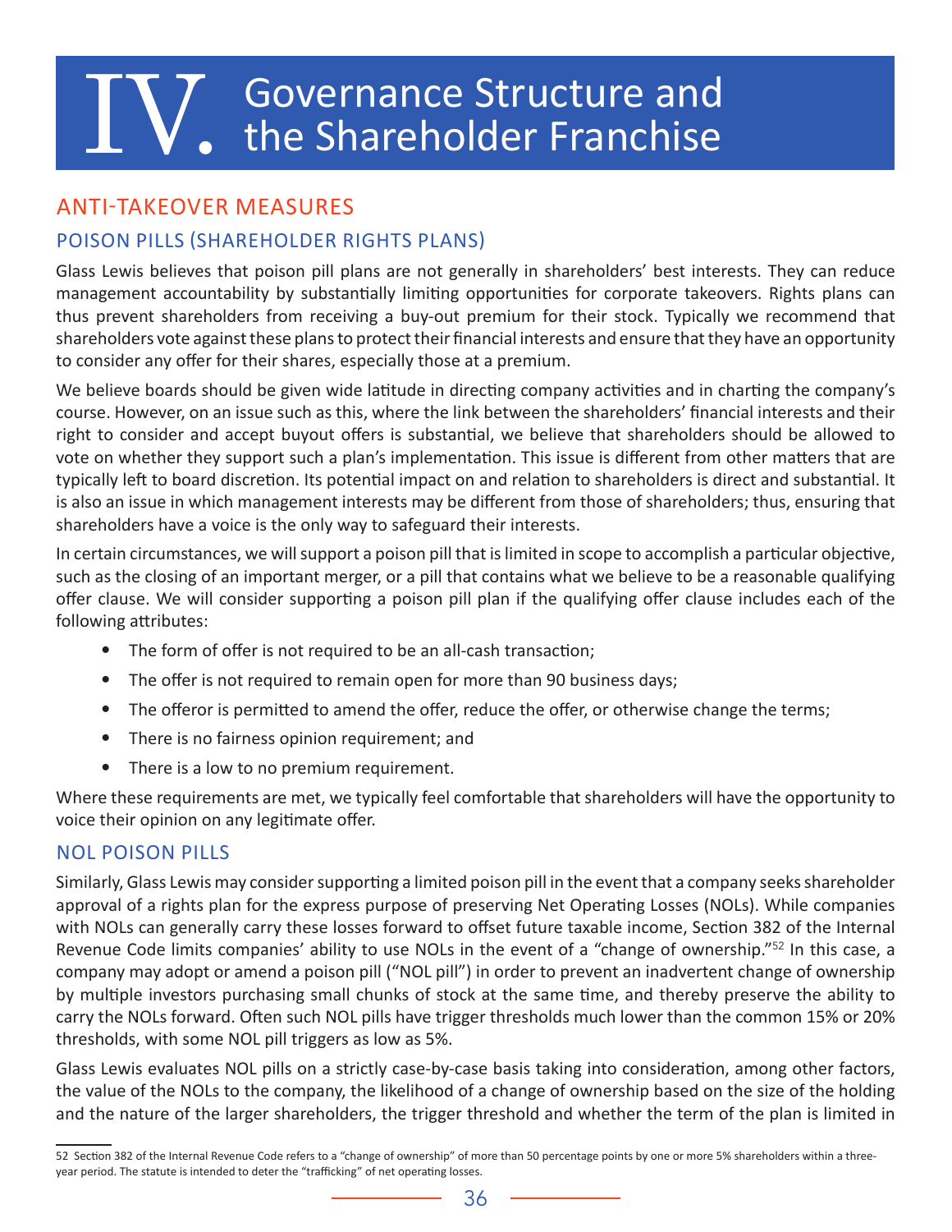# IV. Governance Structure and the Shareholder Franchise

## ANTI-TAKEOVER MEASURES

### POISON PILLS (SHAREHOLDER RIGHTS PLANS)

Glass Lewis believes that poison pill plans are not generally in shareholders' best interests. They can reduce management accountability by substantially limiting opportunities for corporate takeovers. Rights plans can thus prevent shareholders from receiving a buy-out premium for their stock. Typically we recommend that shareholders vote against these plans to protect their financial interests and ensure that they have an opportunity to consider any offer for their shares, especially those at a premium.

We believe boards should be given wide latitude in directing company activities and in charting the company's course. However, on an issue such as this, where the link between the shareholders' financial interests and their right to consider and accept buyout offers is substantial, we believe that shareholders should be allowed to vote on whether they support such a plan's implementation. This issue is different from other matters that are typically left to board discretion. Its potential impact on and relation to shareholders is direct and substantial. It is also an issue in which management interests may be different from those of shareholders; thus, ensuring that shareholders have a voice is the only way to safeguard their interests.

In certain circumstances, we will support a poison pill that is limited in scope to accomplish a particular objective, such as the closing of an important merger, or a pill that contains what we believe to be a reasonable qualifying offer clause. We will consider supporting a poison pill plan if the qualifying offer clause includes each of the following attributes:

- The form of offer is not required to be an all-cash transaction;
- The offer is not required to remain open for more than 90 business days;
- The offeror is permitted to amend the offer, reduce the offer, or otherwise change the terms;
- There is no fairness opinion requirement; and
- There is a low to no premium requirement.

Where these requirements are met, we typically feel comfortable that shareholders will have the opportunity to voice their opinion on any legitimate offer.

### NOL POISON PILLS

Similarly, Glass Lewis may consider supporting a limited poison pill in the event that a company seeks shareholder approval of a rights plan for the express purpose of preserving Net Operating Losses (NOLs). While companies with NOLs can generally carry these losses forward to offset future taxable income, Section 382 of the Internal Revenue Code limits companies' ability to use NOLs in the event of a "change of ownership."[52] In this case, a company may adopt or amend a poison pill ("NOL pill") in order to prevent an inadvertent change of ownership by multiple investors purchasing small chunks of stock at the same time, and thereby preserve the ability to carry the NOLs forward. Often such NOL pills have trigger thresholds much lower than the common 15% or 20% thresholds, with some NOL pill triggers as low as 5%.

Glass Lewis evaluates NOL pills on a strictly case-by-case basis taking into consideration, among other factors, the value of the NOLs to the company, the likelihood of a change of ownership based on the size of the holding and the nature of the larger shareholders, the trigger threshold and whether the term of the plan is limited in

---

52 Section 382 of the Internal Revenue Code refers to a "change of ownership" of more than 50 percentage points by one or more 5% shareholders within a three-year period. The statute is intended to deter the "trafficking" of net operating losses.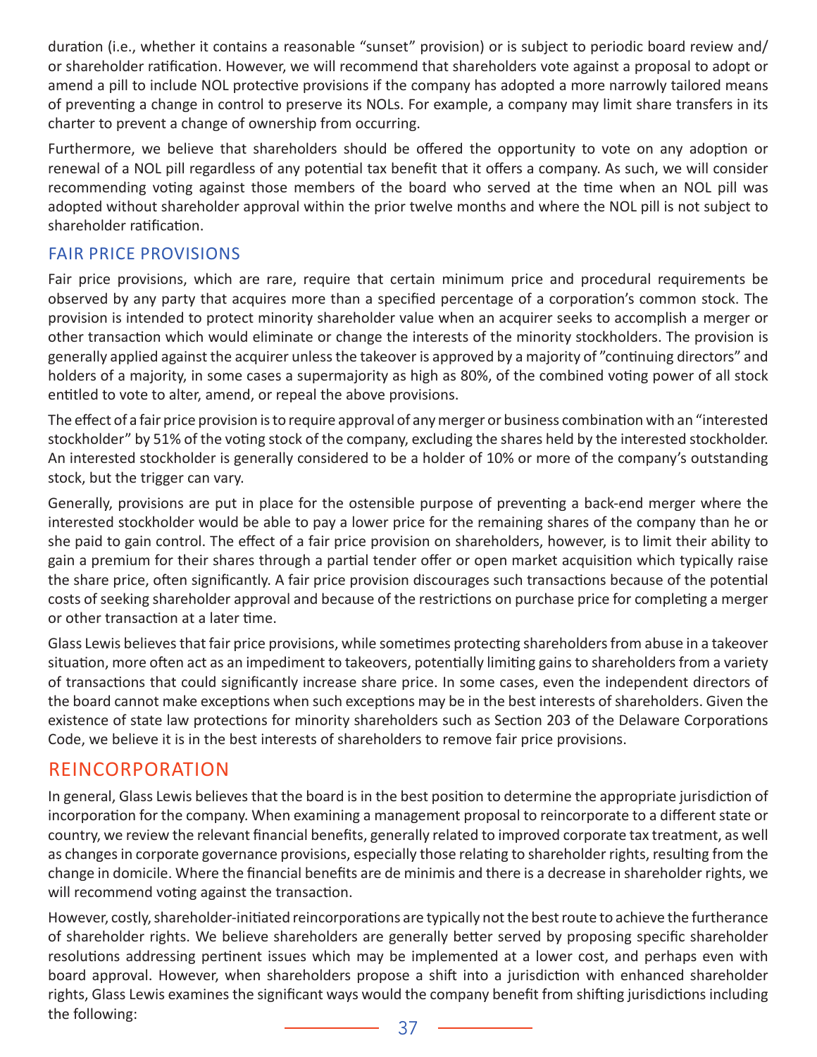duration (i.e., whether it contains a reasonable "sunset" provision) or is subject to periodic board review and/or shareholder ratification. However, we will recommend that shareholders vote against a proposal to adopt or amend a pill to include NOL protective provisions if the company has adopted a more narrowly tailored means of preventing a change in control to preserve its NOLs. For example, a company may limit share transfers in its charter to prevent a change of ownership from occurring.

Furthermore, we believe that shareholders should be offered the opportunity to vote on any adoption or renewal of a NOL pill regardless of any potential tax benefit that it offers a company. As such, we will consider recommending voting against those members of the board who served at the time when an NOL pill was adopted without shareholder approval within the prior twelve months and where the NOL pill is not subject to shareholder ratification.

### FAIR PRICE PROVISIONS

Fair price provisions, which are rare, require that certain minimum price and procedural requirements be observed by any party that acquires more than a specified percentage of a corporation's common stock. The provision is intended to protect minority shareholder value when an acquirer seeks to accomplish a merger or other transaction which would eliminate or change the interests of the minority stockholders. The provision is generally applied against the acquirer unless the takeover is approved by a majority of "continuing directors" and holders of a majority, in some cases a supermajority as high as 80%, of the combined voting power of all stock entitled to vote to alter, amend, or repeal the above provisions.

The effect of a fair price provision is to require approval of any merger or business combination with an "interested stockholder" by 51% of the voting stock of the company, excluding the shares held by the interested stockholder. An interested stockholder is generally considered to be a holder of 10% or more of the company's outstanding stock, but the trigger can vary.

Generally, provisions are put in place for the ostensible purpose of preventing a back-end merger where the interested stockholder would be able to pay a lower price for the remaining shares of the company than he or she paid to gain control. The effect of a fair price provision on shareholders, however, is to limit their ability to gain a premium for their shares through a partial tender offer or open market acquisition which typically raise the share price, often significantly. A fair price provision discourages such transactions because of the potential costs of seeking shareholder approval and because of the restrictions on purchase price for completing a merger or other transaction at a later time.

Glass Lewis believes that fair price provisions, while sometimes protecting shareholders from abuse in a takeover situation, more often act as an impediment to takeovers, potentially limiting gains to shareholders from a variety of transactions that could significantly increase share price. In some cases, even the independent directors of the board cannot make exceptions when such exceptions may be in the best interests of shareholders. Given the existence of state law protections for minority shareholders such as Section 203 of the Delaware Corporations Code, we believe it is in the best interests of shareholders to remove fair price provisions.

## REINCORPORATION

In general, Glass Lewis believes that the board is in the best position to determine the appropriate jurisdiction of incorporation for the company. When examining a management proposal to reincorporate to a different state or country, we review the relevant financial benefits, generally related to improved corporate tax treatment, as well as changes in corporate governance provisions, especially those relating to shareholder rights, resulting from the change in domicile. Where the financial benefits are de minimis and there is a decrease in shareholder rights, we will recommend voting against the transaction.

However, costly, shareholder-initiated reincorporations are typically not the best route to achieve the furtherance of shareholder rights. We believe shareholders are generally better served by proposing specific shareholder resolutions addressing pertinent issues which may be implemented at a lower cost, and perhaps even with board approval. However, when shareholders propose a shift into a jurisdiction with enhanced shareholder rights, Glass Lewis examines the significant ways would the company benefit from shifting jurisdictions including the following: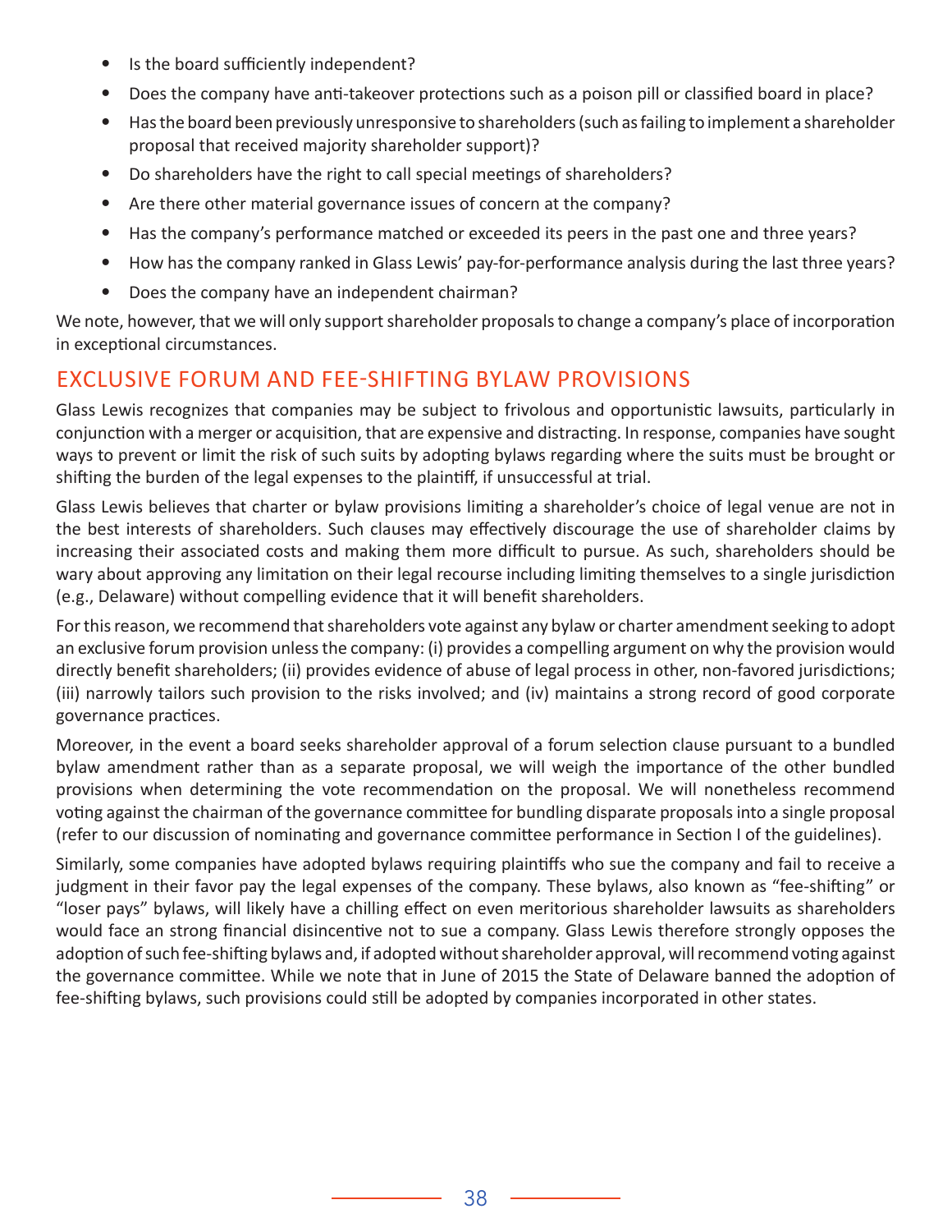- Is the board sufficiently independent?
- Does the company have anti-takeover protections such as a poison pill or classified board in place?
- Has the board been previously unresponsive to shareholders (such as failing to implement a shareholder proposal that received majority shareholder support)?
- Do shareholders have the right to call special meetings of shareholders?
- Are there other material governance issues of concern at the company?
- Has the company's performance matched or exceeded its peers in the past one and three years?
- How has the company ranked in Glass Lewis' pay-for-performance analysis during the last three years?
- Does the company have an independent chairman?

We note, however, that we will only support shareholder proposals to change a company's place of incorporation in exceptional circumstances.

## EXCLUSIVE FORUM AND FEE-SHIFTING BYLAW PROVISIONS

Glass Lewis recognizes that companies may be subject to frivolous and opportunistic lawsuits, particularly in conjunction with a merger or acquisition, that are expensive and distracting. In response, companies have sought ways to prevent or limit the risk of such suits by adopting bylaws regarding where the suits must be brought or shifting the burden of the legal expenses to the plaintiff, if unsuccessful at trial.

Glass Lewis believes that charter or bylaw provisions limiting a shareholder's choice of legal venue are not in the best interests of shareholders. Such clauses may effectively discourage the use of shareholder claims by increasing their associated costs and making them more difficult to pursue. As such, shareholders should be wary about approving any limitation on their legal recourse including limiting themselves to a single jurisdiction (e.g., Delaware) without compelling evidence that it will benefit shareholders.

For this reason, we recommend that shareholders vote against any bylaw or charter amendment seeking to adopt an exclusive forum provision unless the company: (i) provides a compelling argument on why the provision would directly benefit shareholders; (ii) provides evidence of abuse of legal process in other, non-favored jurisdictions; (iii) narrowly tailors such provision to the risks involved; and (iv) maintains a strong record of good corporate governance practices.

Moreover, in the event a board seeks shareholder approval of a forum selection clause pursuant to a bundled bylaw amendment rather than as a separate proposal, we will weigh the importance of the other bundled provisions when determining the vote recommendation on the proposal. We will nonetheless recommend voting against the chairman of the governance committee for bundling disparate proposals into a single proposal (refer to our discussion of nominating and governance committee performance in Section I of the guidelines).

Similarly, some companies have adopted bylaws requiring plaintiffs who sue the company and fail to receive a judgment in their favor pay the legal expenses of the company. These bylaws, also known as "fee-shifting" or "loser pays" bylaws, will likely have a chilling effect on even meritorious shareholder lawsuits as shareholders would face an strong financial disincentive not to sue a company. Glass Lewis therefore strongly opposes the adoption of such fee-shifting bylaws and, if adopted without shareholder approval, will recommend voting against the governance committee. While we note that in June of 2015 the State of Delaware banned the adoption of fee-shifting bylaws, such provisions could still be adopted by companies incorporated in other states.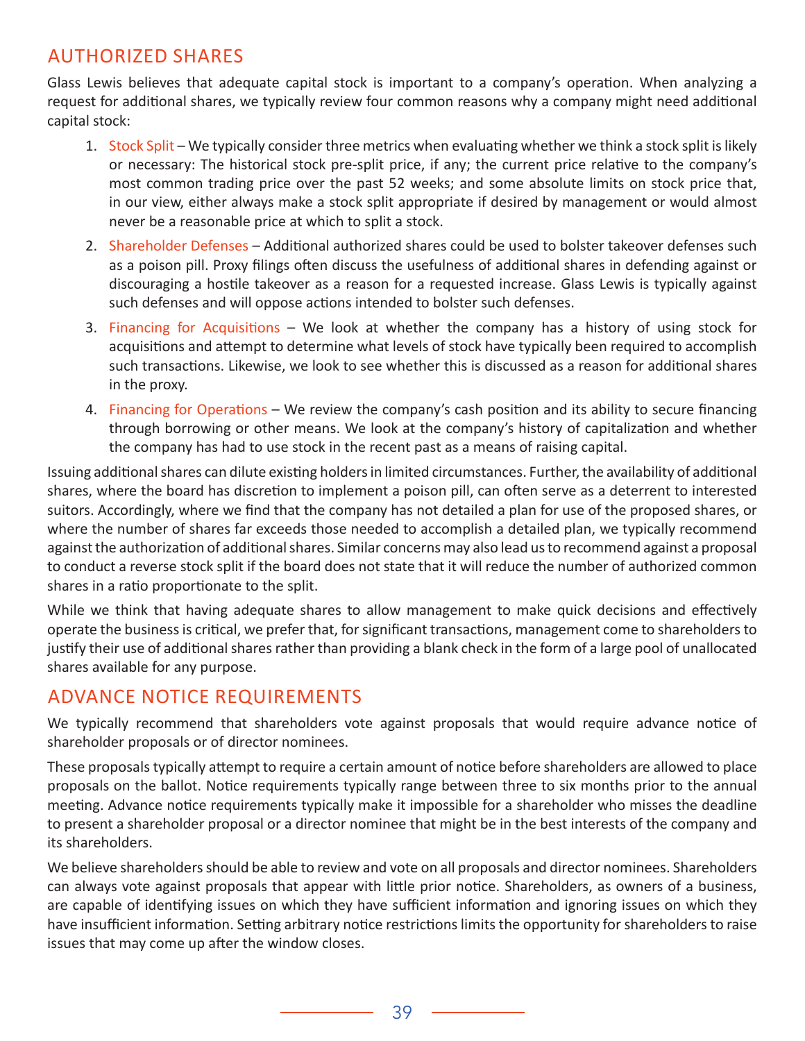## AUTHORIZED SHARES

Glass Lewis believes that adequate capital stock is important to a company's operation. When analyzing a request for additional shares, we typically review four common reasons why a company might need additional capital stock:

1. Stock Split – We typically consider three metrics when evaluating whether we think a stock split is likely or necessary: The historical stock pre-split price, if any; the current price relative to the company's most common trading price over the past 52 weeks; and some absolute limits on stock price that, in our view, either always make a stock split appropriate if desired by management or would almost never be a reasonable price at which to split a stock.
2. Shareholder Defenses – Additional authorized shares could be used to bolster takeover defenses such as a poison pill. Proxy filings often discuss the usefulness of additional shares in defending against or discouraging a hostile takeover as a reason for a requested increase. Glass Lewis is typically against such defenses and will oppose actions intended to bolster such defenses.
3. Financing for Acquisitions – We look at whether the company has a history of using stock for acquisitions and attempt to determine what levels of stock have typically been required to accomplish such transactions. Likewise, we look to see whether this is discussed as a reason for additional shares in the proxy.
4. Financing for Operations – We review the company's cash position and its ability to secure financing through borrowing or other means. We look at the company's history of capitalization and whether the company has had to use stock in the recent past as a means of raising capital.

Issuing additional shares can dilute existing holders in limited circumstances. Further, the availability of additional shares, where the board has discretion to implement a poison pill, can often serve as a deterrent to interested suitors. Accordingly, where we find that the company has not detailed a plan for use of the proposed shares, or where the number of shares far exceeds those needed to accomplish a detailed plan, we typically recommend against the authorization of additional shares. Similar concerns may also lead us to recommend against a proposal to conduct a reverse stock split if the board does not state that it will reduce the number of authorized common shares in a ratio proportionate to the split.

While we think that having adequate shares to allow management to make quick decisions and effectively operate the business is critical, we prefer that, for significant transactions, management come to shareholders to justify their use of additional shares rather than providing a blank check in the form of a large pool of unallocated shares available for any purpose.

## ADVANCE NOTICE REQUIREMENTS

We typically recommend that shareholders vote against proposals that would require advance notice of shareholder proposals or of director nominees.

These proposals typically attempt to require a certain amount of notice before shareholders are allowed to place proposals on the ballot. Notice requirements typically range between three to six months prior to the annual meeting. Advance notice requirements typically make it impossible for a shareholder who misses the deadline to present a shareholder proposal or a director nominee that might be in the best interests of the company and its shareholders.

We believe shareholders should be able to review and vote on all proposals and director nominees. Shareholders can always vote against proposals that appear with little prior notice. Shareholders, as owners of a business, are capable of identifying issues on which they have sufficient information and ignoring issues on which they have insufficient information. Setting arbitrary notice restrictions limits the opportunity for shareholders to raise issues that may come up after the window closes.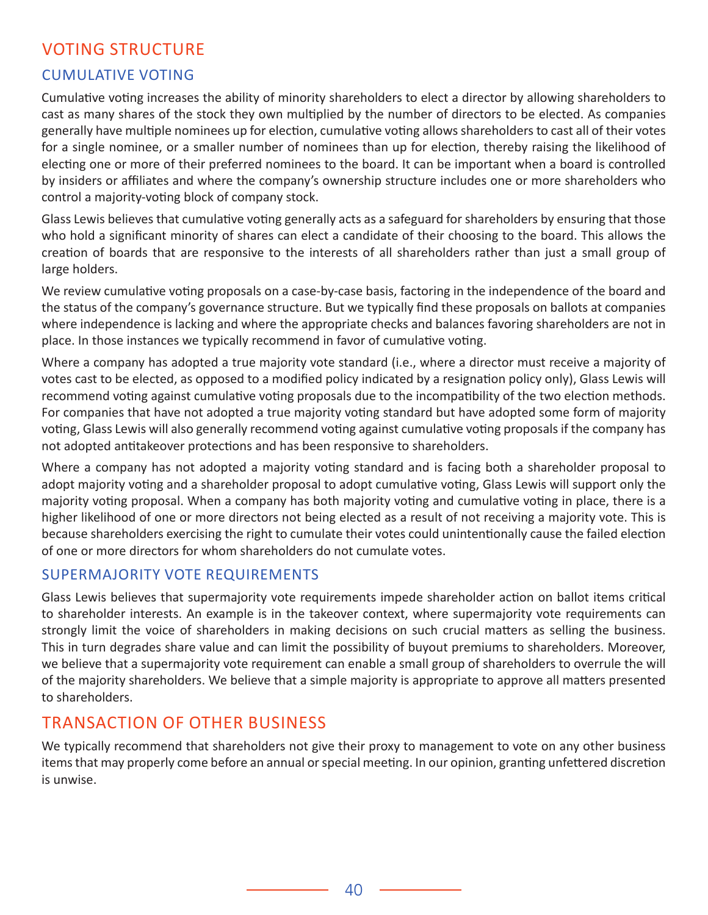## VOTING STRUCTURE

### CUMULATIVE VOTING

Cumulative voting increases the ability of minority shareholders to elect a director by allowing shareholders to cast as many shares of the stock they own multiplied by the number of directors to be elected. As companies generally have multiple nominees up for election, cumulative voting allows shareholders to cast all of their votes for a single nominee, or a smaller number of nominees than up for election, thereby raising the likelihood of electing one or more of their preferred nominees to the board. It can be important when a board is controlled by insiders or affiliates and where the company's ownership structure includes one or more shareholders who control a majority-voting block of company stock.

Glass Lewis believes that cumulative voting generally acts as a safeguard for shareholders by ensuring that those who hold a significant minority of shares can elect a candidate of their choosing to the board. This allows the creation of boards that are responsive to the interests of all shareholders rather than just a small group of large holders.

We review cumulative voting proposals on a case-by-case basis, factoring in the independence of the board and the status of the company's governance structure. But we typically find these proposals on ballots at companies where independence is lacking and where the appropriate checks and balances favoring shareholders are not in place. In those instances we typically recommend in favor of cumulative voting.

Where a company has adopted a true majority vote standard (i.e., where a director must receive a majority of votes cast to be elected, as opposed to a modified policy indicated by a resignation policy only), Glass Lewis will recommend voting against cumulative voting proposals due to the incompatibility of the two election methods. For companies that have not adopted a true majority voting standard but have adopted some form of majority voting, Glass Lewis will also generally recommend voting against cumulative voting proposals if the company has not adopted antitakeover protections and has been responsive to shareholders.

Where a company has not adopted a majority voting standard and is facing both a shareholder proposal to adopt majority voting and a shareholder proposal to adopt cumulative voting, Glass Lewis will support only the majority voting proposal. When a company has both majority voting and cumulative voting in place, there is a higher likelihood of one or more directors not being elected as a result of not receiving a majority vote. This is because shareholders exercising the right to cumulate their votes could unintentionally cause the failed election of one or more directors for whom shareholders do not cumulate votes.

### SUPERMAJORITY VOTE REQUIREMENTS

Glass Lewis believes that supermajority vote requirements impede shareholder action on ballot items critical to shareholder interests. An example is in the takeover context, where supermajority vote requirements can strongly limit the voice of shareholders in making decisions on such crucial matters as selling the business. This in turn degrades share value and can limit the possibility of buyout premiums to shareholders. Moreover, we believe that a supermajority vote requirement can enable a small group of shareholders to overrule the will of the majority shareholders. We believe that a simple majority is appropriate to approve all matters presented to shareholders.

## TRANSACTION OF OTHER BUSINESS

We typically recommend that shareholders not give their proxy to management to vote on any other business items that may properly come before an annual or special meeting. In our opinion, granting unfettered discretion is unwise.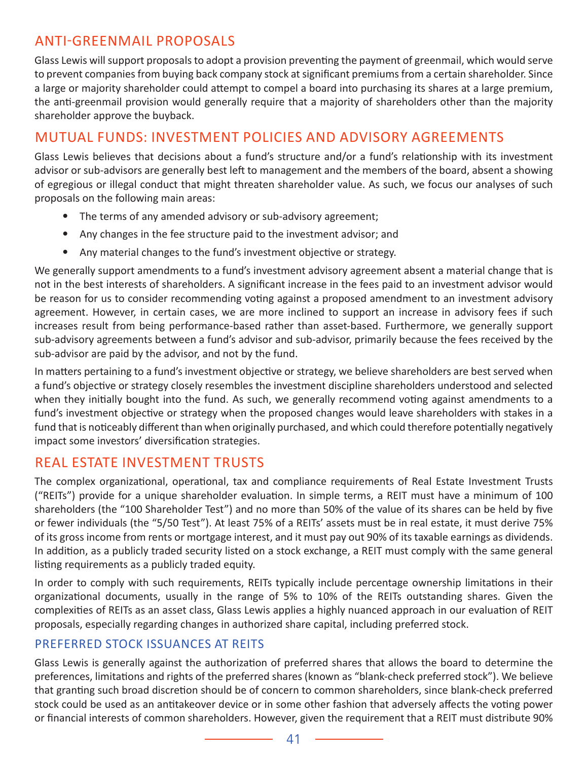## ANTI-GREENMAIL PROPOSALS

Glass Lewis will support proposals to adopt a provision preventing the payment of greenmail, which would serve to prevent companies from buying back company stock at significant premiums from a certain shareholder. Since a large or majority shareholder could attempt to compel a board into purchasing its shares at a large premium, the anti-greenmail provision would generally require that a majority of shareholders other than the majority shareholder approve the buyback.

## MUTUAL FUNDS: INVESTMENT POLICIES AND ADVISORY AGREEMENTS

Glass Lewis believes that decisions about a fund's structure and/or a fund's relationship with its investment advisor or sub-advisors are generally best left to management and the members of the board, absent a showing of egregious or illegal conduct that might threaten shareholder value. As such, we focus our analyses of such proposals on the following main areas:

- The terms of any amended advisory or sub-advisory agreement;
- Any changes in the fee structure paid to the investment advisor; and
- Any material changes to the fund's investment objective or strategy.

We generally support amendments to a fund's investment advisory agreement absent a material change that is not in the best interests of shareholders. A significant increase in the fees paid to an investment advisor would be reason for us to consider recommending voting against a proposed amendment to an investment advisory agreement. However, in certain cases, we are more inclined to support an increase in advisory fees if such increases result from being performance-based rather than asset-based. Furthermore, we generally support sub-advisory agreements between a fund's advisor and sub-advisor, primarily because the fees received by the sub-advisor are paid by the advisor, and not by the fund.

In matters pertaining to a fund's investment objective or strategy, we believe shareholders are best served when a fund's objective or strategy closely resembles the investment discipline shareholders understood and selected when they initially bought into the fund. As such, we generally recommend voting against amendments to a fund's investment objective or strategy when the proposed changes would leave shareholders with stakes in a fund that is noticeably different than when originally purchased, and which could therefore potentially negatively impact some investors' diversification strategies.

## REAL ESTATE INVESTMENT TRUSTS

The complex organizational, operational, tax and compliance requirements of Real Estate Investment Trusts ("REITs") provide for a unique shareholder evaluation. In simple terms, a REIT must have a minimum of 100 shareholders (the "100 Shareholder Test") and no more than 50% of the value of its shares can be held by five or fewer individuals (the "5/50 Test"). At least 75% of a REITs' assets must be in real estate, it must derive 75% of its gross income from rents or mortgage interest, and it must pay out 90% of its taxable earnings as dividends. In addition, as a publicly traded security listed on a stock exchange, a REIT must comply with the same general listing requirements as a publicly traded equity.

In order to comply with such requirements, REITs typically include percentage ownership limitations in their organizational documents, usually in the range of 5% to 10% of the REITs outstanding shares. Given the complexities of REITs as an asset class, Glass Lewis applies a highly nuanced approach in our evaluation of REIT proposals, especially regarding changes in authorized share capital, including preferred stock.

### PREFERRED STOCK ISSUANCES AT REITS

Glass Lewis is generally against the authorization of preferred shares that allows the board to determine the preferences, limitations and rights of the preferred shares (known as "blank-check preferred stock"). We believe that granting such broad discretion should be of concern to common shareholders, since blank-check preferred stock could be used as an antitakeover device or in some other fashion that adversely affects the voting power or financial interests of common shareholders. However, given the requirement that a REIT must distribute 90%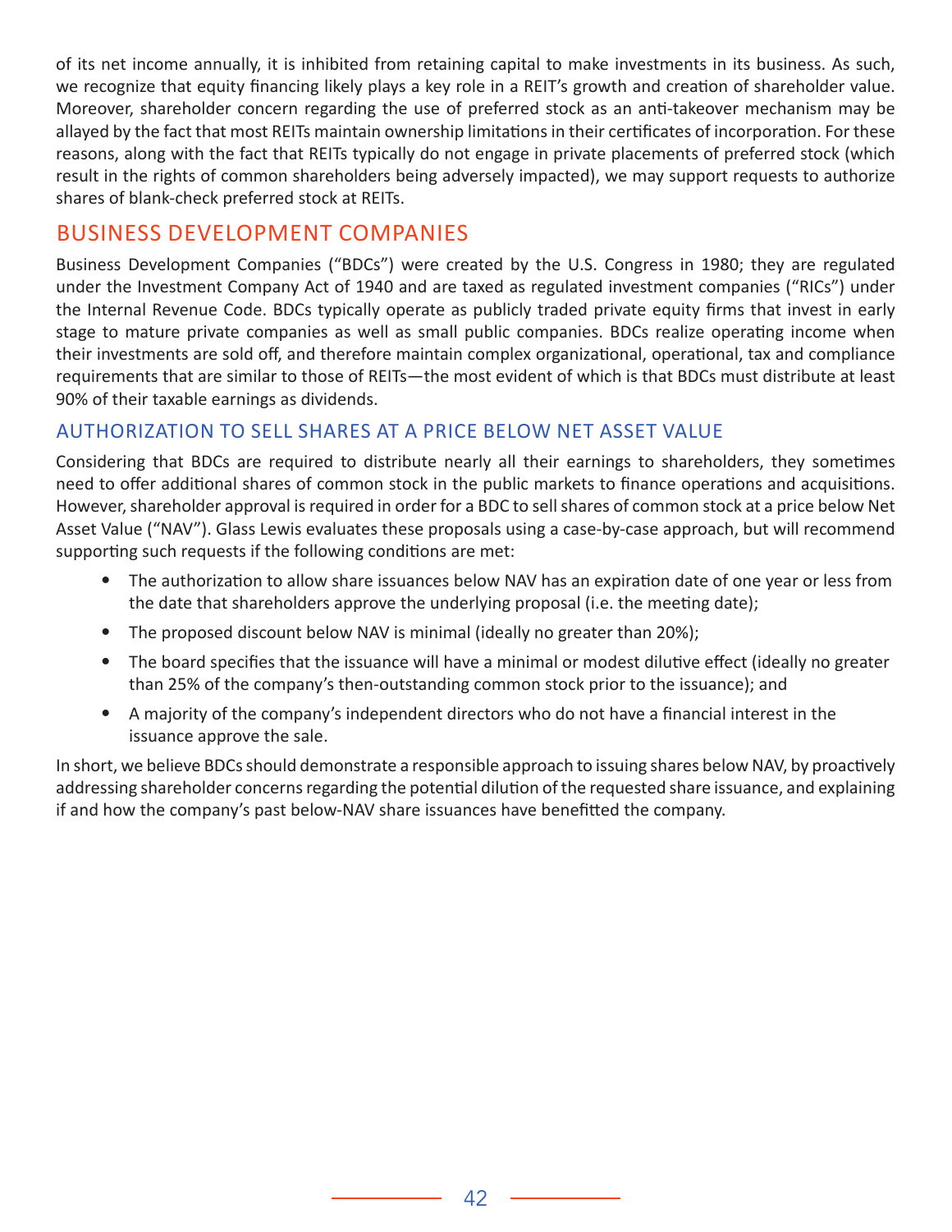of its net income annually, it is inhibited from retaining capital to make investments in its business. As such, we recognize that equity financing likely plays a key role in a REIT's growth and creation of shareholder value. Moreover, shareholder concern regarding the use of preferred stock as an anti-takeover mechanism may be allayed by the fact that most REITs maintain ownership limitations in their certificates of incorporation. For these reasons, along with the fact that REITs typically do not engage in private placements of preferred stock (which result in the rights of common shareholders being adversely impacted), we may support requests to authorize shares of blank-check preferred stock at REITs.

## BUSINESS DEVELOPMENT COMPANIES

Business Development Companies ("BDCs") were created by the U.S. Congress in 1980; they are regulated under the Investment Company Act of 1940 and are taxed as regulated investment companies ("RICs") under the Internal Revenue Code. BDCs typically operate as publicly traded private equity firms that invest in early stage to mature private companies as well as small public companies. BDCs realize operating income when their investments are sold off, and therefore maintain complex organizational, operational, tax and compliance requirements that are similar to those of REITs—the most evident of which is that BDCs must distribute at least 90% of their taxable earnings as dividends.

### AUTHORIZATION TO SELL SHARES AT A PRICE BELOW NET ASSET VALUE

Considering that BDCs are required to distribute nearly all their earnings to shareholders, they sometimes need to offer additional shares of common stock in the public markets to finance operations and acquisitions. However, shareholder approval is required in order for a BDC to sell shares of common stock at a price below Net Asset Value ("NAV"). Glass Lewis evaluates these proposals using a case-by-case approach, but will recommend supporting such requests if the following conditions are met:

- The authorization to allow share issuances below NAV has an expiration date of one year or less from the date that shareholders approve the underlying proposal (i.e. the meeting date);
- The proposed discount below NAV is minimal (ideally no greater than 20%);
- The board specifies that the issuance will have a minimal or modest dilutive effect (ideally no greater than 25% of the company's then-outstanding common stock prior to the issuance); and
- A majority of the company's independent directors who do not have a financial interest in the issuance approve the sale.

In short, we believe BDCs should demonstrate a responsible approach to issuing shares below NAV, by proactively addressing shareholder concerns regarding the potential dilution of the requested share issuance, and explaining if and how the company's past below-NAV share issuances have benefitted the company.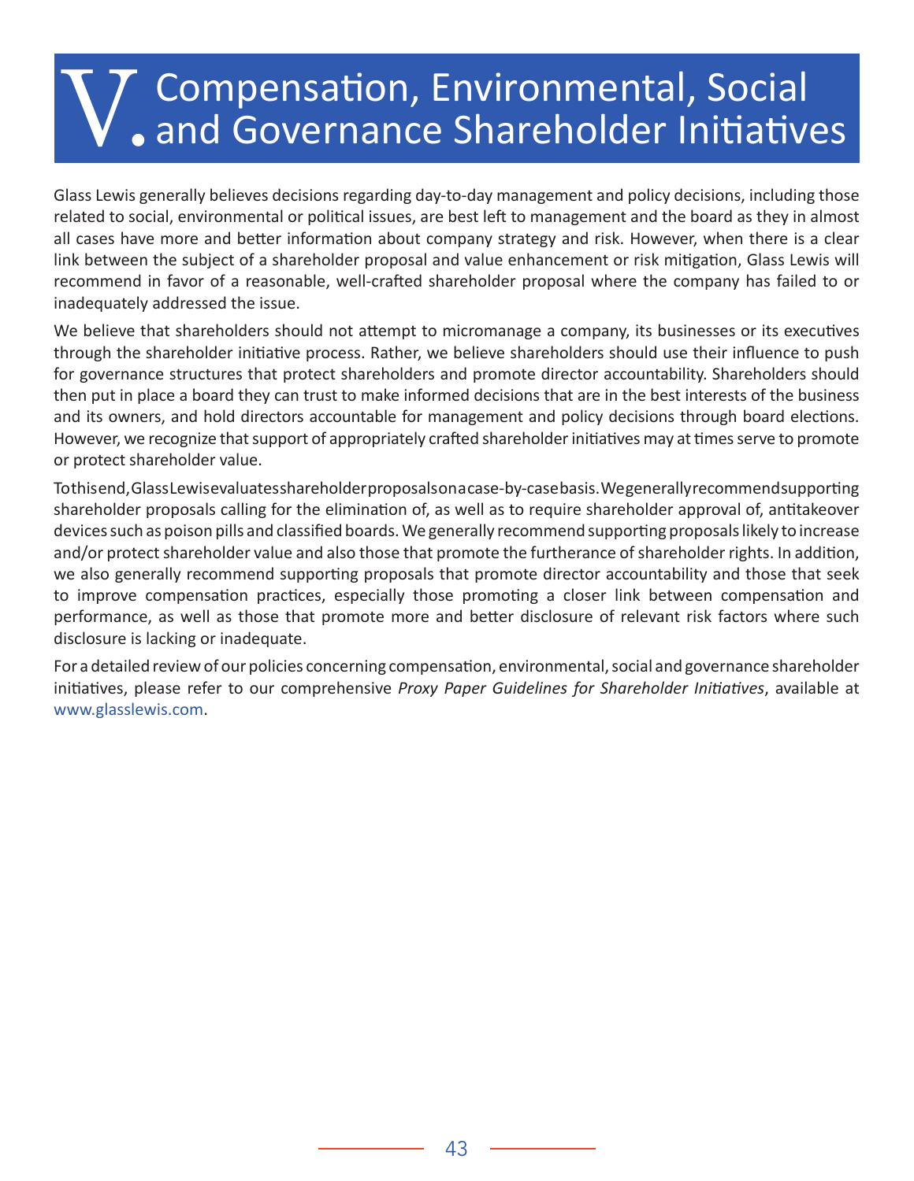# V. Compensation, Environmental, Social and Governance Shareholder Initiatives

Glass Lewis generally believes decisions regarding day-to-day management and policy decisions, including those related to social, environmental or political issues, are best left to management and the board as they in almost all cases have more and better information about company strategy and risk. However, when there is a clear link between the subject of a shareholder proposal and value enhancement or risk mitigation, Glass Lewis will recommend in favor of a reasonable, well-crafted shareholder proposal where the company has failed to or inadequately addressed the issue.

We believe that shareholders should not attempt to micromanage a company, its businesses or its executives through the shareholder initiative process. Rather, we believe shareholders should use their influence to push for governance structures that protect shareholders and promote director accountability. Shareholders should then put in place a board they can trust to make informed decisions that are in the best interests of the business and its owners, and hold directors accountable for management and policy decisions through board elections. However, we recognize that support of appropriately crafted shareholder initiatives may at times serve to promote or protect shareholder value.

To this end, Glass Lewis evaluates shareholder proposals on a case-by-case basis. We generally recommend supporting shareholder proposals calling for the elimination of, as well as to require shareholder approval of, antitakeover devices such as poison pills and classified boards. We generally recommend supporting proposals likely to increase and/or protect shareholder value and also those that promote the furtherance of shareholder rights. In addition, we also generally recommend supporting proposals that promote director accountability and those that seek to improve compensation practices, especially those promoting a closer link between compensation and performance, as well as those that promote more and better disclosure of relevant risk factors where such disclosure is lacking or inadequate.

For a detailed review of our policies concerning compensation, environmental, social and governance shareholder initiatives, please refer to our comprehensive *Proxy Paper Guidelines for Shareholder Initiatives*, available at www.glasslewis.com.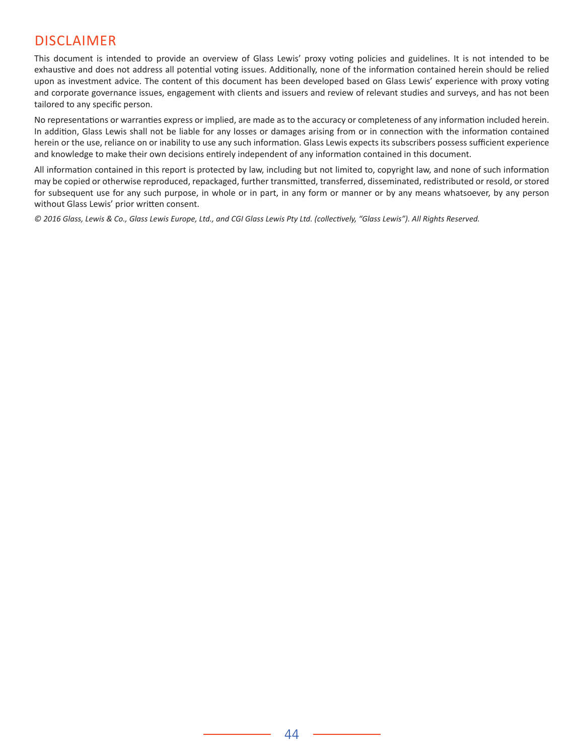# DISCLAIMER

This document is intended to provide an overview of Glass Lewis' proxy voting policies and guidelines. It is not intended to be exhaustive and does not address all potential voting issues. Additionally, none of the information contained herein should be relied upon as investment advice. The content of this document has been developed based on Glass Lewis' experience with proxy voting and corporate governance issues, engagement with clients and issuers and review of relevant studies and surveys, and has not been tailored to any specific person.

No representations or warranties express or implied, are made as to the accuracy or completeness of any information included herein. In addition, Glass Lewis shall not be liable for any losses or damages arising from or in connection with the information contained herein or the use, reliance on or inability to use any such information. Glass Lewis expects its subscribers possess sufficient experience and knowledge to make their own decisions entirely independent of any information contained in this document.

All information contained in this report is protected by law, including but not limited to, copyright law, and none of such information may be copied or otherwise reproduced, repackaged, further transmitted, transferred, disseminated, redistributed or resold, or stored for subsequent use for any such purpose, in whole or in part, in any form or manner or by any means whatsoever, by any person without Glass Lewis' prior written consent.

*© 2016 Glass, Lewis & Co., Glass Lewis Europe, Ltd., and CGI Glass Lewis Pty Ltd. (collectively, "Glass Lewis"). All Rights Reserved.*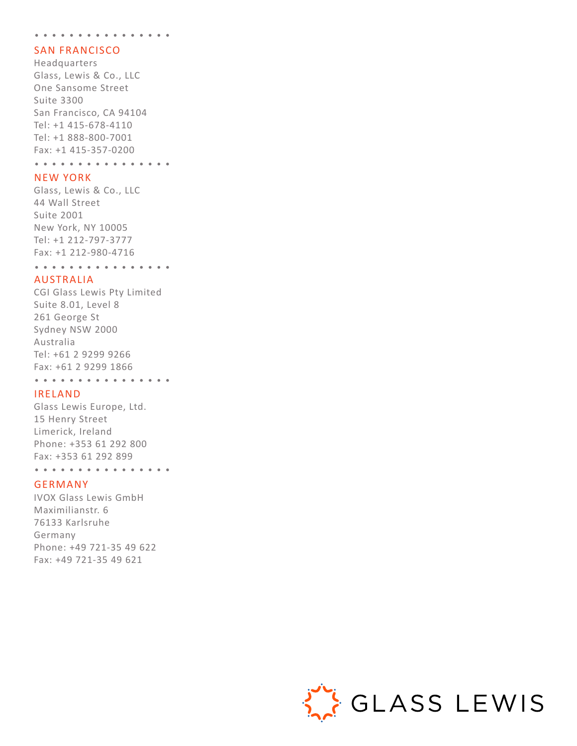## SAN FRANCISCO

Headquarters
Glass, Lewis & Co., LLC
One Sansome Street
Suite 3300
San Francisco, CA 94104
Tel: +1 415-678-4110
Tel: +1 888-800-7001
Fax: +1 415-357-0200

## NEW YORK

Glass, Lewis & Co., LLC
44 Wall Street
Suite 2001
New York, NY 10005
Tel: +1 212-797-3777
Fax: +1 212-980-4716

## AUSTRALIA

CGI Glass Lewis Pty Limited
Suite 8.01, Level 8
261 George St
Sydney NSW 2000
Australia
Tel: +61 2 9299 9266
Fax: +61 2 9299 1866

## IRELAND

Glass Lewis Europe, Ltd.
15 Henry Street
Limerick, Ireland
Phone: +353 61 292 800
Fax: +353 61 292 899

## GERMANY

IVOX Glass Lewis GmbH
Maximilianstr. 6
76133 Karlsruhe
Germany
Phone: +49 721-35 49 622
Fax: +49 721-35 49 621

GLASS LEWIS